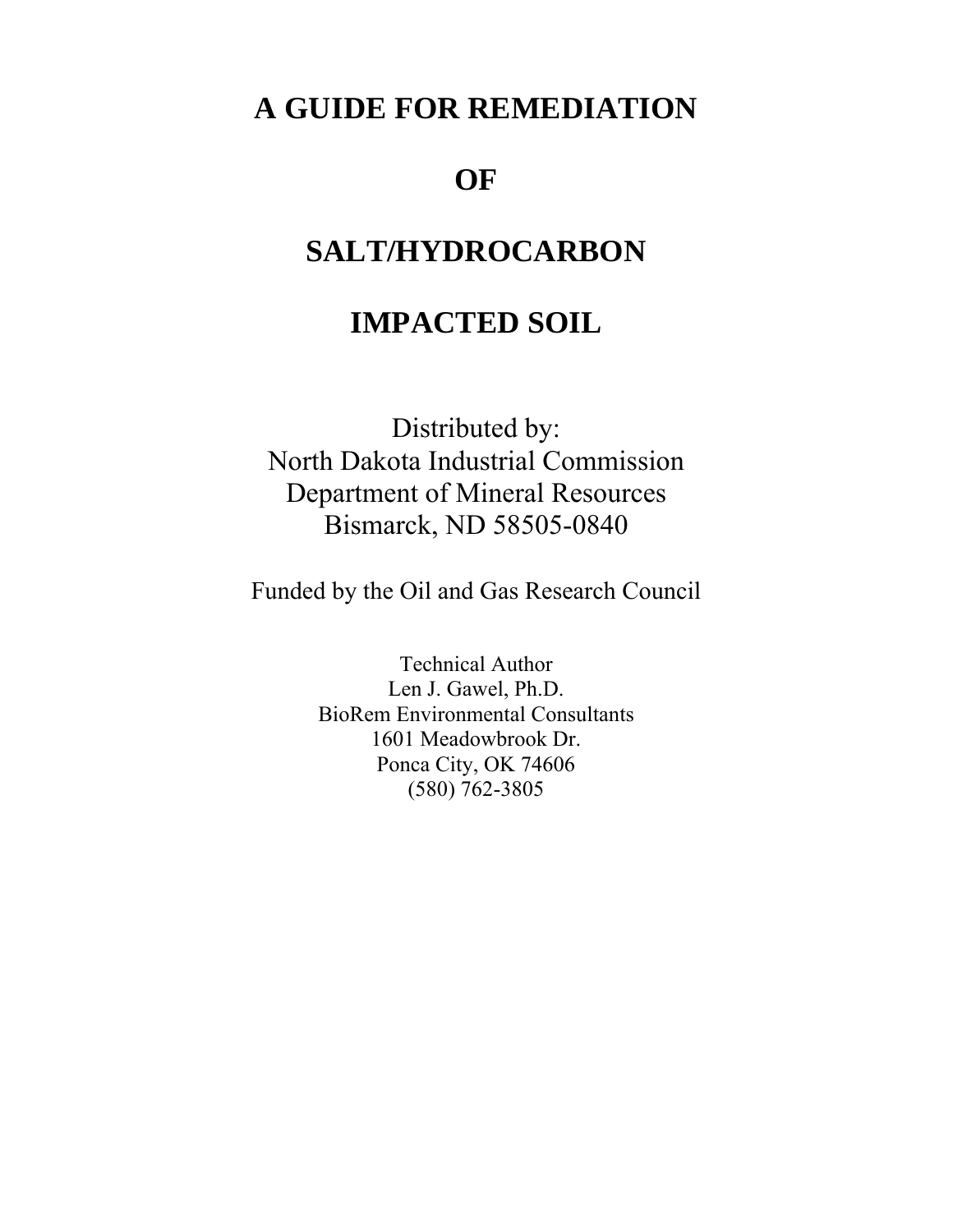# A GUIDE FOR REMEDIATION

# OF

# SALT/HYDROCARBON

# IMPACTED SOIL

Distributed by:
North Dakota Industrial Commission
Department of Mineral Resources
Bismarck, ND 58505-0840

Funded by the Oil and Gas Research Council

Technical Author
Len J. Gawel, Ph.D.
BioRem Environmental Consultants
1601 Meadowbrook Dr.
Ponca City, OK 74606
(580) 762-3805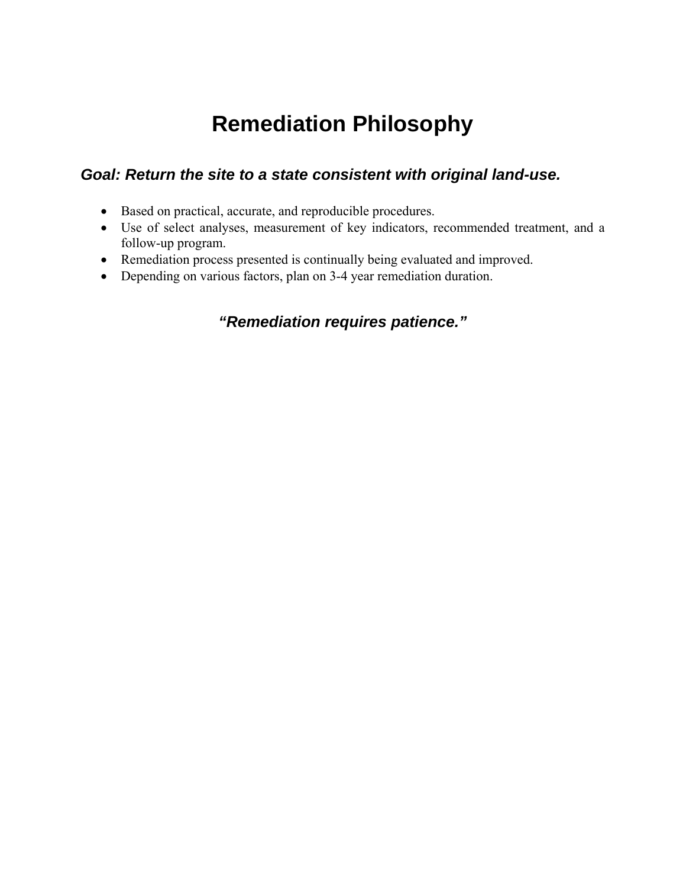# Remediation Philosophy

## *Goal: Return the site to a state consistent with original land-use.*

- Based on practical, accurate, and reproducible procedures.
- Use of select analyses, measurement of key indicators, recommended treatment, and a follow-up program.
- Remediation process presented is continually being evaluated and improved.
- Depending on various factors, plan on 3-4 year remediation duration.

***"Remediation requires patience."***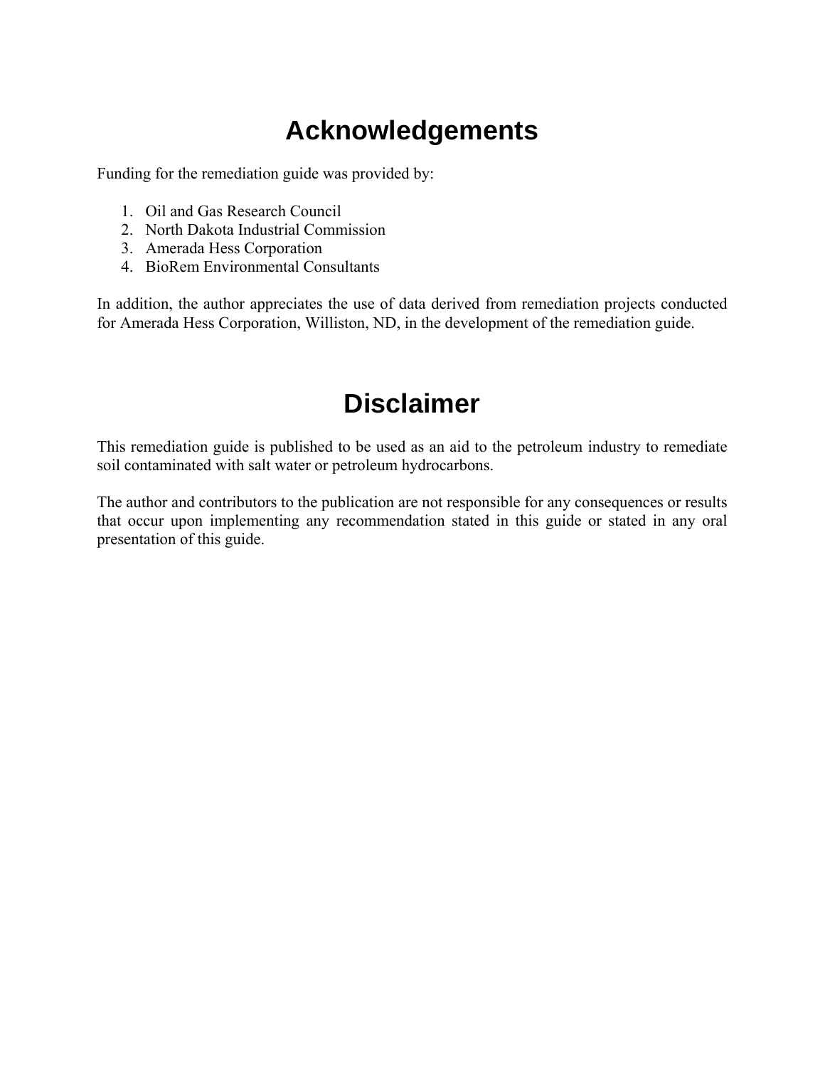# Acknowledgements

Funding for the remediation guide was provided by:

1. Oil and Gas Research Council
2. North Dakota Industrial Commission
3. Amerada Hess Corporation
4. BioRem Environmental Consultants

In addition, the author appreciates the use of data derived from remediation projects conducted for Amerada Hess Corporation, Williston, ND, in the development of the remediation guide.

# Disclaimer

This remediation guide is published to be used as an aid to the petroleum industry to remediate soil contaminated with salt water or petroleum hydrocarbons.

The author and contributors to the publication are not responsible for any consequences or results that occur upon implementing any recommendation stated in this guide or stated in any oral presentation of this guide.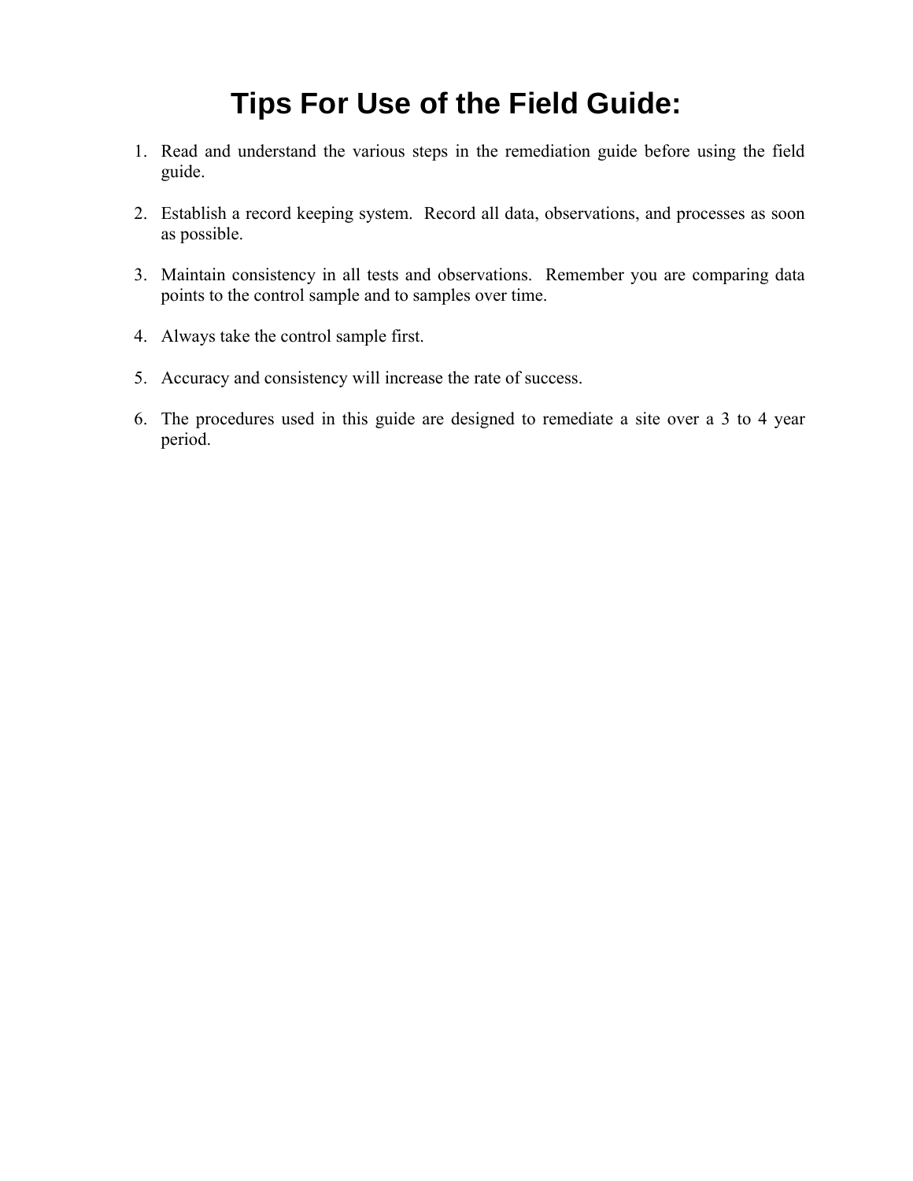# Tips For Use of the Field Guide:

1. Read and understand the various steps in the remediation guide before using the field guide.

2. Establish a record keeping system. Record all data, observations, and processes as soon as possible.

3. Maintain consistency in all tests and observations. Remember you are comparing data points to the control sample and to samples over time.

4. Always take the control sample first.

5. Accuracy and consistency will increase the rate of success.

6. The procedures used in this guide are designed to remediate a site over a 3 to 4 year period.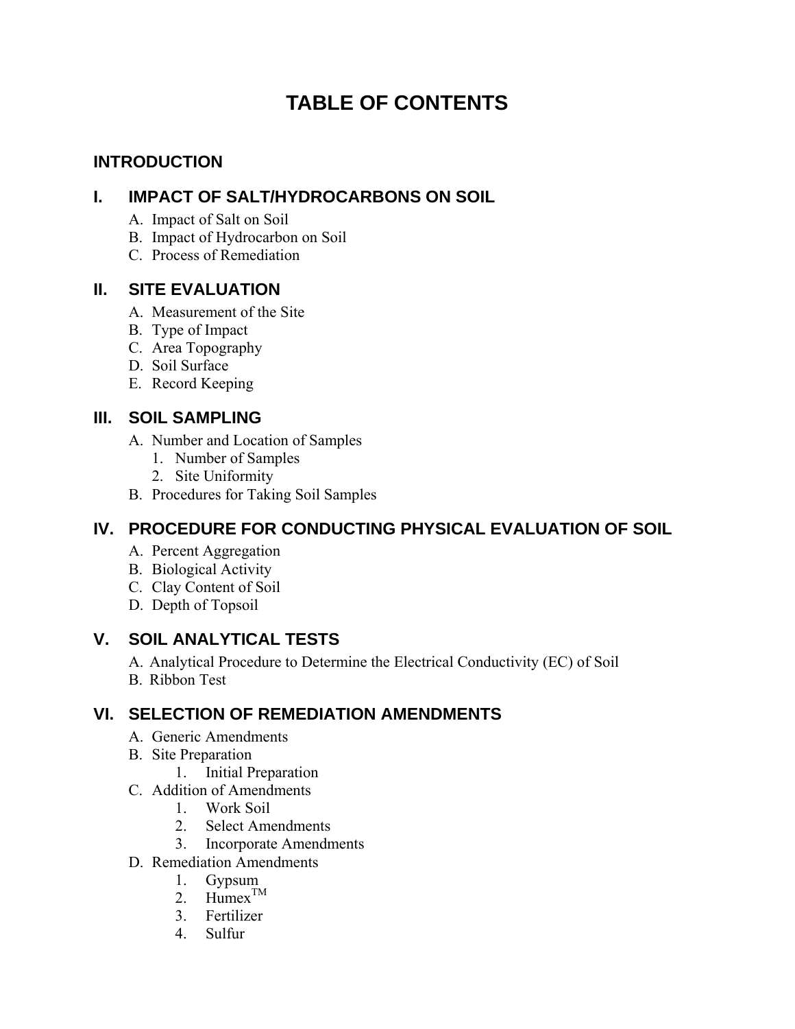# TABLE OF CONTENTS

## INTRODUCTION

## I. IMPACT OF SALT/HYDROCARBONS ON SOIL

A. Impact of Salt on Soil
B. Impact of Hydrocarbon on Soil
C. Process of Remediation

## II. SITE EVALUATION

A. Measurement of the Site
B. Type of Impact
C. Area Topography
D. Soil Surface
E. Record Keeping

## III. SOIL SAMPLING

A. Number and Location of Samples
   1. Number of Samples
   2. Site Uniformity
B. Procedures for Taking Soil Samples

## IV. PROCEDURE FOR CONDUCTING PHYSICAL EVALUATION OF SOIL

A. Percent Aggregation
B. Biological Activity
C. Clay Content of Soil
D. Depth of Topsoil

## V. SOIL ANALYTICAL TESTS

A. Analytical Procedure to Determine the Electrical Conductivity (EC) of Soil
B. Ribbon Test

## VI. SELECTION OF REMEDIATION AMENDMENTS

A. Generic Amendments
B. Site Preparation
   1. Initial Preparation
C. Addition of Amendments
   1. Work Soil
   2. Select Amendments
   3. Incorporate Amendments
D. Remediation Amendments
   1. Gypsum
   2. Humex™
   3. Fertilizer
   4. Sulfur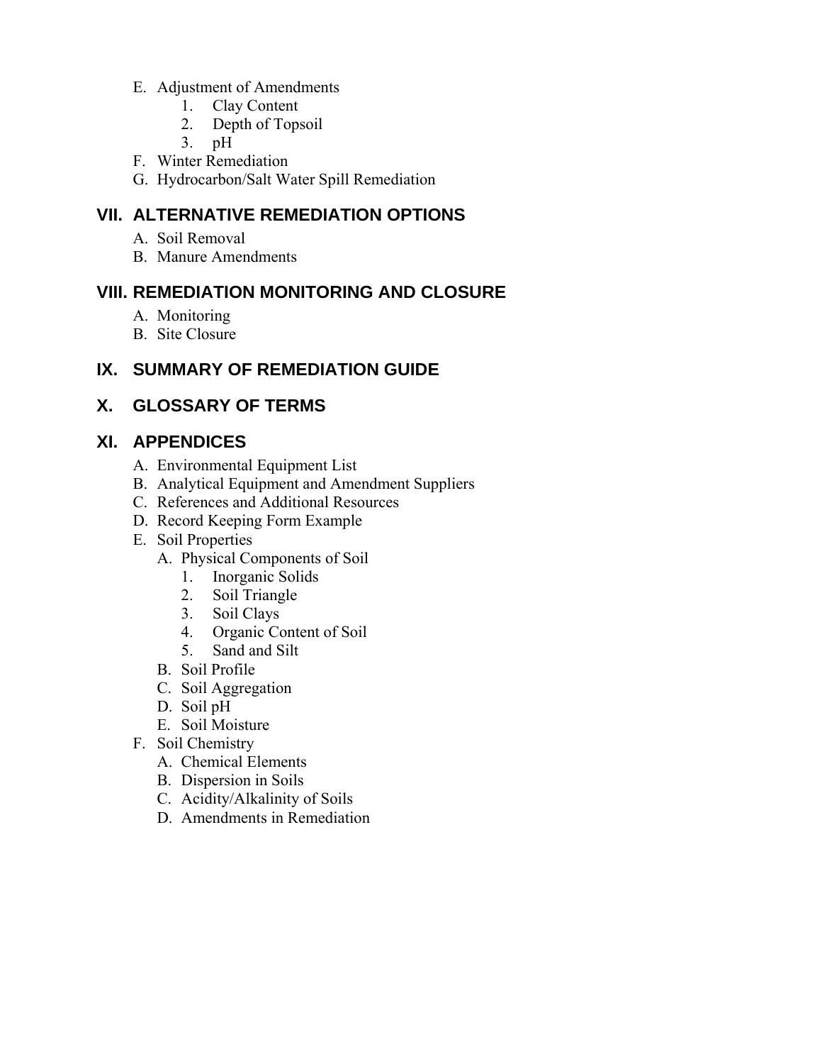E. Adjustment of Amendments
   1. Clay Content
   2. Depth of Topsoil
   3. pH
F. Winter Remediation
G. Hydrocarbon/Salt Water Spill Remediation

## VII. ALTERNATIVE REMEDIATION OPTIONS

A. Soil Removal
B. Manure Amendments

## VIII. REMEDIATION MONITORING AND CLOSURE

A. Monitoring
B. Site Closure

## IX. SUMMARY OF REMEDIATION GUIDE

## X. GLOSSARY OF TERMS

## XI. APPENDICES

A. Environmental Equipment List
B. Analytical Equipment and Amendment Suppliers
C. References and Additional Resources
D. Record Keeping Form Example
E. Soil Properties
   A. Physical Components of Soil
      1. Inorganic Solids
      2. Soil Triangle
      3. Soil Clays
      4. Organic Content of Soil
      5. Sand and Silt
   B. Soil Profile
   C. Soil Aggregation
   D. Soil pH
   E. Soil Moisture
F. Soil Chemistry
   A. Chemical Elements
   B. Dispersion in Soils
   C. Acidity/Alkalinity of Soils
   D. Amendments in Remediation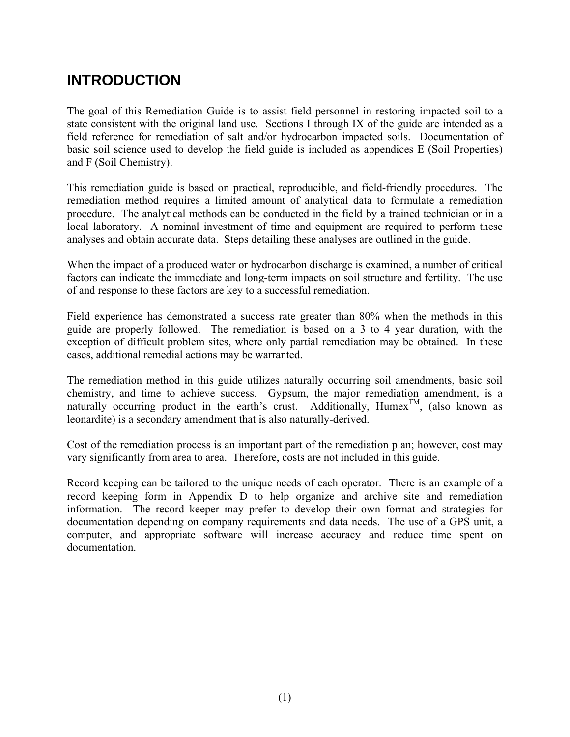# INTRODUCTION

The goal of this Remediation Guide is to assist field personnel in restoring impacted soil to a state consistent with the original land use. Sections I through IX of the guide are intended as a field reference for remediation of salt and/or hydrocarbon impacted soils. Documentation of basic soil science used to develop the field guide is included as appendices E (Soil Properties) and F (Soil Chemistry).

This remediation guide is based on practical, reproducible, and field-friendly procedures. The remediation method requires a limited amount of analytical data to formulate a remediation procedure. The analytical methods can be conducted in the field by a trained technician or in a local laboratory. A nominal investment of time and equipment are required to perform these analyses and obtain accurate data. Steps detailing these analyses are outlined in the guide.

When the impact of a produced water or hydrocarbon discharge is examined, a number of critical factors can indicate the immediate and long-term impacts on soil structure and fertility. The use of and response to these factors are key to a successful remediation.

Field experience has demonstrated a success rate greater than 80% when the methods in this guide are properly followed. The remediation is based on a 3 to 4 year duration, with the exception of difficult problem sites, where only partial remediation may be obtained. In these cases, additional remedial actions may be warranted.

The remediation method in this guide utilizes naturally occurring soil amendments, basic soil chemistry, and time to achieve success. Gypsum, the major remediation amendment, is a naturally occurring product in the earth's crust. Additionally, Humex™, (also known as leonardite) is a secondary amendment that is also naturally-derived.

Cost of the remediation process is an important part of the remediation plan; however, cost may vary significantly from area to area. Therefore, costs are not included in this guide.

Record keeping can be tailored to the unique needs of each operator. There is an example of a record keeping form in Appendix D to help organize and archive site and remediation information. The record keeper may prefer to develop their own format and strategies for documentation depending on company requirements and data needs. The use of a GPS unit, a computer, and appropriate software will increase accuracy and reduce time spent on documentation.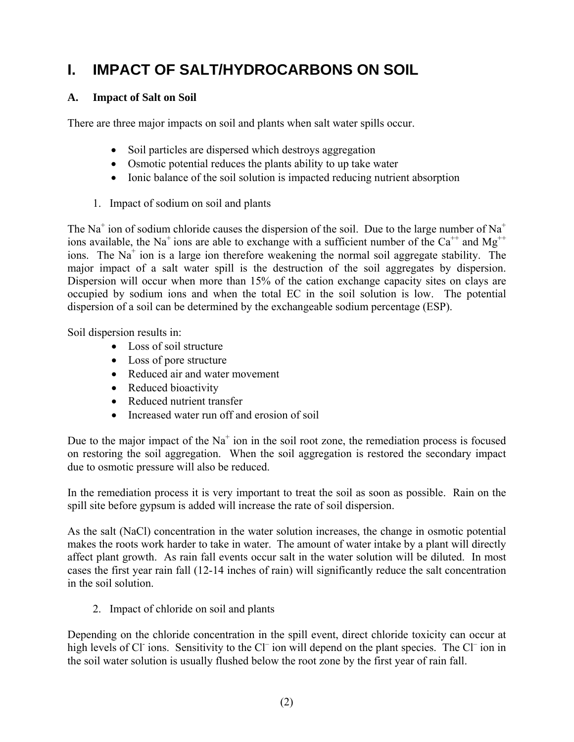# I. IMPACT OF SALT/HYDROCARBONS ON SOIL

## A. Impact of Salt on Soil

There are three major impacts on soil and plants when salt water spills occur.

- Soil particles are dispersed which destroys aggregation
- Osmotic potential reduces the plants ability to up take water
- Ionic balance of the soil solution is impacted reducing nutrient absorption

### 1. Impact of sodium on soil and plants

The $Na^+$ ion of sodium chloride causes the dispersion of the soil. Due to the large number of $Na^+$ ions available, the $Na^+$ ions are able to exchange with a sufficient number of the $Ca^{++}$ and $Mg^{++}$ ions. The $Na^+$ ion is a large ion therefore weakening the normal soil aggregate stability. The major impact of a salt water spill is the destruction of the soil aggregates by dispersion. Dispersion will occur when more than 15% of the cation exchange capacity sites on clays are occupied by sodium ions and when the total EC in the soil solution is low. The potential dispersion of a soil can be determined by the exchangeable sodium percentage (ESP).

Soil dispersion results in:

- Loss of soil structure
- Loss of pore structure
- Reduced air and water movement
- Reduced bioactivity
- Reduced nutrient transfer
- Increased water run off and erosion of soil

Due to the major impact of the $Na^+$ ion in the soil root zone, the remediation process is focused on restoring the soil aggregation. When the soil aggregation is restored the secondary impact due to osmotic pressure will also be reduced.

In the remediation process it is very important to treat the soil as soon as possible. Rain on the spill site before gypsum is added will increase the rate of soil dispersion.

As the salt (NaCl) concentration in the water solution increases, the change in osmotic potential makes the roots work harder to take in water. The amount of water intake by a plant will directly affect plant growth. As rain fall events occur salt in the water solution will be diluted. In most cases the first year rain fall (12-14 inches of rain) will significantly reduce the salt concentration in the soil solution.

### 2. Impact of chloride on soil and plants

Depending on the chloride concentration in the spill event, direct chloride toxicity can occur at high levels of $Cl^-$ ions. Sensitivity to the $Cl^-$ ion will depend on the plant species. The $Cl^-$ ion in the soil water solution is usually flushed below the root zone by the first year of rain fall.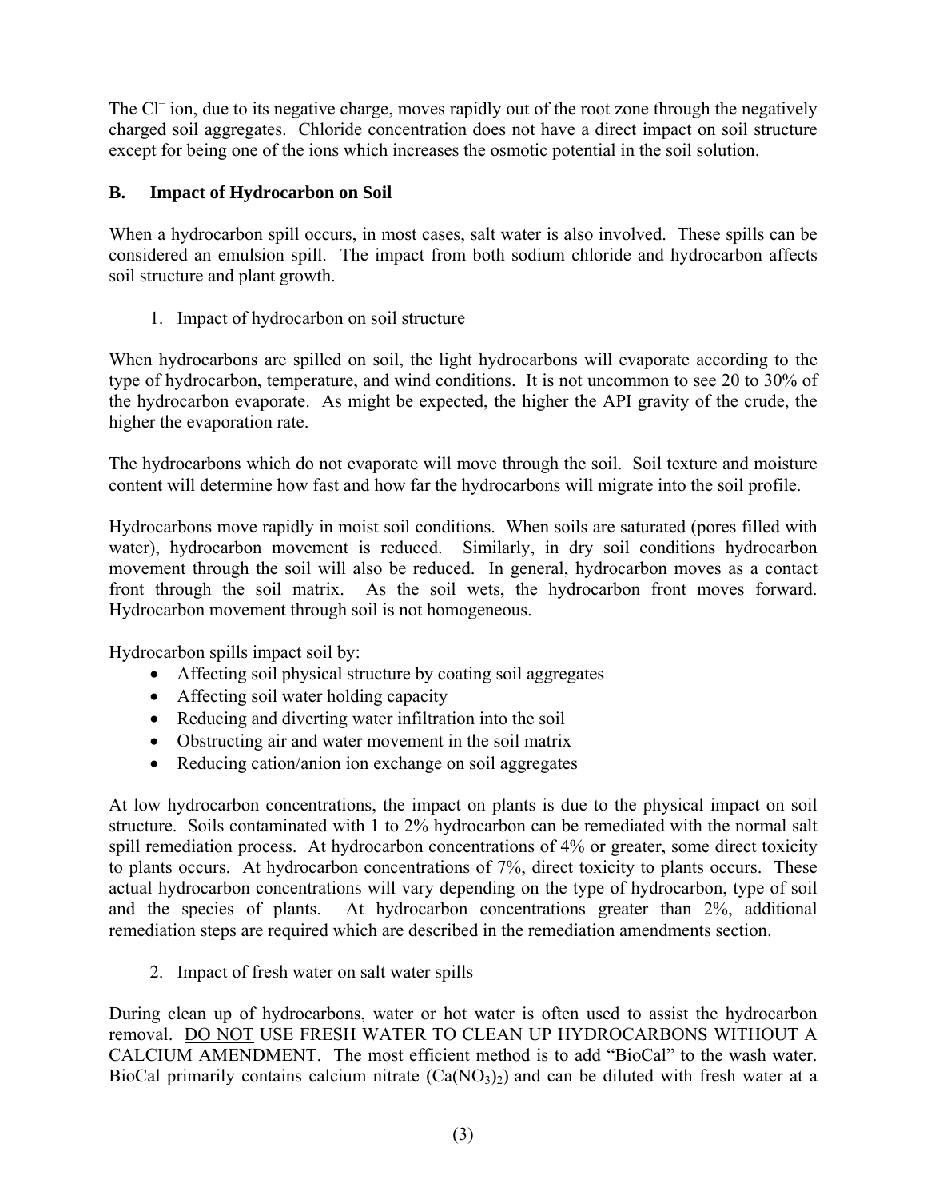The $Cl^-$ ion, due to its negative charge, moves rapidly out of the root zone through the negatively charged soil aggregates. Chloride concentration does not have a direct impact on soil structure except for being one of the ions which increases the osmotic potential in the soil solution.

## B. Impact of Hydrocarbon on Soil

When a hydrocarbon spill occurs, in most cases, salt water is also involved. These spills can be considered an emulsion spill. The impact from both sodium chloride and hydrocarbon affects soil structure and plant growth.

### 1. Impact of hydrocarbon on soil structure

When hydrocarbons are spilled on soil, the light hydrocarbons will evaporate according to the type of hydrocarbon, temperature, and wind conditions. It is not uncommon to see 20 to 30% of the hydrocarbon evaporate. As might be expected, the higher the API gravity of the crude, the higher the evaporation rate.

The hydrocarbons which do not evaporate will move through the soil. Soil texture and moisture content will determine how fast and how far the hydrocarbons will migrate into the soil profile.

Hydrocarbons move rapidly in moist soil conditions. When soils are saturated (pores filled with water), hydrocarbon movement is reduced. Similarly, in dry soil conditions hydrocarbon movement through the soil will also be reduced. In general, hydrocarbon moves as a contact front through the soil matrix. As the soil wets, the hydrocarbon front moves forward. Hydrocarbon movement through soil is not homogeneous.

Hydrocarbon spills impact soil by:

- Affecting soil physical structure by coating soil aggregates
- Affecting soil water holding capacity
- Reducing and diverting water infiltration into the soil
- Obstructing air and water movement in the soil matrix
- Reducing cation/anion ion exchange on soil aggregates

At low hydrocarbon concentrations, the impact on plants is due to the physical impact on soil structure. Soils contaminated with 1 to 2% hydrocarbon can be remediated with the normal salt spill remediation process. At hydrocarbon concentrations of 4% or greater, some direct toxicity to plants occurs. At hydrocarbon concentrations of 7%, direct toxicity to plants occurs. These actual hydrocarbon concentrations will vary depending on the type of hydrocarbon, type of soil and the species of plants. At hydrocarbon concentrations greater than 2%, additional remediation steps are required which are described in the remediation amendments section.

### 2. Impact of fresh water on salt water spills

During clean up of hydrocarbons, water or hot water is often used to assist the hydrocarbon removal. <u>DO NOT</u> USE FRESH WATER TO CLEAN UP HYDROCARBONS WITHOUT A CALCIUM AMENDMENT. The most efficient method is to add "BioCal" to the wash water. BioCal primarily contains calcium nitrate ($Ca(NO_3)_2$) and can be diluted with fresh water at a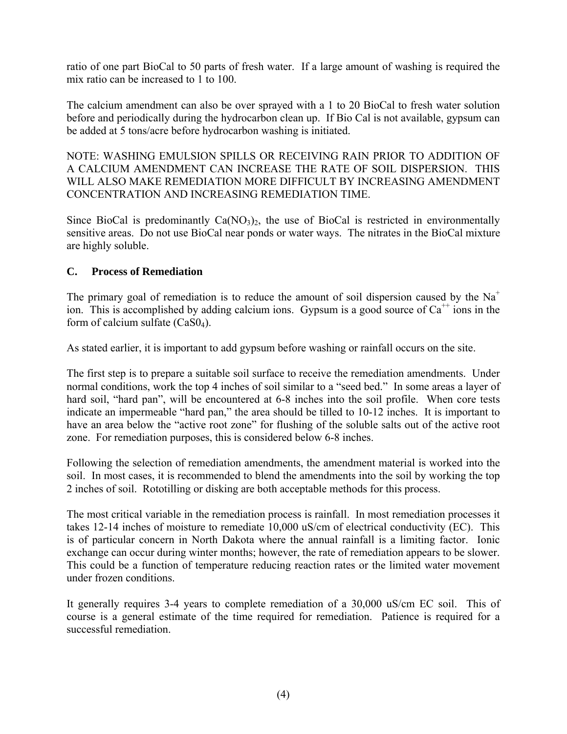ratio of one part BioCal to 50 parts of fresh water. If a large amount of washing is required the mix ratio can be increased to 1 to 100.

The calcium amendment can also be over sprayed with a 1 to 20 BioCal to fresh water solution before and periodically during the hydrocarbon clean up. If Bio Cal is not available, gypsum can be added at 5 tons/acre before hydrocarbon washing is initiated.

NOTE: WASHING EMULSION SPILLS OR RECEIVING RAIN PRIOR TO ADDITION OF A CALCIUM AMENDMENT CAN INCREASE THE RATE OF SOIL DISPERSION. THIS WILL ALSO MAKE REMEDIATION MORE DIFFICULT BY INCREASING AMENDMENT CONCENTRATION AND INCREASING REMEDIATION TIME.

Since BioCal is predominantly $Ca(NO_3)_2$, the use of BioCal is restricted in environmentally sensitive areas. Do not use BioCal near ponds or water ways. The nitrates in the BioCal mixture are highly soluble.

### C. Process of Remediation

The primary goal of remediation is to reduce the amount of soil dispersion caused by the $Na^+$ ion. This is accomplished by adding calcium ions. Gypsum is a good source of $Ca^{++}$ ions in the form of calcium sulfate ($CaSO_4$).

As stated earlier, it is important to add gypsum before washing or rainfall occurs on the site.

The first step is to prepare a suitable soil surface to receive the remediation amendments. Under normal conditions, work the top 4 inches of soil similar to a "seed bed." In some areas a layer of hard soil, "hard pan", will be encountered at 6-8 inches into the soil profile. When core tests indicate an impermeable "hard pan," the area should be tilled to 10-12 inches. It is important to have an area below the "active root zone" for flushing of the soluble salts out of the active root zone. For remediation purposes, this is considered below 6-8 inches.

Following the selection of remediation amendments, the amendment material is worked into the soil. In most cases, it is recommended to blend the amendments into the soil by working the top 2 inches of soil. Rototilling or disking are both acceptable methods for this process.

The most critical variable in the remediation process is rainfall. In most remediation processes it takes 12-14 inches of moisture to remediate 10,000 uS/cm of electrical conductivity (EC). This is of particular concern in North Dakota where the annual rainfall is a limiting factor. Ionic exchange can occur during winter months; however, the rate of remediation appears to be slower. This could be a function of temperature reducing reaction rates or the limited water movement under frozen conditions.

It generally requires 3-4 years to complete remediation of a 30,000 uS/cm EC soil. This of course is a general estimate of the time required for remediation. Patience is required for a successful remediation.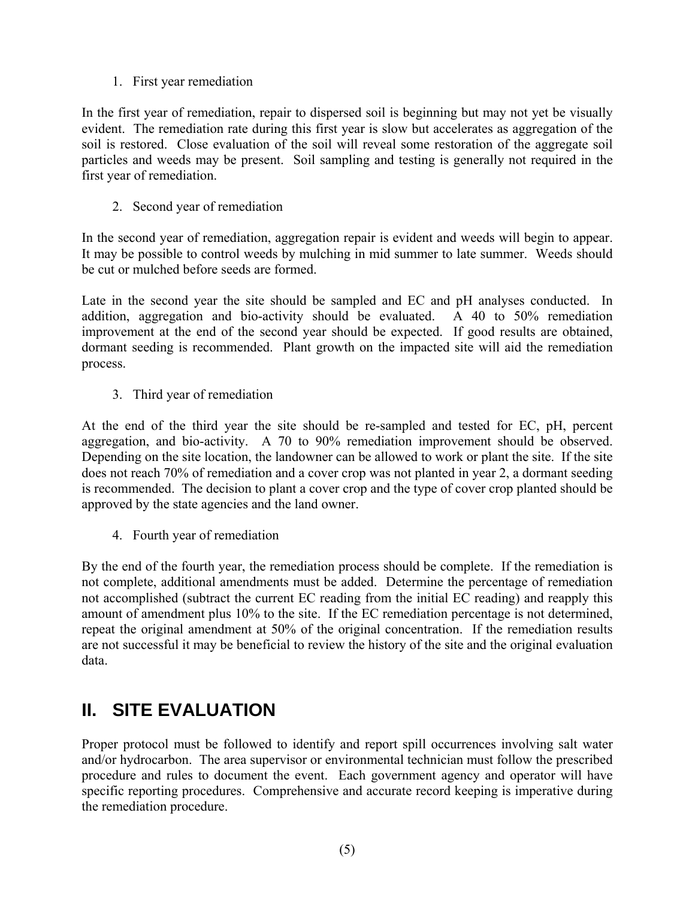1. First year remediation

In the first year of remediation, repair to dispersed soil is beginning but may not yet be visually evident. The remediation rate during this first year is slow but accelerates as aggregation of the soil is restored. Close evaluation of the soil will reveal some restoration of the aggregate soil particles and weeds may be present. Soil sampling and testing is generally not required in the first year of remediation.

2. Second year of remediation

In the second year of remediation, aggregation repair is evident and weeds will begin to appear. It may be possible to control weeds by mulching in mid summer to late summer. Weeds should be cut or mulched before seeds are formed.

Late in the second year the site should be sampled and EC and pH analyses conducted. In addition, aggregation and bio-activity should be evaluated. A 40 to 50% remediation improvement at the end of the second year should be expected. If good results are obtained, dormant seeding is recommended. Plant growth on the impacted site will aid the remediation process.

3. Third year of remediation

At the end of the third year the site should be re-sampled and tested for EC, pH, percent aggregation, and bio-activity. A 70 to 90% remediation improvement should be observed. Depending on the site location, the landowner can be allowed to work or plant the site. If the site does not reach 70% of remediation and a cover crop was not planted in year 2, a dormant seeding is recommended. The decision to plant a cover crop and the type of cover crop planted should be approved by the state agencies and the land owner.

4. Fourth year of remediation

By the end of the fourth year, the remediation process should be complete. If the remediation is not complete, additional amendments must be added. Determine the percentage of remediation not accomplished (subtract the current EC reading from the initial EC reading) and reapply this amount of amendment plus 10% to the site. If the EC remediation percentage is not determined, repeat the original amendment at 50% of the original concentration. If the remediation results are not successful it may be beneficial to review the history of the site and the original evaluation data.

# II. SITE EVALUATION

Proper protocol must be followed to identify and report spill occurrences involving salt water and/or hydrocarbon. The area supervisor or environmental technician must follow the prescribed procedure and rules to document the event. Each government agency and operator will have specific reporting procedures. Comprehensive and accurate record keeping is imperative during the remediation procedure.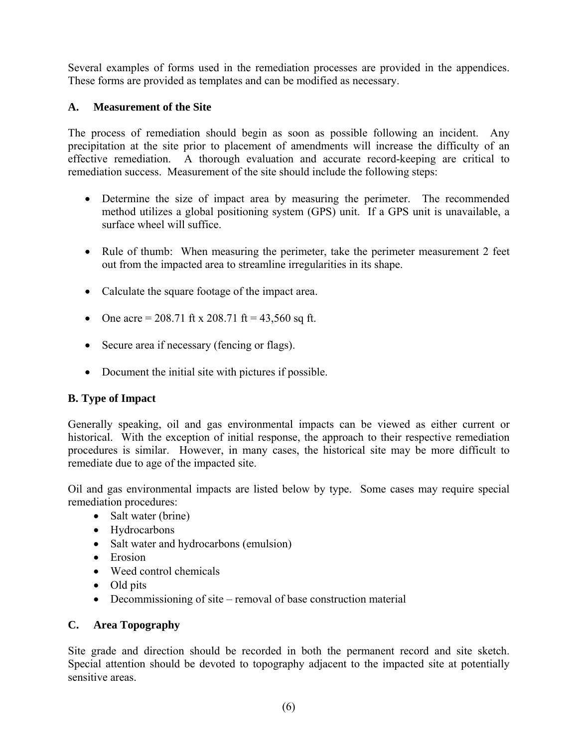Several examples of forms used in the remediation processes are provided in the appendices. These forms are provided as templates and can be modified as necessary.

### A. Measurement of the Site

The process of remediation should begin as soon as possible following an incident. Any precipitation at the site prior to placement of amendments will increase the difficulty of an effective remediation. A thorough evaluation and accurate record-keeping are critical to remediation success. Measurement of the site should include the following steps:

- Determine the size of impact area by measuring the perimeter. The recommended method utilizes a global positioning system (GPS) unit. If a GPS unit is unavailable, a surface wheel will suffice.
- Rule of thumb: When measuring the perimeter, take the perimeter measurement 2 feet out from the impacted area to streamline irregularities in its shape.
- Calculate the square footage of the impact area.
- One acre = 208.71 ft x 208.71 ft = 43,560 sq ft.
- Secure area if necessary (fencing or flags).
- Document the initial site with pictures if possible.

### B. Type of Impact

Generally speaking, oil and gas environmental impacts can be viewed as either current or historical. With the exception of initial response, the approach to their respective remediation procedures is similar. However, in many cases, the historical site may be more difficult to remediate due to age of the impacted site.

Oil and gas environmental impacts are listed below by type. Some cases may require special remediation procedures:

- Salt water (brine)
- Hydrocarbons
- Salt water and hydrocarbons (emulsion)
- Erosion
- Weed control chemicals
- Old pits
- Decommissioning of site – removal of base construction material

### C. Area Topography

Site grade and direction should be recorded in both the permanent record and site sketch. Special attention should be devoted to topography adjacent to the impacted site at potentially sensitive areas.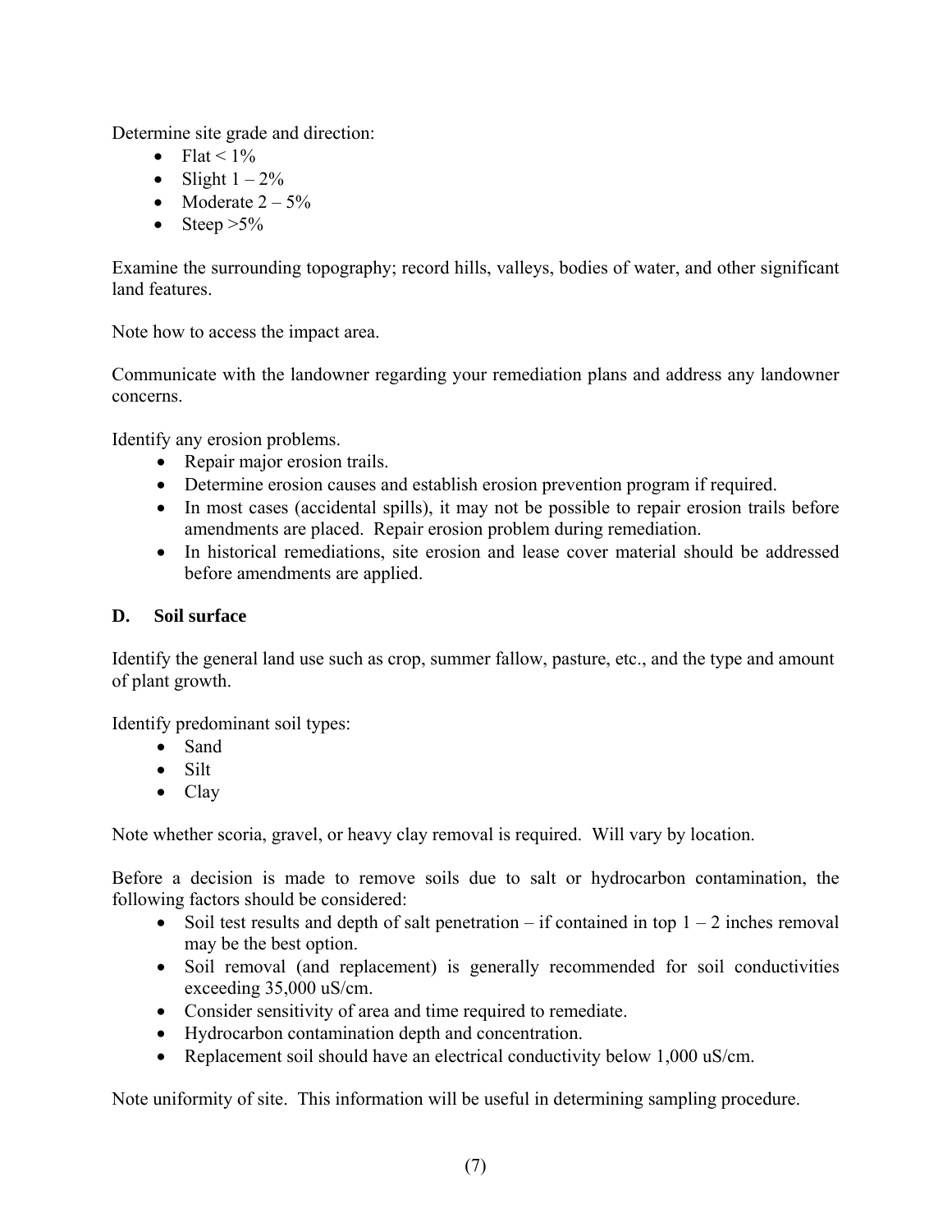Determine site grade and direction:

- Flat < 1%
- Slight 1 – 2%
- Moderate 2 – 5%
- Steep >5%

Examine the surrounding topography; record hills, valleys, bodies of water, and other significant land features.

Note how to access the impact area.

Communicate with the landowner regarding your remediation plans and address any landowner concerns.

Identify any erosion problems.

- Repair major erosion trails.
- Determine erosion causes and establish erosion prevention program if required.
- In most cases (accidental spills), it may not be possible to repair erosion trails before amendments are placed. Repair erosion problem during remediation.
- In historical remediations, site erosion and lease cover material should be addressed before amendments are applied.

### D. Soil surface

Identify the general land use such as crop, summer fallow, pasture, etc., and the type and amount of plant growth.

Identify predominant soil types:

- Sand
- Silt
- Clay

Note whether scoria, gravel, or heavy clay removal is required. Will vary by location.

Before a decision is made to remove soils due to salt or hydrocarbon contamination, the following factors should be considered:

- Soil test results and depth of salt penetration – if contained in top 1 – 2 inches removal may be the best option.
- Soil removal (and replacement) is generally recommended for soil conductivities exceeding 35,000 uS/cm.
- Consider sensitivity of area and time required to remediate.
- Hydrocarbon contamination depth and concentration.
- Replacement soil should have an electrical conductivity below 1,000 uS/cm.

Note uniformity of site. This information will be useful in determining sampling procedure.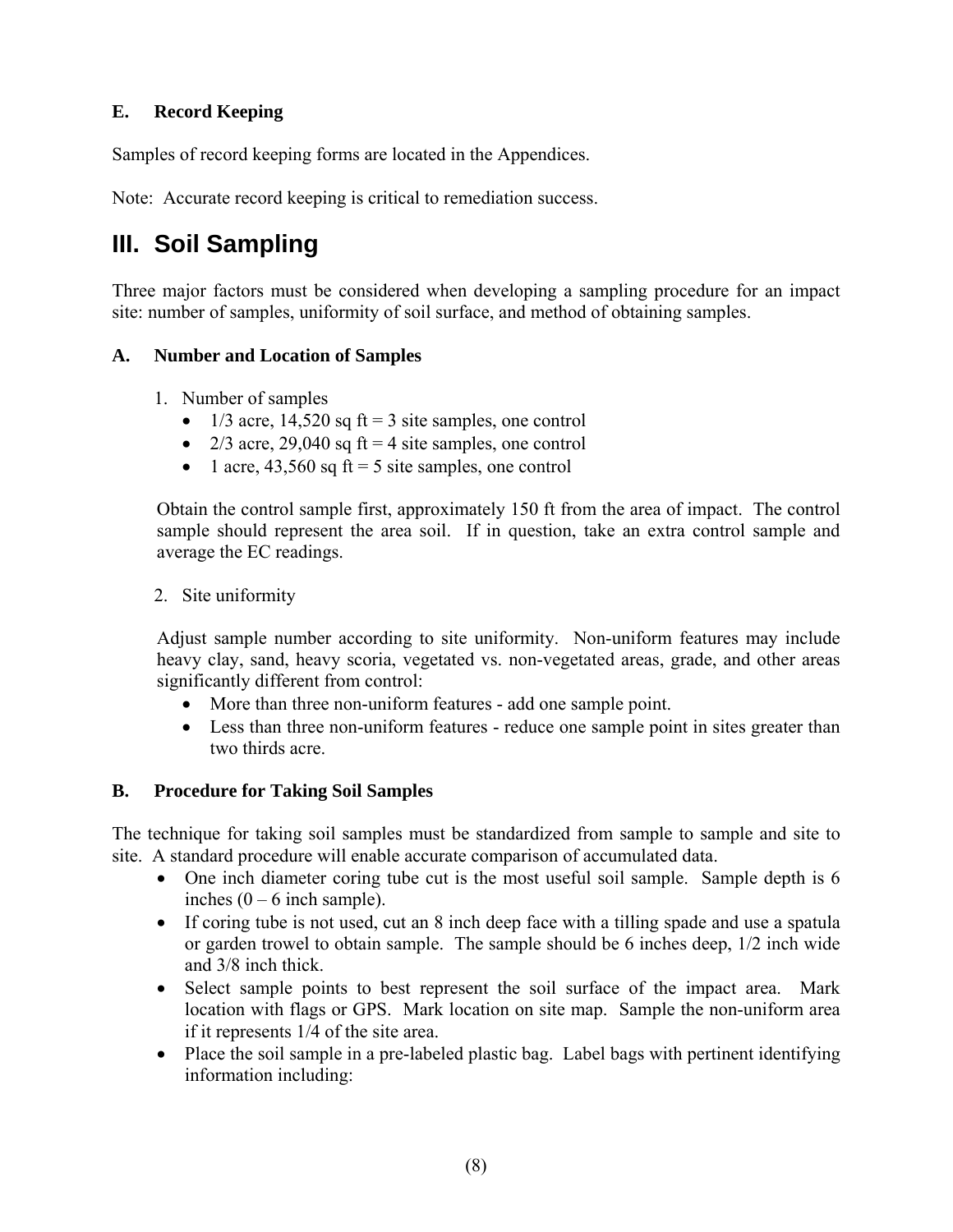### E. Record Keeping

Samples of record keeping forms are located in the Appendices.

Note: Accurate record keeping is critical to remediation success.

# III. Soil Sampling

Three major factors must be considered when developing a sampling procedure for an impact site: number of samples, uniformity of soil surface, and method of obtaining samples.

### A. Number and Location of Samples

1. Number of samples
   - 1/3 acre, 14,520 sq ft = 3 site samples, one control
   - 2/3 acre, 29,040 sq ft = 4 site samples, one control
   - 1 acre, 43,560 sq ft = 5 site samples, one control

   Obtain the control sample first, approximately 150 ft from the area of impact. The control sample should represent the area soil. If in question, take an extra control sample and average the EC readings.

2. Site uniformity

   Adjust sample number according to site uniformity. Non-uniform features may include heavy clay, sand, heavy scoria, vegetated vs. non-vegetated areas, grade, and other areas significantly different from control:
   - More than three non-uniform features - add one sample point.
   - Less than three non-uniform features - reduce one sample point in sites greater than two thirds acre.

### B. Procedure for Taking Soil Samples

The technique for taking soil samples must be standardized from sample to sample and site to site. A standard procedure will enable accurate comparison of accumulated data.

- One inch diameter coring tube cut is the most useful soil sample. Sample depth is 6 inches (0 – 6 inch sample).
- If coring tube is not used, cut an 8 inch deep face with a tilling spade and use a spatula or garden trowel to obtain sample. The sample should be 6 inches deep, 1/2 inch wide and 3/8 inch thick.
- Select sample points to best represent the soil surface of the impact area. Mark location with flags or GPS. Mark location on site map. Sample the non-uniform area if it represents 1/4 of the site area.
- Place the soil sample in a pre-labeled plastic bag. Label bags with pertinent identifying information including: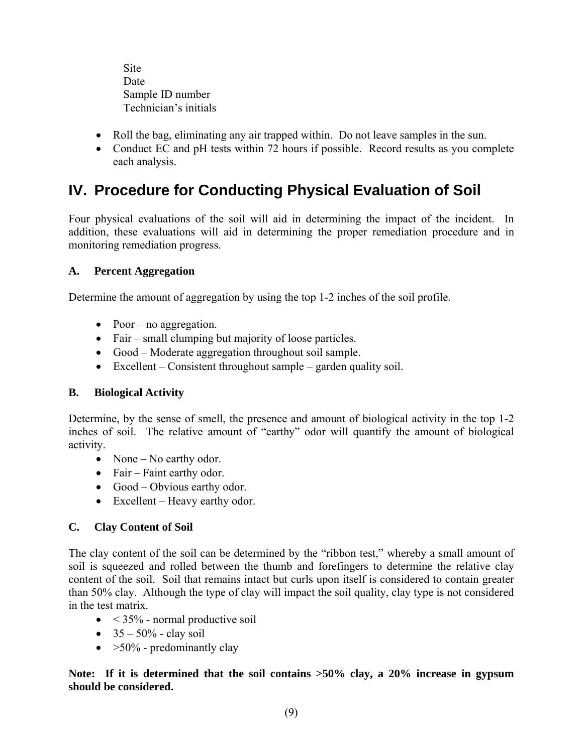Site
Date
Sample ID number
Technician's initials

- Roll the bag, eliminating any air trapped within. Do not leave samples in the sun.
- Conduct EC and pH tests within 72 hours if possible. Record results as you complete each analysis.

## IV. Procedure for Conducting Physical Evaluation of Soil

Four physical evaluations of the soil will aid in determining the impact of the incident. In addition, these evaluations will aid in determining the proper remediation procedure and in monitoring remediation progress.

### A. Percent Aggregation

Determine the amount of aggregation by using the top 1-2 inches of the soil profile.

- Poor – no aggregation.
- Fair – small clumping but majority of loose particles.
- Good – Moderate aggregation throughout soil sample.
- Excellent – Consistent throughout sample – garden quality soil.

### B. Biological Activity

Determine, by the sense of smell, the presence and amount of biological activity in the top 1-2 inches of soil. The relative amount of "earthy" odor will quantify the amount of biological activity.

- None – No earthy odor.
- Fair – Faint earthy odor.
- Good – Obvious earthy odor.
- Excellent – Heavy earthy odor.

### C. Clay Content of Soil

The clay content of the soil can be determined by the "ribbon test," whereby a small amount of soil is squeezed and rolled between the thumb and forefingers to determine the relative clay content of the soil. Soil that remains intact but curls upon itself is considered to contain greater than 50% clay. Although the type of clay will impact the soil quality, clay type is not considered in the test matrix.

- < 35% - normal productive soil
- 35 – 50% - clay soil
- >50% - predominantly clay

**Note: If it is determined that the soil contains >50% clay, a 20% increase in gypsum should be considered.**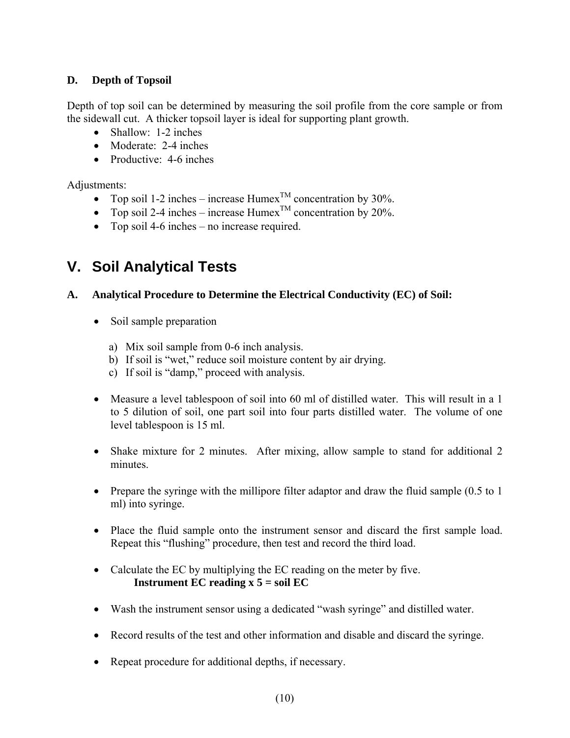### D. Depth of Topsoil

Depth of top soil can be determined by measuring the soil profile from the core sample or from the sidewall cut. A thicker topsoil layer is ideal for supporting plant growth.

- Shallow: 1-2 inches
- Moderate: 2-4 inches
- Productive: 4-6 inches

Adjustments:

- Top soil 1-2 inches – increase Humex™ concentration by 30%.
- Top soil 2-4 inches – increase Humex™ concentration by 20%.
- Top soil 4-6 inches – no increase required.

# V. Soil Analytical Tests

### A. Analytical Procedure to Determine the Electrical Conductivity (EC) of Soil:

- Soil sample preparation
  a) Mix soil sample from 0-6 inch analysis.
  b) If soil is "wet," reduce soil moisture content by air drying.
  c) If soil is "damp," proceed with analysis.
- Measure a level tablespoon of soil into 60 ml of distilled water. This will result in a 1 to 5 dilution of soil, one part soil into four parts distilled water. The volume of one level tablespoon is 15 ml.
- Shake mixture for 2 minutes. After mixing, allow sample to stand for additional 2 minutes.
- Prepare the syringe with the millipore filter adaptor and draw the fluid sample (0.5 to 1 ml) into syringe.
- Place the fluid sample onto the instrument sensor and discard the first sample load. Repeat this "flushing" procedure, then test and record the third load.
- Calculate the EC by multiplying the EC reading on the meter by five.
  **Instrument EC reading x 5 = soil EC**
- Wash the instrument sensor using a dedicated "wash syringe" and distilled water.
- Record results of the test and other information and disable and discard the syringe.
- Repeat procedure for additional depths, if necessary.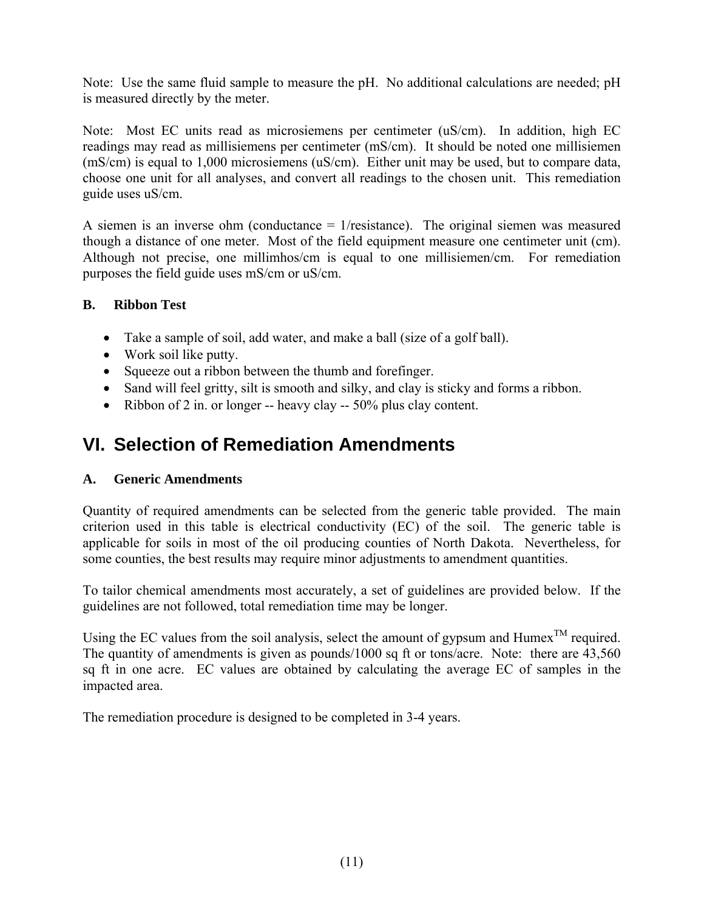Note: Use the same fluid sample to measure the pH. No additional calculations are needed; pH is measured directly by the meter.

Note: Most EC units read as microsiemens per centimeter (uS/cm). In addition, high EC readings may read as millisiemens per centimeter (mS/cm). It should be noted one millisiemen (mS/cm) is equal to 1,000 microsiemens (uS/cm). Either unit may be used, but to compare data, choose one unit for all analyses, and convert all readings to the chosen unit. This remediation guide uses uS/cm.

A siemen is an inverse ohm (conductance = 1/resistance). The original siemen was measured though a distance of one meter. Most of the field equipment measure one centimeter unit (cm). Although not precise, one millimhos/cm is equal to one millisiemen/cm. For remediation purposes the field guide uses mS/cm or uS/cm.

### B. Ribbon Test

- Take a sample of soil, add water, and make a ball (size of a golf ball).
- Work soil like putty.
- Squeeze out a ribbon between the thumb and forefinger.
- Sand will feel gritty, silt is smooth and silky, and clay is sticky and forms a ribbon.
- Ribbon of 2 in. or longer -- heavy clay -- 50% plus clay content.

## VI. Selection of Remediation Amendments

### A. Generic Amendments

Quantity of required amendments can be selected from the generic table provided. The main criterion used in this table is electrical conductivity (EC) of the soil. The generic table is applicable for soils in most of the oil producing counties of North Dakota. Nevertheless, for some counties, the best results may require minor adjustments to amendment quantities.

To tailor chemical amendments most accurately, a set of guidelines are provided below. If the guidelines are not followed, total remediation time may be longer.

Using the EC values from the soil analysis, select the amount of gypsum and Humex™ required. The quantity of amendments is given as pounds/1000 sq ft or tons/acre. Note: there are 43,560 sq ft in one acre. EC values are obtained by calculating the average EC of samples in the impacted area.

The remediation procedure is designed to be completed in 3-4 years.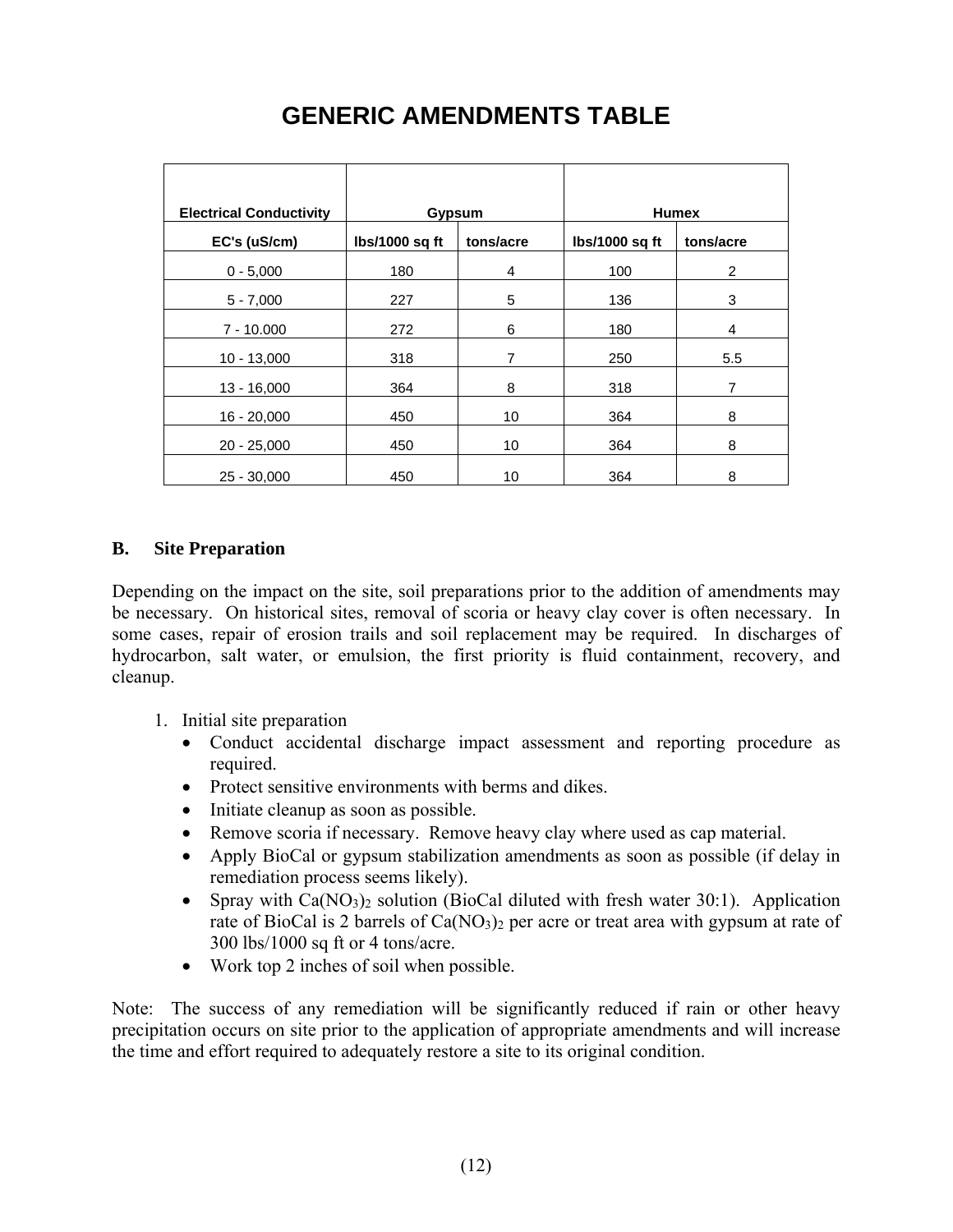# GENERIC AMENDMENTS TABLE

| Electrical Conductivity | Gypsum | | Humex | |
|---|---|---|---|---|
| EC's (uS/cm) | lbs/1000 sq ft | tons/acre | lbs/1000 sq ft | tons/acre |
| 0 - 5,000 | 180 | 4 | 100 | 2 |
| 5 - 7,000 | 227 | 5 | 136 | 3 |
| 7 - 10.000 | 272 | 6 | 180 | 4 |
| 10 - 13,000 | 318 | 7 | 250 | 5.5 |
| 13 - 16,000 | 364 | 8 | 318 | 7 |
| 16 - 20,000 | 450 | 10 | 364 | 8 |
| 20 - 25,000 | 450 | 10 | 364 | 8 |
| 25 - 30,000 | 450 | 10 | 364 | 8 |

## B. Site Preparation

Depending on the impact on the site, soil preparations prior to the addition of amendments may be necessary. On historical sites, removal of scoria or heavy clay cover is often necessary. In some cases, repair of erosion trails and soil replacement may be required. In discharges of hydrocarbon, salt water, or emulsion, the first priority is fluid containment, recovery, and cleanup.

1. Initial site preparation
   - Conduct accidental discharge impact assessment and reporting procedure as required.
   - Protect sensitive environments with berms and dikes.
   - Initiate cleanup as soon as possible.
   - Remove scoria if necessary. Remove heavy clay where used as cap material.
   - Apply BioCal or gypsum stabilization amendments as soon as possible (if delay in remediation process seems likely).
   - Spray with $Ca(NO_3)_2$ solution (BioCal diluted with fresh water 30:1). Application rate of BioCal is 2 barrels of $Ca(NO_3)_2$ per acre or treat area with gypsum at rate of 300 lbs/1000 sq ft or 4 tons/acre.
   - Work top 2 inches of soil when possible.

Note: The success of any remediation will be significantly reduced if rain or other heavy precipitation occurs on site prior to the application of appropriate amendments and will increase the time and effort required to adequately restore a site to its original condition.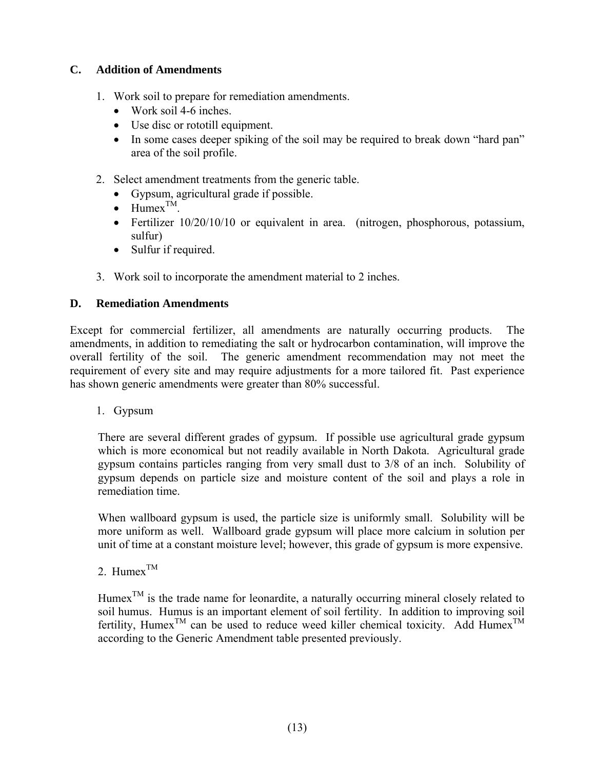## C. Addition of Amendments

1. Work soil to prepare for remediation amendments.
   - Work soil 4-6 inches.
   - Use disc or rototill equipment.
   - In some cases deeper spiking of the soil may be required to break down "hard pan" area of the soil profile.

2. Select amendment treatments from the generic table.
   - Gypsum, agricultural grade if possible.
   - Humex™.
   - Fertilizer 10/20/10/10 or equivalent in area. (nitrogen, phosphorous, potassium, sulfur)
   - Sulfur if required.

3. Work soil to incorporate the amendment material to 2 inches.

## D. Remediation Amendments

Except for commercial fertilizer, all amendments are naturally occurring products. The amendments, in addition to remediating the salt or hydrocarbon contamination, will improve the overall fertility of the soil. The generic amendment recommendation may not meet the requirement of every site and may require adjustments for a more tailored fit. Past experience has shown generic amendments were greater than 80% successful.

1. Gypsum

There are several different grades of gypsum. If possible use agricultural grade gypsum which is more economical but not readily available in North Dakota. Agricultural grade gypsum contains particles ranging from very small dust to 3/8 of an inch. Solubility of gypsum depends on particle size and moisture content of the soil and plays a role in remediation time.

When wallboard gypsum is used, the particle size is uniformly small. Solubility will be more uniform as well. Wallboard grade gypsum will place more calcium in solution per unit of time at a constant moisture level; however, this grade of gypsum is more expensive.

2. Humex™

Humex™ is the trade name for leonardite, a naturally occurring mineral closely related to soil humus. Humus is an important element of soil fertility. In addition to improving soil fertility, Humex™ can be used to reduce weed killer chemical toxicity. Add Humex™ according to the Generic Amendment table presented previously.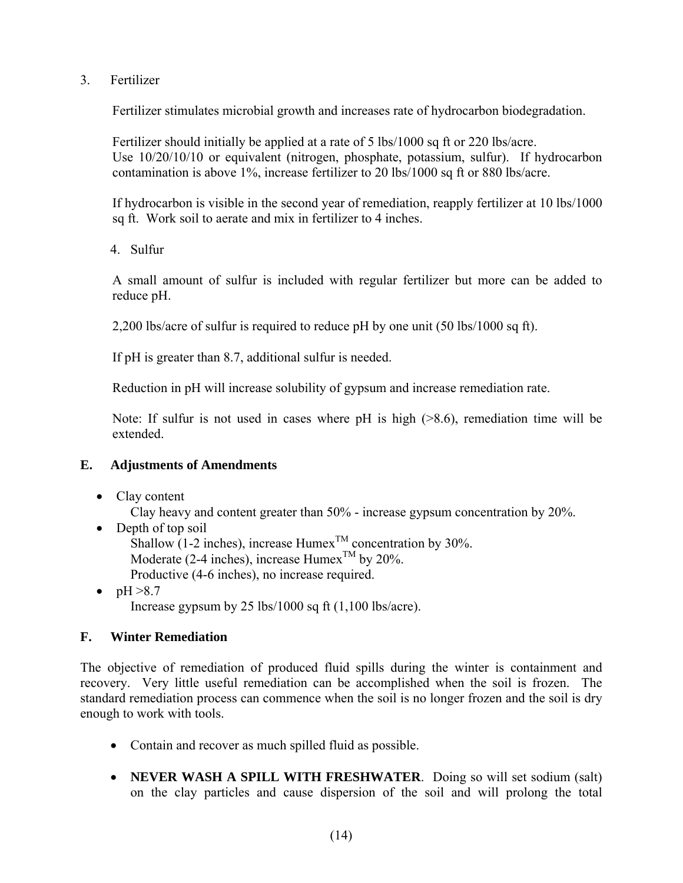3. Fertilizer

Fertilizer stimulates microbial growth and increases rate of hydrocarbon biodegradation.

Fertilizer should initially be applied at a rate of 5 lbs/1000 sq ft or 220 lbs/acre. Use 10/20/10/10 or equivalent (nitrogen, phosphate, potassium, sulfur). If hydrocarbon contamination is above 1%, increase fertilizer to 20 lbs/1000 sq ft or 880 lbs/acre.

If hydrocarbon is visible in the second year of remediation, reapply fertilizer at 10 lbs/1000 sq ft. Work soil to aerate and mix in fertilizer to 4 inches.

4. Sulfur

A small amount of sulfur is included with regular fertilizer but more can be added to reduce pH.

2,200 lbs/acre of sulfur is required to reduce pH by one unit (50 lbs/1000 sq ft).

If pH is greater than 8.7, additional sulfur is needed.

Reduction in pH will increase solubility of gypsum and increase remediation rate.

Note: If sulfur is not used in cases where pH is high (>8.6), remediation time will be extended.

### E. Adjustments of Amendments

- Clay content
  Clay heavy and content greater than 50% - increase gypsum concentration by 20%.
- Depth of top soil
  Shallow (1-2 inches), increase Humex™ concentration by 30%.
  Moderate (2-4 inches), increase Humex™ by 20%.
  Productive (4-6 inches), no increase required.
- pH >8.7
  Increase gypsum by 25 lbs/1000 sq ft (1,100 lbs/acre).

### F. Winter Remediation

The objective of remediation of produced fluid spills during the winter is containment and recovery. Very little useful remediation can be accomplished when the soil is frozen. The standard remediation process can commence when the soil is no longer frozen and the soil is dry enough to work with tools.

- Contain and recover as much spilled fluid as possible.
- **NEVER WASH A SPILL WITH FRESHWATER**. Doing so will set sodium (salt) on the clay particles and cause dispersion of the soil and will prolong the total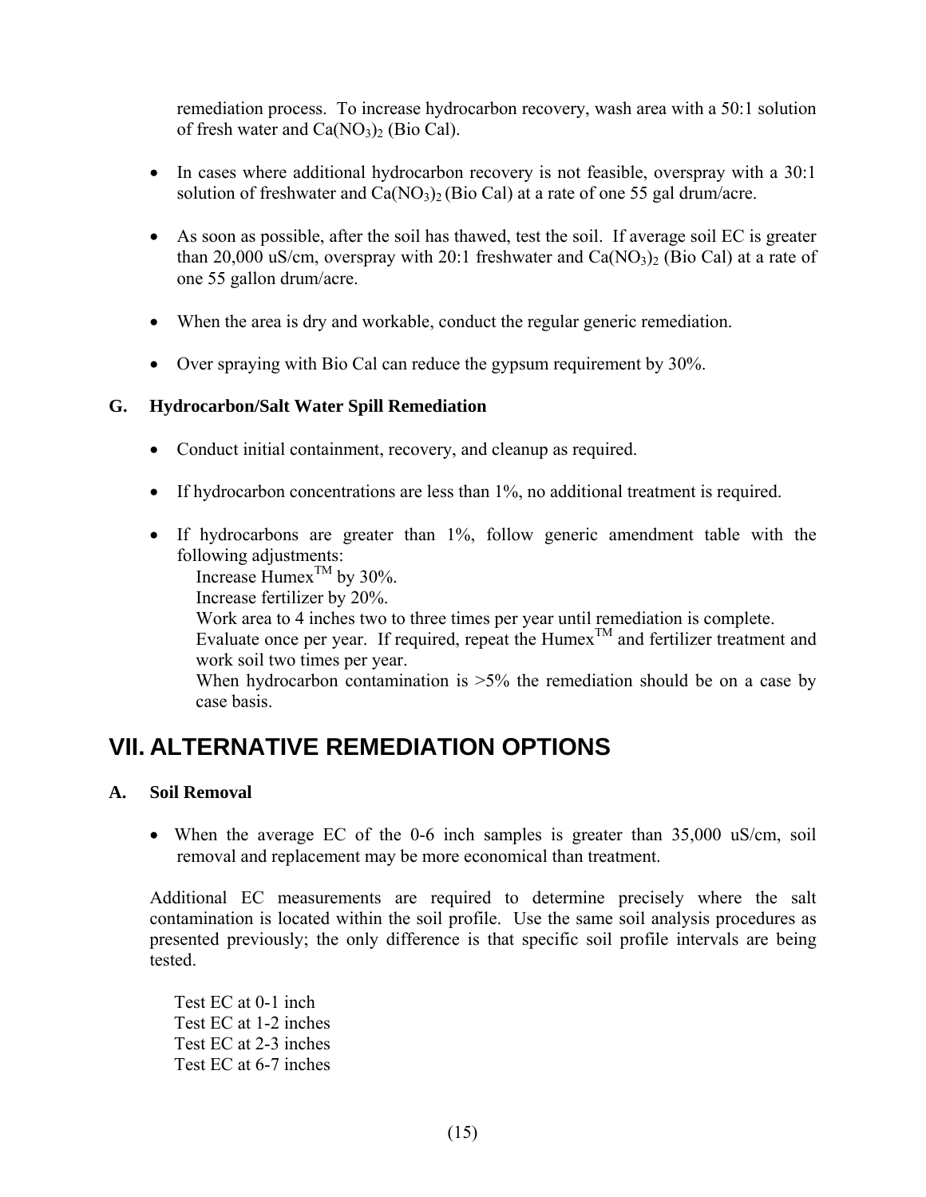remediation process. To increase hydrocarbon recovery, wash area with a 50:1 solution of fresh water and $Ca(NO_3)_2$ (Bio Cal).

- In cases where additional hydrocarbon recovery is not feasible, overspray with a 30:1 solution of freshwater and $Ca(NO_3)_2$ (Bio Cal) at a rate of one 55 gal drum/acre.
- As soon as possible, after the soil has thawed, test the soil. If average soil EC is greater than 20,000 uS/cm, overspray with 20:1 freshwater and $Ca(NO_3)_2$ (Bio Cal) at a rate of one 55 gallon drum/acre.
- When the area is dry and workable, conduct the regular generic remediation.
- Over spraying with Bio Cal can reduce the gypsum requirement by 30%.

### G. Hydrocarbon/Salt Water Spill Remediation

- Conduct initial containment, recovery, and cleanup as required.
- If hydrocarbon concentrations are less than 1%, no additional treatment is required.
- If hydrocarbons are greater than 1%, follow generic amendment table with the following adjustments:
  - Increase Humex™ by 30%.
  - Increase fertilizer by 20%.
  - Work area to 4 inches two to three times per year until remediation is complete.
  - Evaluate once per year. If required, repeat the Humex™ and fertilizer treatment and work soil two times per year.
  - When hydrocarbon contamination is >5% the remediation should be on a case by case basis.

## VII. ALTERNATIVE REMEDIATION OPTIONS

### A. Soil Removal

- When the average EC of the 0-6 inch samples is greater than 35,000 uS/cm, soil removal and replacement may be more economical than treatment.

Additional EC measurements are required to determine precisely where the salt contamination is located within the soil profile. Use the same soil analysis procedures as presented previously; the only difference is that specific soil profile intervals are being tested.

Test EC at 0-1 inch
Test EC at 1-2 inches
Test EC at 2-3 inches
Test EC at 6-7 inches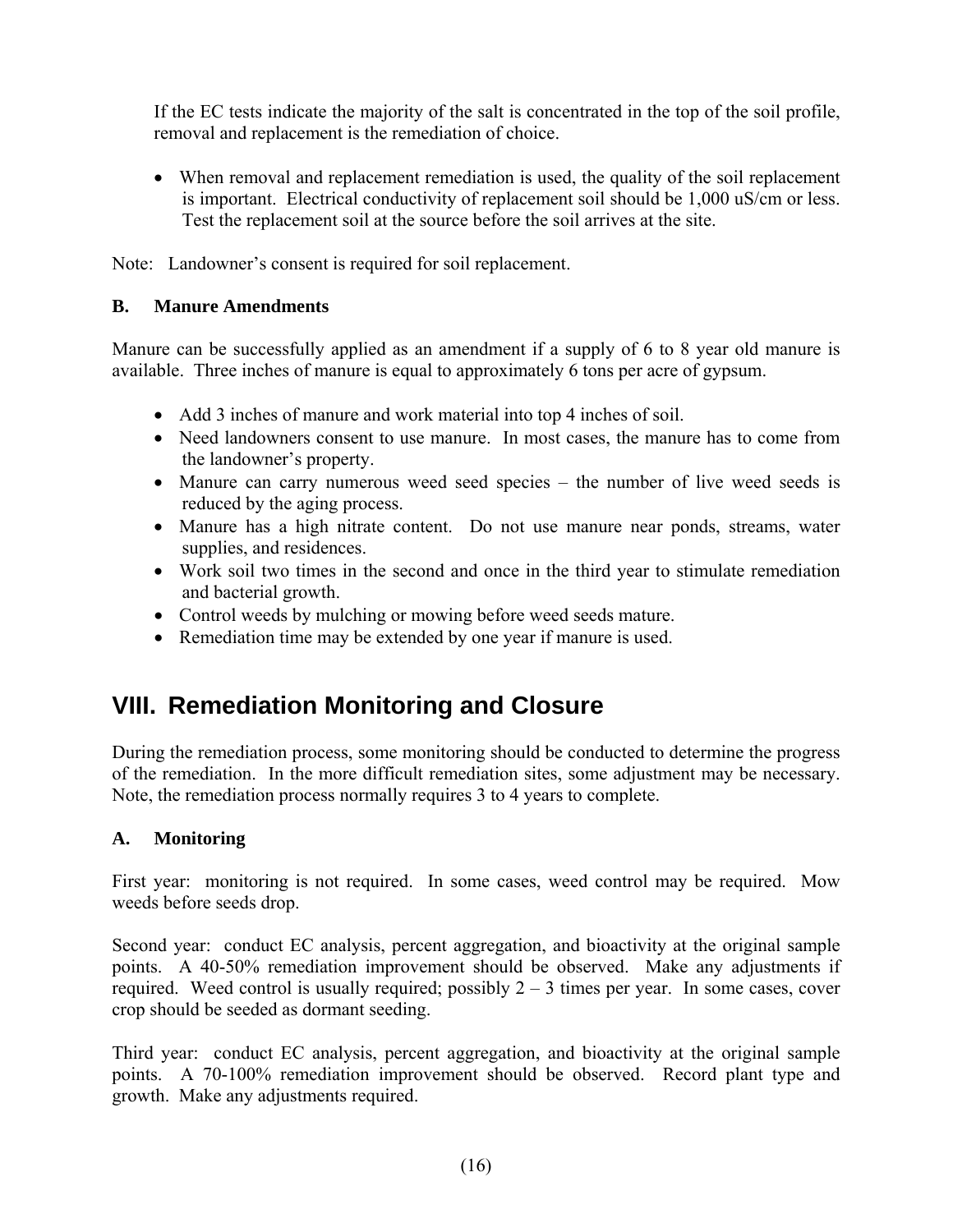If the EC tests indicate the majority of the salt is concentrated in the top of the soil profile, removal and replacement is the remediation of choice.

- When removal and replacement remediation is used, the quality of the soil replacement is important. Electrical conductivity of replacement soil should be 1,000 uS/cm or less. Test the replacement soil at the source before the soil arrives at the site.

Note: Landowner's consent is required for soil replacement.

### B. Manure Amendments

Manure can be successfully applied as an amendment if a supply of 6 to 8 year old manure is available. Three inches of manure is equal to approximately 6 tons per acre of gypsum.

- Add 3 inches of manure and work material into top 4 inches of soil.
- Need landowners consent to use manure. In most cases, the manure has to come from the landowner's property.
- Manure can carry numerous weed seed species – the number of live weed seeds is reduced by the aging process.
- Manure has a high nitrate content. Do not use manure near ponds, streams, water supplies, and residences.
- Work soil two times in the second and once in the third year to stimulate remediation and bacterial growth.
- Control weeds by mulching or mowing before weed seeds mature.
- Remediation time may be extended by one year if manure is used.

## VIII. Remediation Monitoring and Closure

During the remediation process, some monitoring should be conducted to determine the progress of the remediation. In the more difficult remediation sites, some adjustment may be necessary. Note, the remediation process normally requires 3 to 4 years to complete.

### A. Monitoring

First year: monitoring is not required. In some cases, weed control may be required. Mow weeds before seeds drop.

Second year: conduct EC analysis, percent aggregation, and bioactivity at the original sample points. A 40-50% remediation improvement should be observed. Make any adjustments if required. Weed control is usually required; possibly 2 – 3 times per year. In some cases, cover crop should be seeded as dormant seeding.

Third year: conduct EC analysis, percent aggregation, and bioactivity at the original sample points. A 70-100% remediation improvement should be observed. Record plant type and growth. Make any adjustments required.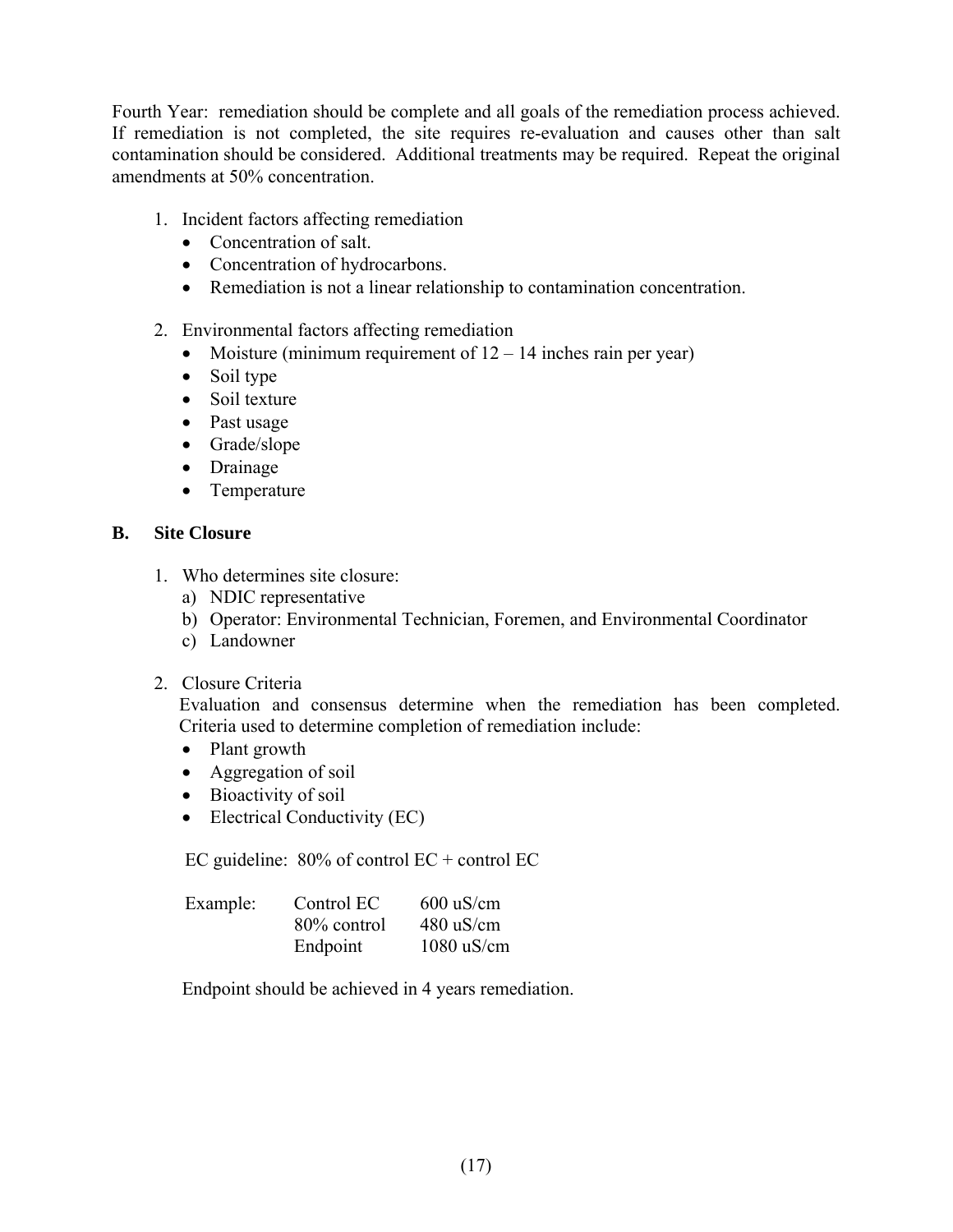Fourth Year: remediation should be complete and all goals of the remediation process achieved. If remediation is not completed, the site requires re-evaluation and causes other than salt contamination should be considered. Additional treatments may be required. Repeat the original amendments at 50% concentration.

1. Incident factors affecting remediation
   - Concentration of salt.
   - Concentration of hydrocarbons.
   - Remediation is not a linear relationship to contamination concentration.

2. Environmental factors affecting remediation
   - Moisture (minimum requirement of 12 – 14 inches rain per year)
   - Soil type
   - Soil texture
   - Past usage
   - Grade/slope
   - Drainage
   - Temperature

## B. Site Closure

1. Who determines site closure:
   a) NDIC representative
   b) Operator: Environmental Technician, Foremen, and Environmental Coordinator
   c) Landowner

2. Closure Criteria

   Evaluation and consensus determine when the remediation has been completed. Criteria used to determine completion of remediation include:
   - Plant growth
   - Aggregation of soil
   - Bioactivity of soil
   - Electrical Conductivity (EC)

   EC guideline: 80% of control EC + control EC

   | Example: | | |
   |---|---|---|
   | | Control EC | 600 uS/cm |
   | | 80% control | 480 uS/cm |
   | | Endpoint | 1080 uS/cm |

   Endpoint should be achieved in 4 years remediation.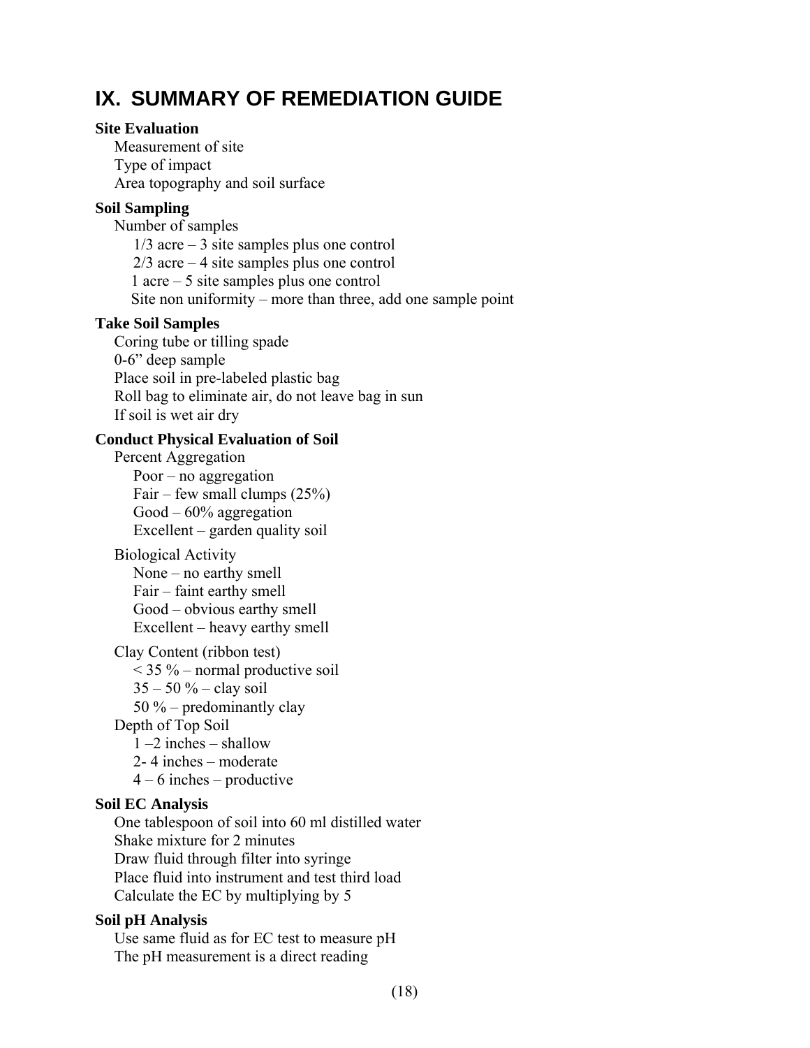## IX. SUMMARY OF REMEDIATION GUIDE

**Site Evaluation**

- Measurement of site
- Type of impact
- Area topography and soil surface

**Soil Sampling**

- Number of samples
  - 1/3 acre – 3 site samples plus one control
  - 2/3 acre – 4 site samples plus one control
  - 1 acre – 5 site samples plus one control
  - Site non uniformity – more than three, add one sample point

**Take Soil Samples**

- Coring tube or tilling spade
- 0-6" deep sample
- Place soil in pre-labeled plastic bag
- Roll bag to eliminate air, do not leave bag in sun
- If soil is wet air dry

**Conduct Physical Evaluation of Soil**

- Percent Aggregation
  - Poor – no aggregation
  - Fair – few small clumps (25%)
  - Good – 60% aggregation
  - Excellent – garden quality soil
- Biological Activity
  - None – no earthy smell
  - Fair – faint earthy smell
  - Good – obvious earthy smell
  - Excellent – heavy earthy smell
- Clay Content (ribbon test)
  - < 35 % – normal productive soil
  - 35 – 50 % – clay soil
  - 50 % – predominantly clay
- Depth of Top Soil
  - 1 –2 inches – shallow
  - 2- 4 inches – moderate
  - 4 – 6 inches – productive

**Soil EC Analysis**

- One tablespoon of soil into 60 ml distilled water
- Shake mixture for 2 minutes
- Draw fluid through filter into syringe
- Place fluid into instrument and test third load
- Calculate the EC by multiplying by 5

**Soil pH Analysis**

- Use same fluid as for EC test to measure pH
- The pH measurement is a direct reading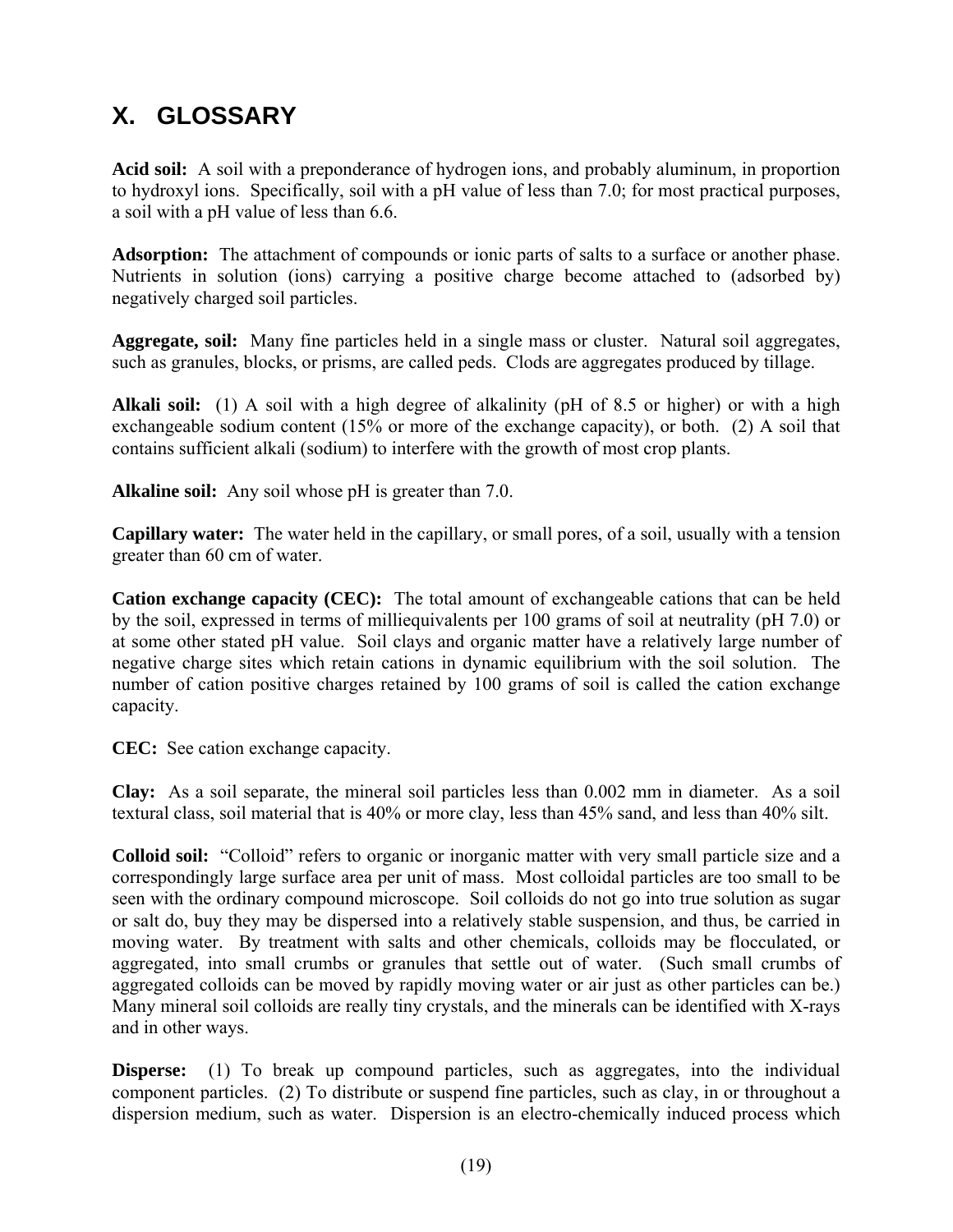# X. GLOSSARY

**Acid soil:** A soil with a preponderance of hydrogen ions, and probably aluminum, in proportion to hydroxyl ions. Specifically, soil with a pH value of less than 7.0; for most practical purposes, a soil with a pH value of less than 6.6.

**Adsorption:** The attachment of compounds or ionic parts of salts to a surface or another phase. Nutrients in solution (ions) carrying a positive charge become attached to (adsorbed by) negatively charged soil particles.

**Aggregate, soil:** Many fine particles held in a single mass or cluster. Natural soil aggregates, such as granules, blocks, or prisms, are called peds. Clods are aggregates produced by tillage.

**Alkali soil:** (1) A soil with a high degree of alkalinity (pH of 8.5 or higher) or with a high exchangeable sodium content (15% or more of the exchange capacity), or both. (2) A soil that contains sufficient alkali (sodium) to interfere with the growth of most crop plants.

**Alkaline soil:** Any soil whose pH is greater than 7.0.

**Capillary water:** The water held in the capillary, or small pores, of a soil, usually with a tension greater than 60 cm of water.

**Cation exchange capacity (CEC):** The total amount of exchangeable cations that can be held by the soil, expressed in terms of milliequivalents per 100 grams of soil at neutrality (pH 7.0) or at some other stated pH value. Soil clays and organic matter have a relatively large number of negative charge sites which retain cations in dynamic equilibrium with the soil solution. The number of cation positive charges retained by 100 grams of soil is called the cation exchange capacity.

**CEC:** See cation exchange capacity.

**Clay:** As a soil separate, the mineral soil particles less than 0.002 mm in diameter. As a soil textural class, soil material that is 40% or more clay, less than 45% sand, and less than 40% silt.

**Colloid soil:** "Colloid" refers to organic or inorganic matter with very small particle size and a correspondingly large surface area per unit of mass. Most colloidal particles are too small to be seen with the ordinary compound microscope. Soil colloids do not go into true solution as sugar or salt do, buy they may be dispersed into a relatively stable suspension, and thus, be carried in moving water. By treatment with salts and other chemicals, colloids may be flocculated, or aggregated, into small crumbs or granules that settle out of water. (Such small crumbs of aggregated colloids can be moved by rapidly moving water or air just as other particles can be.) Many mineral soil colloids are really tiny crystals, and the minerals can be identified with X-rays and in other ways.

**Disperse:** (1) To break up compound particles, such as aggregates, into the individual component particles. (2) To distribute or suspend fine particles, such as clay, in or throughout a dispersion medium, such as water. Dispersion is an electro-chemically induced process which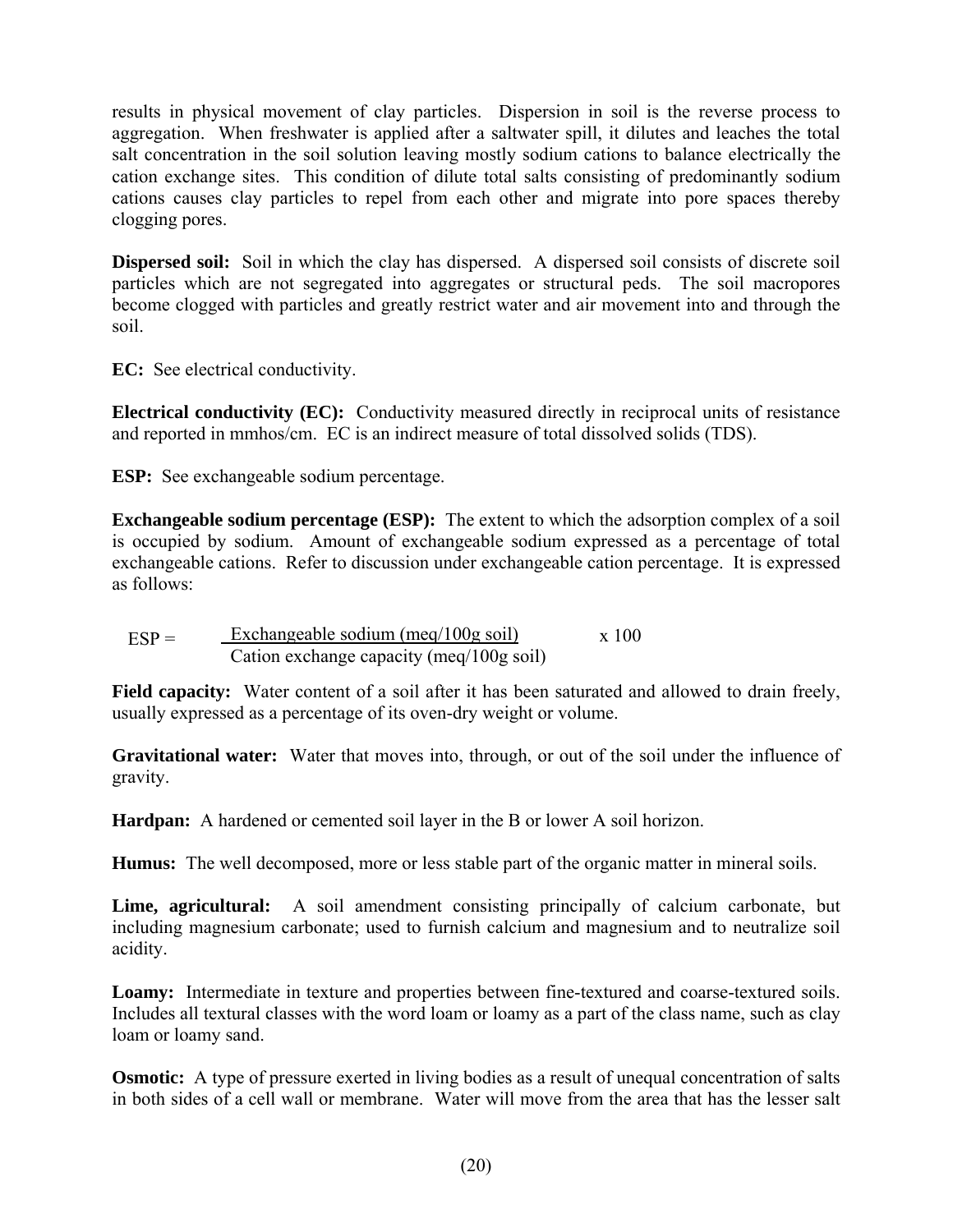results in physical movement of clay particles. Dispersion in soil is the reverse process to aggregation. When freshwater is applied after a saltwater spill, it dilutes and leaches the total salt concentration in the soil solution leaving mostly sodium cations to balance electrically the cation exchange sites. This condition of dilute total salts consisting of predominantly sodium cations causes clay particles to repel from each other and migrate into pore spaces thereby clogging pores.

**Dispersed soil:** Soil in which the clay has dispersed. A dispersed soil consists of discrete soil particles which are not segregated into aggregates or structural peds. The soil macropores become clogged with particles and greatly restrict water and air movement into and through the soil.

**EC:** See electrical conductivity.

**Electrical conductivity (EC):** Conductivity measured directly in reciprocal units of resistance and reported in mmhos/cm. EC is an indirect measure of total dissolved solids (TDS).

**ESP:** See exchangeable sodium percentage.

**Exchangeable sodium percentage (ESP):** The extent to which the adsorption complex of a soil is occupied by sodium. Amount of exchangeable sodium expressed as a percentage of total exchangeable cations. Refer to discussion under exchangeable cation percentage. It is expressed as follows:

$$ESP = \frac{\text{Exchangeable sodium (meq/100g soil)}}{\text{Cation exchange capacity (meq/100g soil)}} \times 100$$

**Field capacity:** Water content of a soil after it has been saturated and allowed to drain freely, usually expressed as a percentage of its oven-dry weight or volume.

**Gravitational water:** Water that moves into, through, or out of the soil under the influence of gravity.

**Hardpan:** A hardened or cemented soil layer in the B or lower A soil horizon.

**Humus:** The well decomposed, more or less stable part of the organic matter in mineral soils.

**Lime, agricultural:** A soil amendment consisting principally of calcium carbonate, but including magnesium carbonate; used to furnish calcium and magnesium and to neutralize soil acidity.

**Loamy:** Intermediate in texture and properties between fine-textured and coarse-textured soils. Includes all textural classes with the word loam or loamy as a part of the class name, such as clay loam or loamy sand.

**Osmotic:** A type of pressure exerted in living bodies as a result of unequal concentration of salts in both sides of a cell wall or membrane. Water will move from the area that has the lesser salt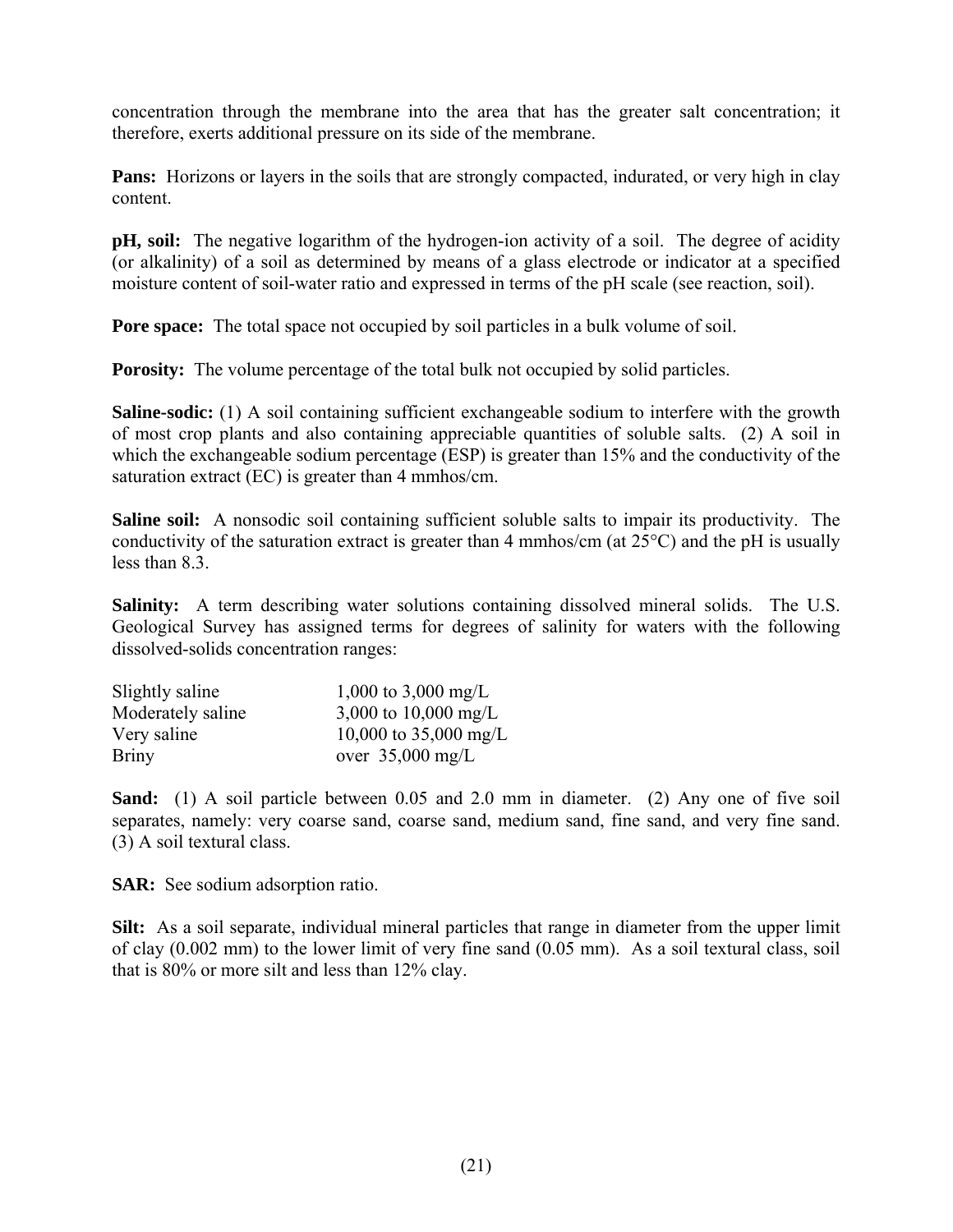concentration through the membrane into the area that has the greater salt concentration; it therefore, exerts additional pressure on its side of the membrane.

**Pans:** Horizons or layers in the soils that are strongly compacted, indurated, or very high in clay content.

**pH, soil:** The negative logarithm of the hydrogen-ion activity of a soil. The degree of acidity (or alkalinity) of a soil as determined by means of a glass electrode or indicator at a specified moisture content of soil-water ratio and expressed in terms of the pH scale (see reaction, soil).

**Pore space:** The total space not occupied by soil particles in a bulk volume of soil.

**Porosity:** The volume percentage of the total bulk not occupied by solid particles.

**Saline-sodic:** (1) A soil containing sufficient exchangeable sodium to interfere with the growth of most crop plants and also containing appreciable quantities of soluble salts. (2) A soil in which the exchangeable sodium percentage (ESP) is greater than 15% and the conductivity of the saturation extract (EC) is greater than 4 mmhos/cm.

**Saline soil:** A nonsodic soil containing sufficient soluble salts to impair its productivity. The conductivity of the saturation extract is greater than 4 mmhos/cm (at 25°C) and the pH is usually less than 8.3.

**Salinity:** A term describing water solutions containing dissolved mineral solids. The U.S. Geological Survey has assigned terms for degrees of salinity for waters with the following dissolved-solids concentration ranges:

| | |
|---|---|
| Slightly saline | 1,000 to 3,000 mg/L |
| Moderately saline | 3,000 to 10,000 mg/L |
| Very saline | 10,000 to 35,000 mg/L |
| Briny | over 35,000 mg/L |

**Sand:** (1) A soil particle between 0.05 and 2.0 mm in diameter. (2) Any one of five soil separates, namely: very coarse sand, coarse sand, medium sand, fine sand, and very fine sand. (3) A soil textural class.

**SAR:** See sodium adsorption ratio.

**Silt:** As a soil separate, individual mineral particles that range in diameter from the upper limit of clay (0.002 mm) to the lower limit of very fine sand (0.05 mm). As a soil textural class, soil that is 80% or more silt and less than 12% clay.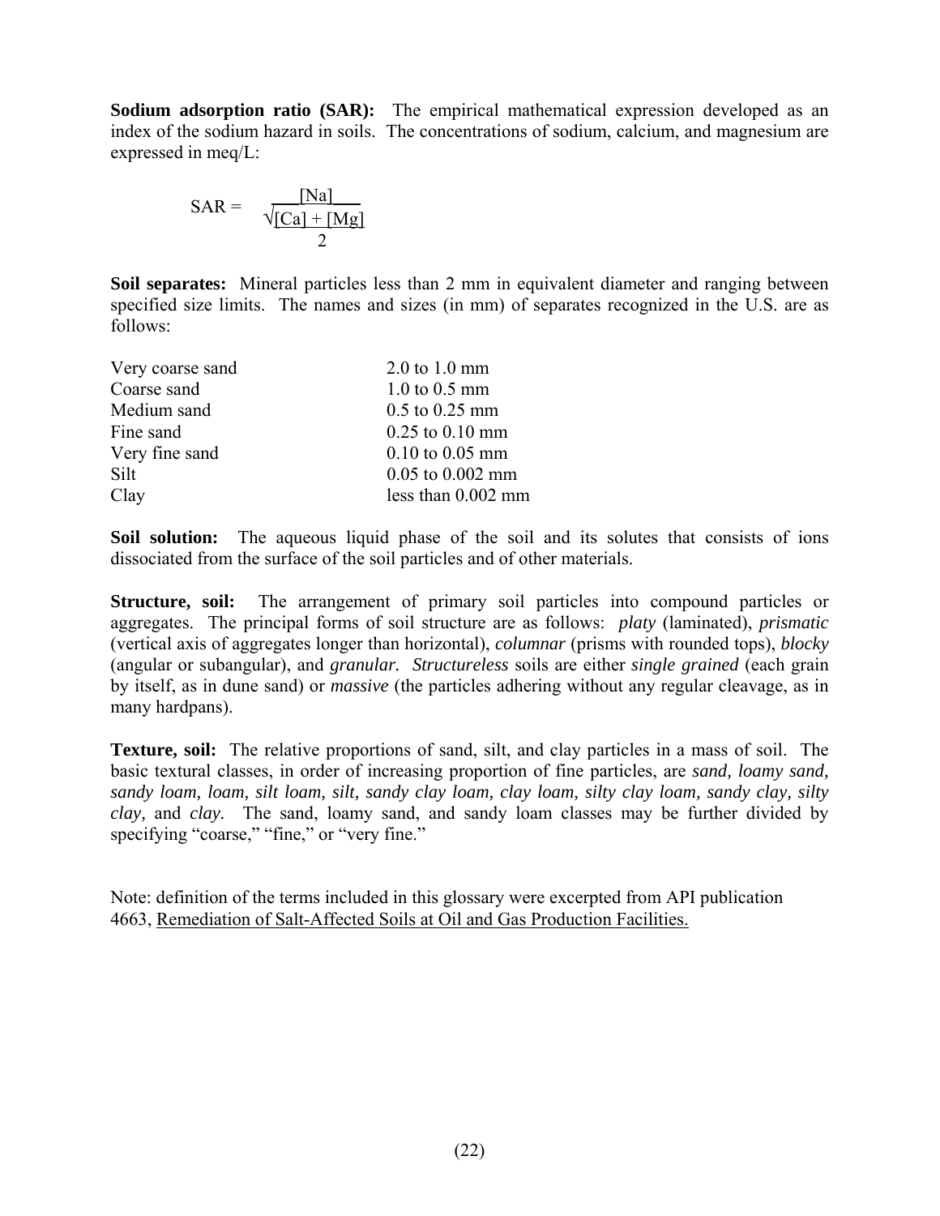**Sodium adsorption ratio (SAR):** The empirical mathematical expression developed as an index of the sodium hazard in soils. The concentrations of sodium, calcium, and magnesium are expressed in meq/L:

$$SAR = \frac{[Na]}{\sqrt{\frac{[Ca] + [Mg]}{2}}}$$

**Soil separates:** Mineral particles less than 2 mm in equivalent diameter and ranging between specified size limits. The names and sizes (in mm) of separates recognized in the U.S. are as follows:

| | |
|---|---|
| Very coarse sand | 2.0 to 1.0 mm |
| Coarse sand | 1.0 to 0.5 mm |
| Medium sand | 0.5 to 0.25 mm |
| Fine sand | 0.25 to 0.10 mm |
| Very fine sand | 0.10 to 0.05 mm |
| Silt | 0.05 to 0.002 mm |
| Clay | less than 0.002 mm |

**Soil solution:** The aqueous liquid phase of the soil and its solutes that consists of ions dissociated from the surface of the soil particles and of other materials.

**Structure, soil:** The arrangement of primary soil particles into compound particles or aggregates. The principal forms of soil structure are as follows: *platy* (laminated), *prismatic* (vertical axis of aggregates longer than horizontal), *columnar* (prisms with rounded tops), *blocky* (angular or subangular), and *granular. Structureless* soils are either *single grained* (each grain by itself, as in dune sand) or *massive* (the particles adhering without any regular cleavage, as in many hardpans).

**Texture, soil:** The relative proportions of sand, silt, and clay particles in a mass of soil. The basic textural classes, in order of increasing proportion of fine particles, are *sand, loamy sand, sandy loam, loam, silt loam, silt, sandy clay loam, clay loam, silty clay loam, sandy clay, silty clay,* and *clay.* The sand, loamy sand, and sandy loam classes may be further divided by specifying "coarse," "fine," or "very fine."

Note: definition of the terms included in this glossary were excerpted from API publication 4663, Remediation of Salt-Affected Soils at Oil and Gas Production Facilities.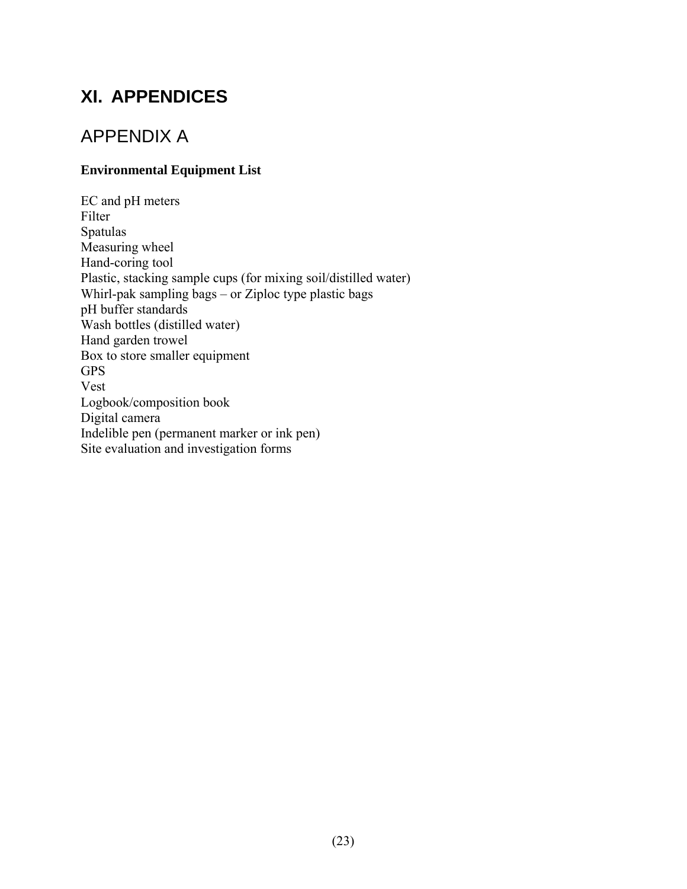# XI. APPENDICES

## APPENDIX A

**Environmental Equipment List**

EC and pH meters
Filter
Spatulas
Measuring wheel
Hand-coring tool
Plastic, stacking sample cups (for mixing soil/distilled water)
Whirl-pak sampling bags – or Ziploc type plastic bags
pH buffer standards
Wash bottles (distilled water)
Hand garden trowel
Box to store smaller equipment
GPS
Vest
Logbook/composition book
Digital camera
Indelible pen (permanent marker or ink pen)
Site evaluation and investigation forms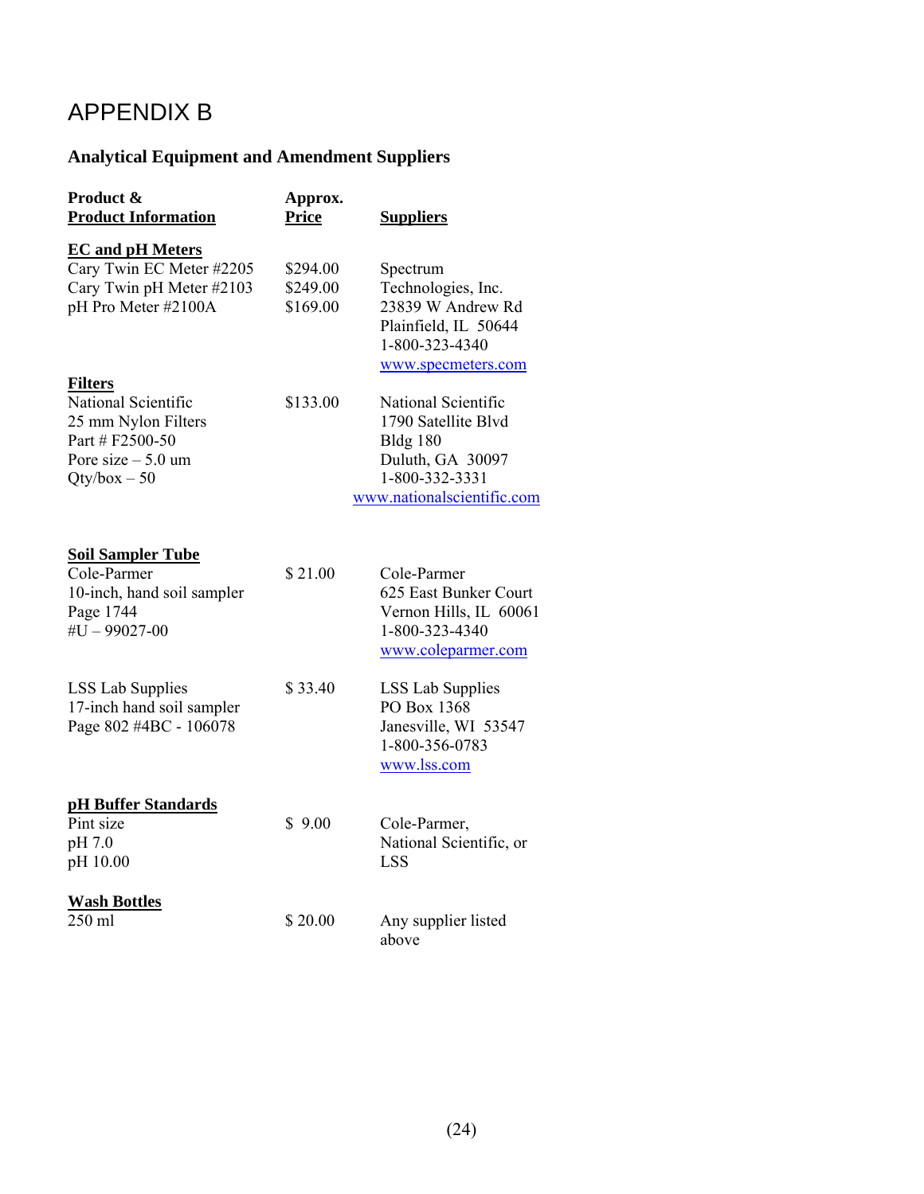# APPENDIX B

## Analytical Equipment and Amendment Suppliers

| Product & Product Information | Approx. Price | Suppliers |
|---|---|---|
| **EC and pH Meters** | | |
| Cary Twin EC Meter #2205<br>Cary Twin pH Meter #2103<br>pH Pro Meter #2100A | $294.00<br>$249.00<br>$169.00 | Spectrum Technologies, Inc.<br>23839 W Andrew Rd<br>Plainfield, IL 50644<br>1-800-323-4340<br>www.specmeters.com |
| **Filters** | | |
| National Scientific<br>25 mm Nylon Filters<br>Part # F2500-50<br>Pore size – 5.0 um<br>Qty/box – 50 | $133.00 | National Scientific<br>1790 Satellite Blvd<br>Bldg 180<br>Duluth, GA 30097<br>1-800-332-3331<br>www.nationalscientific.com |
| **Soil Sampler Tube** | | |
| Cole-Parmer<br>10-inch, hand soil sampler<br>Page 1744<br>#U – 99027-00 | $ 21.00 | Cole-Parmer<br>625 East Bunker Court<br>Vernon Hills, IL 60061<br>1-800-323-4340<br>www.coleparmer.com |
| LSS Lab Supplies<br>17-inch hand soil sampler<br>Page 802 #4BC - 106078 | $ 33.40 | LSS Lab Supplies<br>PO Box 1368<br>Janesville, WI 53547<br>1-800-356-0783<br>www.lss.com |
| **pH Buffer Standards** | | |
| Pint size<br>pH 7.0<br>pH 10.00 | $ 9.00 | Cole-Parmer,<br>National Scientific, or<br>LSS |
| **Wash Bottles** | | |
| 250 ml | $ 20.00 | Any supplier listed above |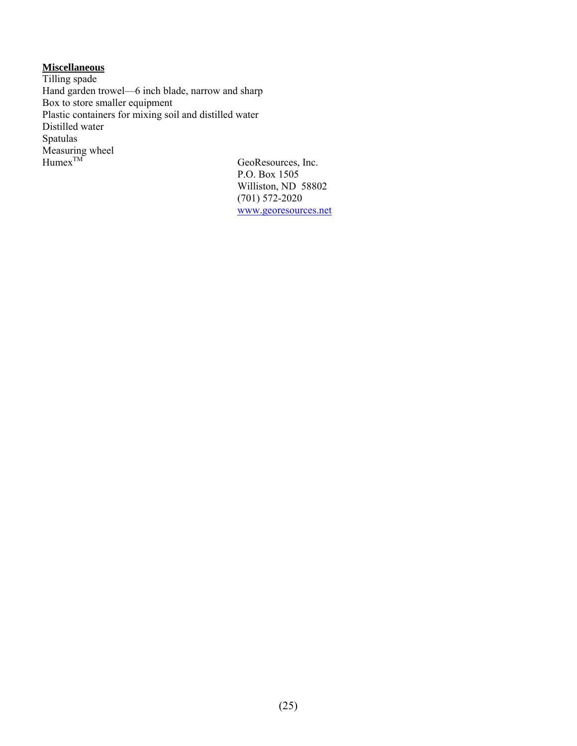**Miscellaneous**

Tilling spade
Hand garden trowel—6 inch blade, narrow and sharp
Box to store smaller equipment
Plastic containers for mixing soil and distilled water
Distilled water
Spatulas
Measuring wheel
Humex™ — GeoResources, Inc.
P.O. Box 1505
Williston, ND 58802
(701) 572-2020
www.georesources.net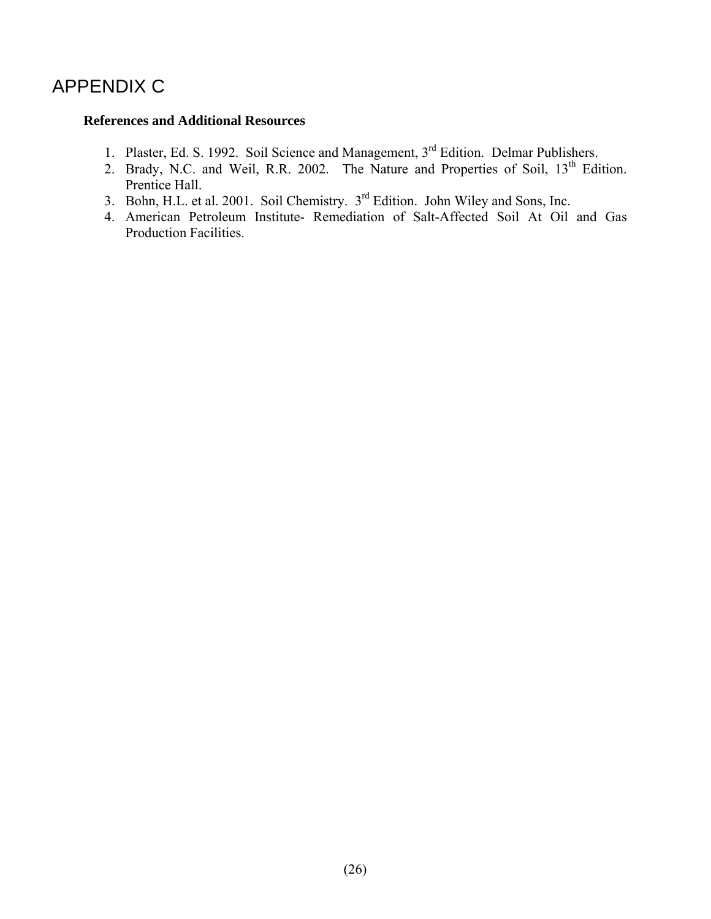# APPENDIX C

**References and Additional Resources**

1. Plaster, Ed. S. 1992. Soil Science and Management, 3rd Edition. Delmar Publishers.
2. Brady, N.C. and Weil, R.R. 2002. The Nature and Properties of Soil, 13th Edition. Prentice Hall.
3. Bohn, H.L. et al. 2001. Soil Chemistry. 3rd Edition. John Wiley and Sons, Inc.
4. American Petroleum Institute- Remediation of Salt-Affected Soil At Oil and Gas Production Facilities.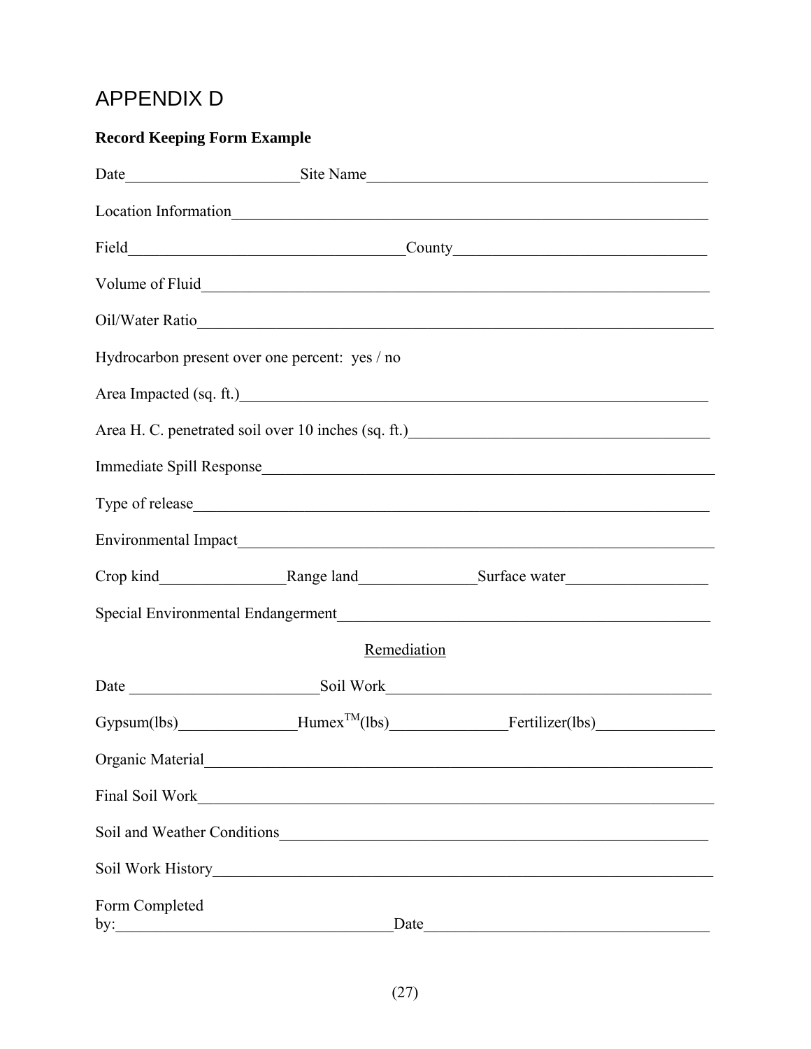# APPENDIX D

**Record Keeping Form Example**

Date______________________Site Name____________________________________________

Location Information______________________________________________________________

Field___________________________________County_________________________________

Volume of Fluid___________________________________________________________________

Oil/Water Ratio___________________________________________________________________

Hydrocarbon present over one percent: yes / no

Area Impacted (sq. ft.)_____________________________________________________________

Area H. C. penetrated soil over 10 inches (sq. ft.)______________________________________

Immediate Spill Response___________________________________________________________

Type of release___________________________________________________________________

Environmental Impact______________________________________________________________

Crop kind________________Range land_______________Surface water__________________

Special Environmental Endangerment_________________________________________________

Remediation

Date ________________________Soil Work__________________________________________

Gypsum(lbs)_______________Humex$^{TM}$(lbs)______________Fertilizer(lbs)_______________

Organic Material__________________________________________________________________

Final Soil Work___________________________________________________________________

Soil and Weather Conditions_________________________________________________________

Soil Work History_________________________________________________________________

Form Completed
by:___________________________________Date_____________________________________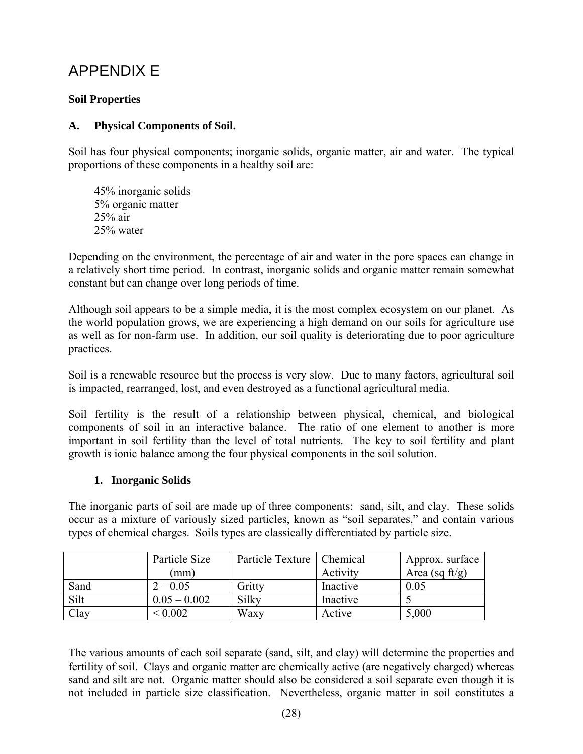# APPENDIX E

**Soil Properties**

**A. Physical Components of Soil.**

Soil has four physical components; inorganic solids, organic matter, air and water. The typical proportions of these components in a healthy soil are:

45% inorganic solids
5% organic matter
25% air
25% water

Depending on the environment, the percentage of air and water in the pore spaces can change in a relatively short time period. In contrast, inorganic solids and organic matter remain somewhat constant but can change over long periods of time.

Although soil appears to be a simple media, it is the most complex ecosystem on our planet. As the world population grows, we are experiencing a high demand on our soils for agriculture use as well as for non-farm use. In addition, our soil quality is deteriorating due to poor agriculture practices.

Soil is a renewable resource but the process is very slow. Due to many factors, agricultural soil is impacted, rearranged, lost, and even destroyed as a functional agricultural media.

Soil fertility is the result of a relationship between physical, chemical, and biological components of soil in an interactive balance. The ratio of one element to another is more important in soil fertility than the level of total nutrients. The key to soil fertility and plant growth is ionic balance among the four physical components in the soil solution.

**1. Inorganic Solids**

The inorganic parts of soil are made up of three components: sand, silt, and clay. These solids occur as a mixture of variously sized particles, known as "soil separates," and contain various types of chemical charges. Soils types are classically differentiated by particle size.

| | Particle Size (mm) | Particle Texture | Chemical Activity | Approx. surface Area (sq ft/g) |
|---|---|---|---|---|
| Sand | 2 – 0.05 | Gritty | Inactive | 0.05 |
| Silt | 0.05 – 0.002 | Silky | Inactive | 5 |
| Clay | < 0.002 | Waxy | Active | 5,000 |

The various amounts of each soil separate (sand, silt, and clay) will determine the properties and fertility of soil. Clays and organic matter are chemically active (are negatively charged) whereas sand and silt are not. Organic matter should also be considered a soil separate even though it is not included in particle size classification. Nevertheless, organic matter in soil constitutes a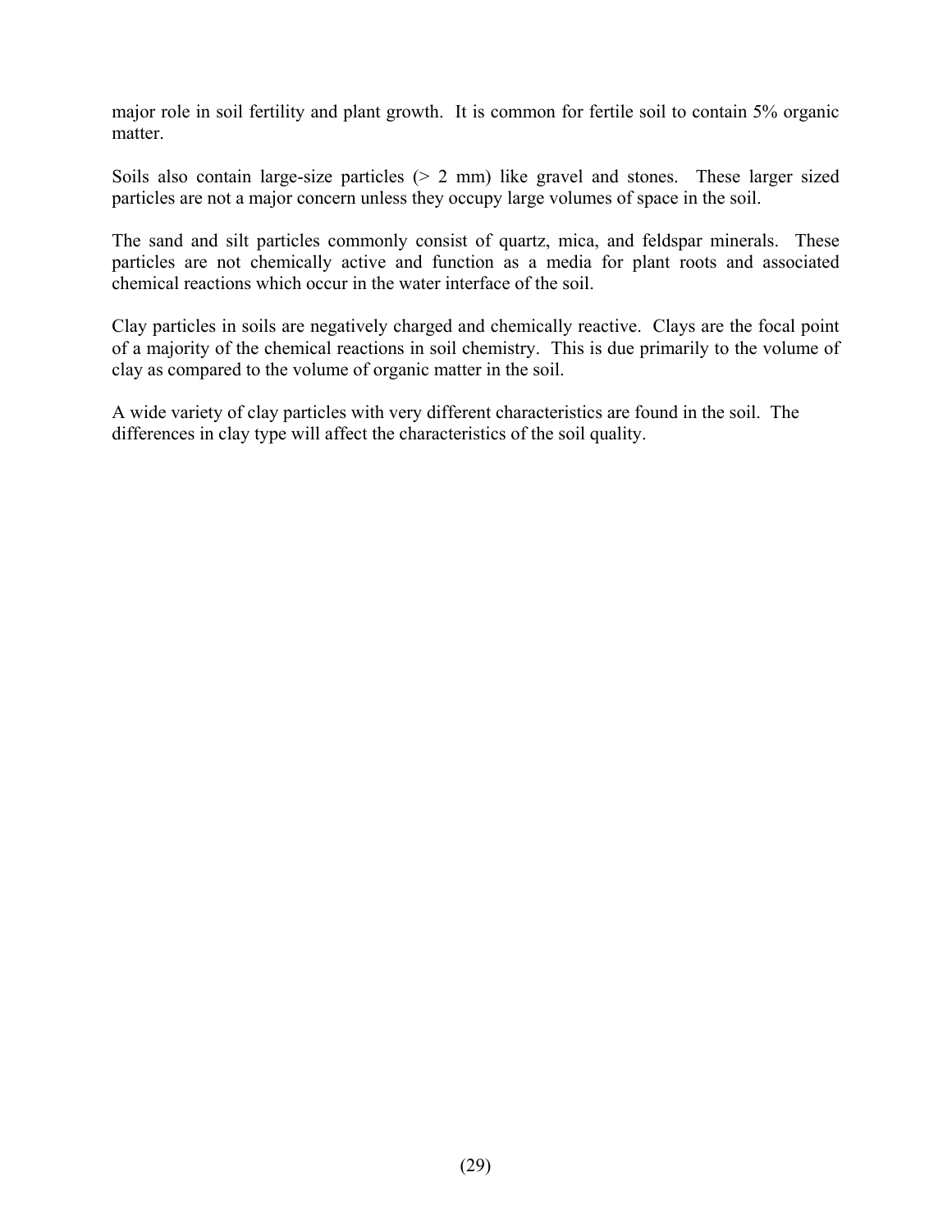major role in soil fertility and plant growth. It is common for fertile soil to contain 5% organic matter.

Soils also contain large-size particles (> 2 mm) like gravel and stones. These larger sized particles are not a major concern unless they occupy large volumes of space in the soil.

The sand and silt particles commonly consist of quartz, mica, and feldspar minerals. These particles are not chemically active and function as a media for plant roots and associated chemical reactions which occur in the water interface of the soil.

Clay particles in soils are negatively charged and chemically reactive. Clays are the focal point of a majority of the chemical reactions in soil chemistry. This is due primarily to the volume of clay as compared to the volume of organic matter in the soil.

A wide variety of clay particles with very different characteristics are found in the soil. The differences in clay type will affect the characteristics of the soil quality.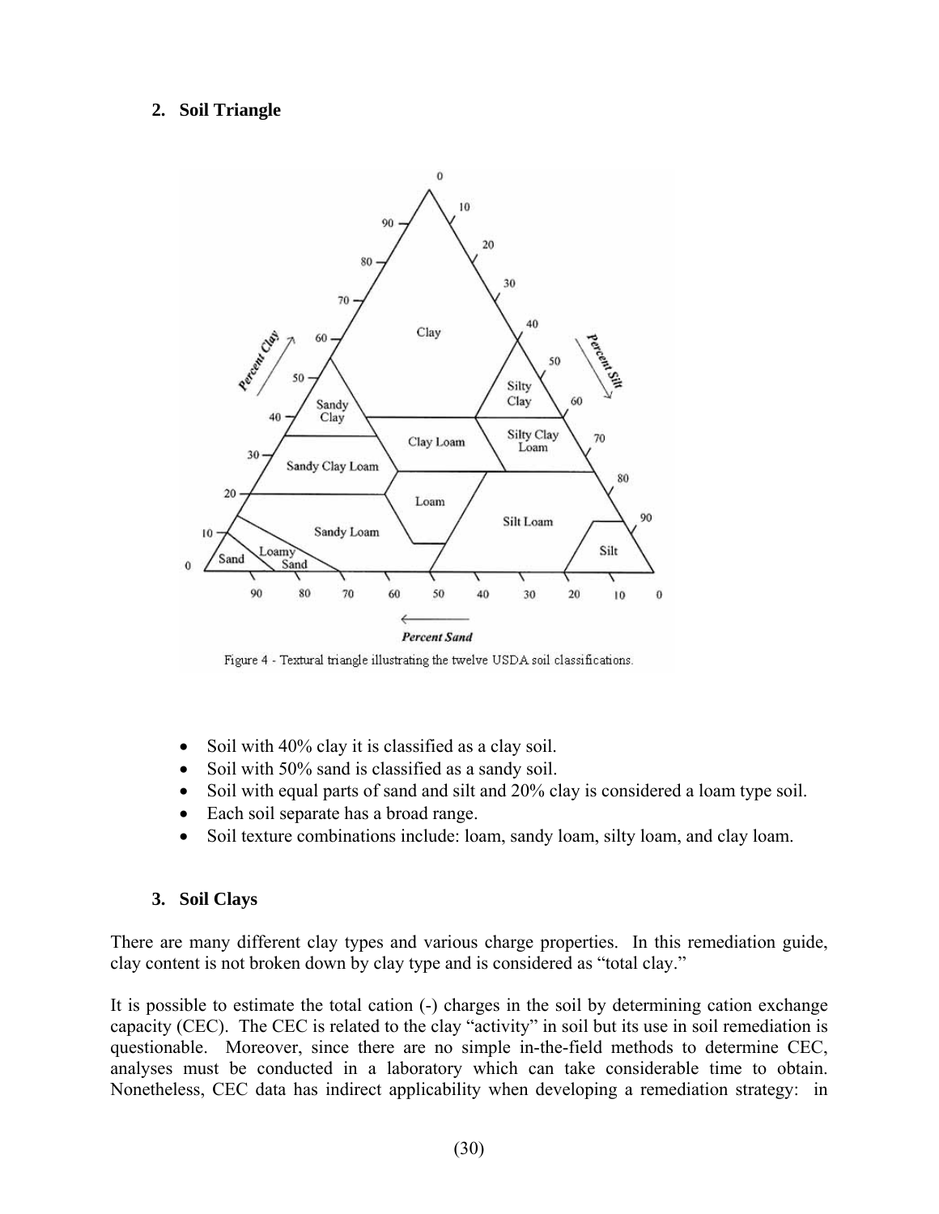## 2. Soil Triangle

Figure 4 - Textural triangle illustrating the twelve USDA soil classifications.

- Soil with 40% clay it is classified as a clay soil.
- Soil with 50% sand is classified as a sandy soil.
- Soil with equal parts of sand and silt and 20% clay is considered a loam type soil.
- Each soil separate has a broad range.
- Soil texture combinations include: loam, sandy loam, silty loam, and clay loam.

## 3. Soil Clays

There are many different clay types and various charge properties. In this remediation guide, clay content is not broken down by clay type and is considered as "total clay."

It is possible to estimate the total cation (-) charges in the soil by determining cation exchange capacity (CEC). The CEC is related to the clay "activity" in soil but its use in soil remediation is questionable. Moreover, since there are no simple in-the-field methods to determine CEC, analyses must be conducted in a laboratory which can take considerable time to obtain. Nonetheless, CEC data has indirect applicability when developing a remediation strategy: in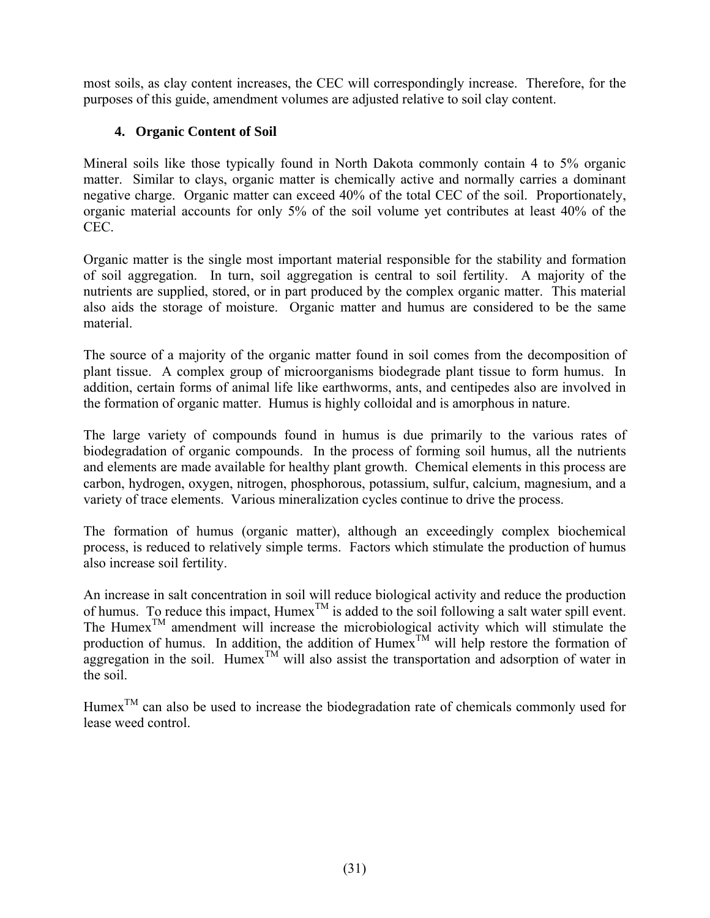most soils, as clay content increases, the CEC will correspondingly increase. Therefore, for the purposes of this guide, amendment volumes are adjusted relative to soil clay content.

### 4. Organic Content of Soil

Mineral soils like those typically found in North Dakota commonly contain 4 to 5% organic matter. Similar to clays, organic matter is chemically active and normally carries a dominant negative charge. Organic matter can exceed 40% of the total CEC of the soil. Proportionately, organic material accounts for only 5% of the soil volume yet contributes at least 40% of the CEC.

Organic matter is the single most important material responsible for the stability and formation of soil aggregation. In turn, soil aggregation is central to soil fertility. A majority of the nutrients are supplied, stored, or in part produced by the complex organic matter. This material also aids the storage of moisture. Organic matter and humus are considered to be the same material.

The source of a majority of the organic matter found in soil comes from the decomposition of plant tissue. A complex group of microorganisms biodegrade plant tissue to form humus. In addition, certain forms of animal life like earthworms, ants, and centipedes also are involved in the formation of organic matter. Humus is highly colloidal and is amorphous in nature.

The large variety of compounds found in humus is due primarily to the various rates of biodegradation of organic compounds. In the process of forming soil humus, all the nutrients and elements are made available for healthy plant growth. Chemical elements in this process are carbon, hydrogen, oxygen, nitrogen, phosphorous, potassium, sulfur, calcium, magnesium, and a variety of trace elements. Various mineralization cycles continue to drive the process.

The formation of humus (organic matter), although an exceedingly complex biochemical process, is reduced to relatively simple terms. Factors which stimulate the production of humus also increase soil fertility.

An increase in salt concentration in soil will reduce biological activity and reduce the production of humus. To reduce this impact, Humex™ is added to the soil following a salt water spill event. The Humex™ amendment will increase the microbiological activity which will stimulate the production of humus. In addition, the addition of Humex™ will help restore the formation of aggregation in the soil. Humex™ will also assist the transportation and adsorption of water in the soil.

Humex™ can also be used to increase the biodegradation rate of chemicals commonly used for lease weed control.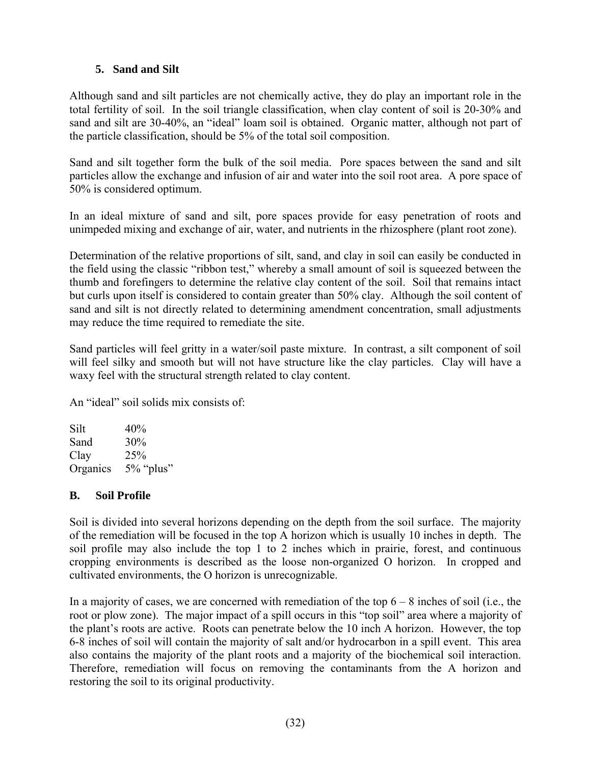### 5. Sand and Silt

Although sand and silt particles are not chemically active, they do play an important role in the total fertility of soil. In the soil triangle classification, when clay content of soil is 20-30% and sand and silt are 30-40%, an "ideal" loam soil is obtained. Organic matter, although not part of the particle classification, should be 5% of the total soil composition.

Sand and silt together form the bulk of the soil media. Pore spaces between the sand and silt particles allow the exchange and infusion of air and water into the soil root area. A pore space of 50% is considered optimum.

In an ideal mixture of sand and silt, pore spaces provide for easy penetration of roots and unimpeded mixing and exchange of air, water, and nutrients in the rhizosphere (plant root zone).

Determination of the relative proportions of silt, sand, and clay in soil can easily be conducted in the field using the classic "ribbon test," whereby a small amount of soil is squeezed between the thumb and forefingers to determine the relative clay content of the soil. Soil that remains intact but curls upon itself is considered to contain greater than 50% clay. Although the soil content of sand and silt is not directly related to determining amendment concentration, small adjustments may reduce the time required to remediate the site.

Sand particles will feel gritty in a water/soil paste mixture. In contrast, a silt component of soil will feel silky and smooth but will not have structure like the clay particles. Clay will have a waxy feel with the structural strength related to clay content.

An "ideal" soil solids mix consists of:

| | |
|---|---|
| Silt | 40% |
| Sand | 30% |
| Clay | 25% |
| Organics | 5% "plus" |

## B. Soil Profile

Soil is divided into several horizons depending on the depth from the soil surface. The majority of the remediation will be focused in the top A horizon which is usually 10 inches in depth. The soil profile may also include the top 1 to 2 inches which in prairie, forest, and continuous cropping environments is described as the loose non-organized O horizon. In cropped and cultivated environments, the O horizon is unrecognizable.

In a majority of cases, we are concerned with remediation of the top 6 – 8 inches of soil (i.e., the root or plow zone). The major impact of a spill occurs in this "top soil" area where a majority of the plant's roots are active. Roots can penetrate below the 10 inch A horizon. However, the top 6-8 inches of soil will contain the majority of salt and/or hydrocarbon in a spill event. This area also contains the majority of the plant roots and a majority of the biochemical soil interaction. Therefore, remediation will focus on removing the contaminants from the A horizon and restoring the soil to its original productivity.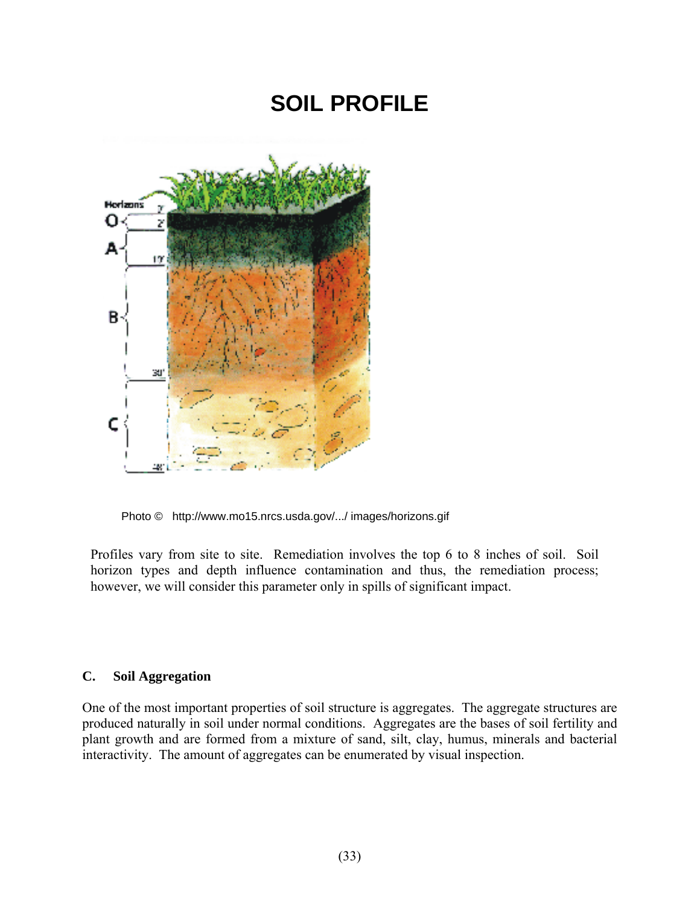# SOIL PROFILE

Photo © http://www.mo15.nrcs.usda.gov/.../ images/horizons.gif

Profiles vary from site to site. Remediation involves the top 6 to 8 inches of soil. Soil horizon types and depth influence contamination and thus, the remediation process; however, we will consider this parameter only in spills of significant impact.

### C. Soil Aggregation

One of the most important properties of soil structure is aggregates. The aggregate structures are produced naturally in soil under normal conditions. Aggregates are the bases of soil fertility and plant growth and are formed from a mixture of sand, silt, clay, humus, minerals and bacterial interactivity. The amount of aggregates can be enumerated by visual inspection.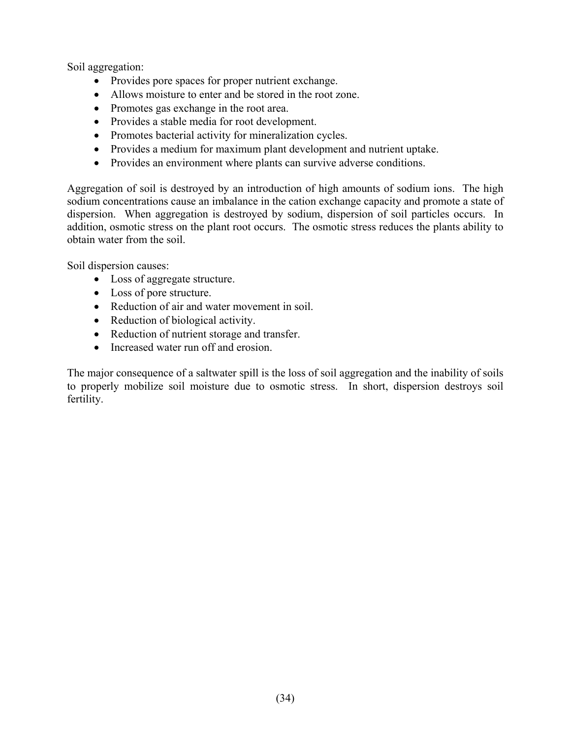Soil aggregation:

- Provides pore spaces for proper nutrient exchange.
- Allows moisture to enter and be stored in the root zone.
- Promotes gas exchange in the root area.
- Provides a stable media for root development.
- Promotes bacterial activity for mineralization cycles.
- Provides a medium for maximum plant development and nutrient uptake.
- Provides an environment where plants can survive adverse conditions.

Aggregation of soil is destroyed by an introduction of high amounts of sodium ions. The high sodium concentrations cause an imbalance in the cation exchange capacity and promote a state of dispersion. When aggregation is destroyed by sodium, dispersion of soil particles occurs. In addition, osmotic stress on the plant root occurs. The osmotic stress reduces the plants ability to obtain water from the soil.

Soil dispersion causes:

- Loss of aggregate structure.
- Loss of pore structure.
- Reduction of air and water movement in soil.
- Reduction of biological activity.
- Reduction of nutrient storage and transfer.
- Increased water run off and erosion.

The major consequence of a saltwater spill is the loss of soil aggregation and the inability of soils to properly mobilize soil moisture due to osmotic stress. In short, dispersion destroys soil fertility.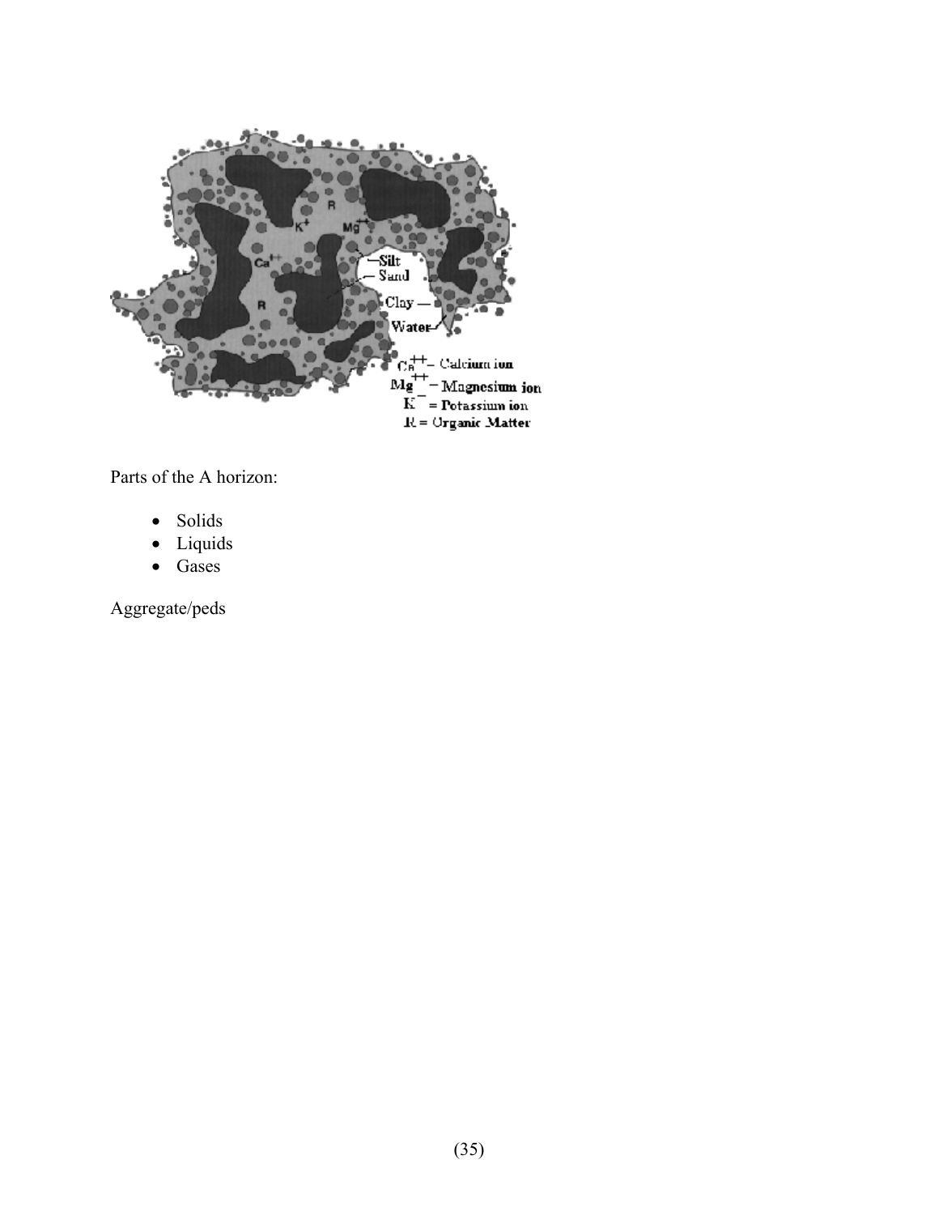Parts of the A horizon:

- Solids
- Liquids
- Gases

Aggregate/peds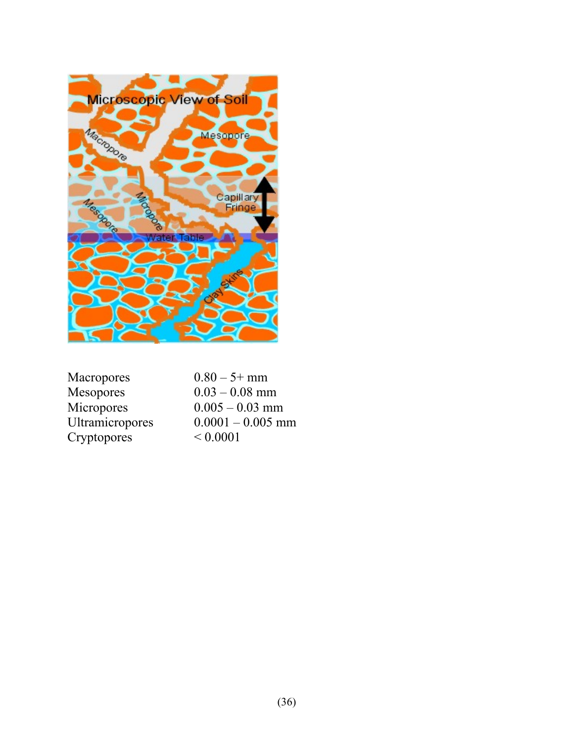| | |
|---|---|
| Macropores | 0.80 – 5+ mm |
| Mesopores | 0.03 – 0.08 mm |
| Micropores | 0.005 – 0.03 mm |
| Ultramicropores | 0.0001 – 0.005 mm |
| Cryptopores | < 0.0001 |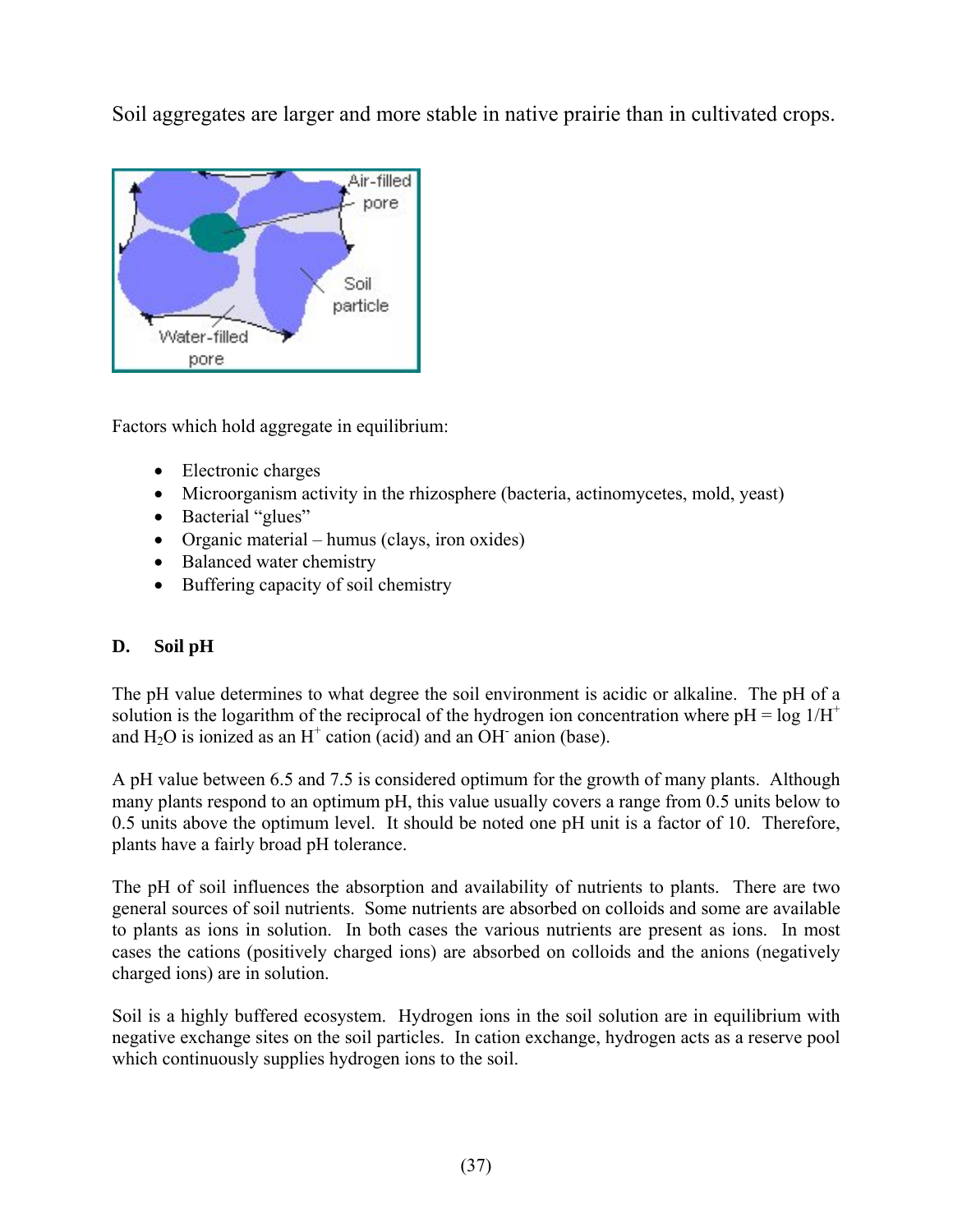Soil aggregates are larger and more stable in native prairie than in cultivated crops.

Factors which hold aggregate in equilibrium:

- Electronic charges
- Microorganism activity in the rhizosphere (bacteria, actinomycetes, mold, yeast)
- Bacterial "glues"
- Organic material – humus (clays, iron oxides)
- Balanced water chemistry
- Buffering capacity of soil chemistry

**D. Soil pH**

The pH value determines to what degree the soil environment is acidic or alkaline. The pH of a solution is the logarithm of the reciprocal of the hydrogen ion concentration where pH = log $1/H^+$ and $H_2O$ is ionized as an $H^+$ cation (acid) and an $OH^-$ anion (base).

A pH value between 6.5 and 7.5 is considered optimum for the growth of many plants. Although many plants respond to an optimum pH, this value usually covers a range from 0.5 units below to 0.5 units above the optimum level. It should be noted one pH unit is a factor of 10. Therefore, plants have a fairly broad pH tolerance.

The pH of soil influences the absorption and availability of nutrients to plants. There are two general sources of soil nutrients. Some nutrients are absorbed on colloids and some are available to plants as ions in solution. In both cases the various nutrients are present as ions. In most cases the cations (positively charged ions) are absorbed on colloids and the anions (negatively charged ions) are in solution.

Soil is a highly buffered ecosystem. Hydrogen ions in the soil solution are in equilibrium with negative exchange sites on the soil particles. In cation exchange, hydrogen acts as a reserve pool which continuously supplies hydrogen ions to the soil.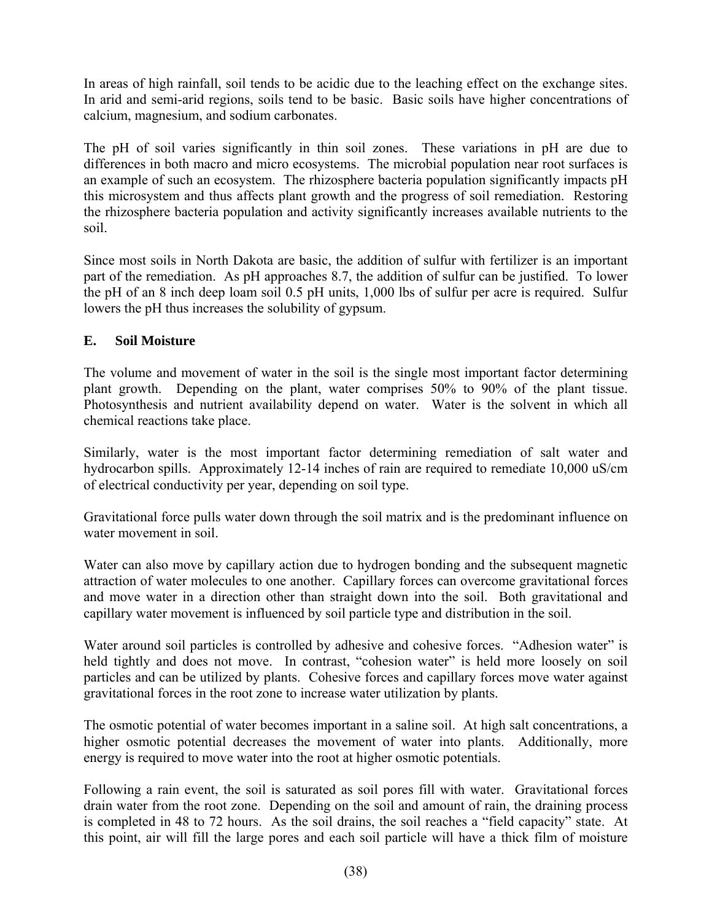In areas of high rainfall, soil tends to be acidic due to the leaching effect on the exchange sites. In arid and semi-arid regions, soils tend to be basic. Basic soils have higher concentrations of calcium, magnesium, and sodium carbonates.

The pH of soil varies significantly in thin soil zones. These variations in pH are due to differences in both macro and micro ecosystems. The microbial population near root surfaces is an example of such an ecosystem. The rhizosphere bacteria population significantly impacts pH this microsystem and thus affects plant growth and the progress of soil remediation. Restoring the rhizosphere bacteria population and activity significantly increases available nutrients to the soil.

Since most soils in North Dakota are basic, the addition of sulfur with fertilizer is an important part of the remediation. As pH approaches 8.7, the addition of sulfur can be justified. To lower the pH of an 8 inch deep loam soil 0.5 pH units, 1,000 lbs of sulfur per acre is required. Sulfur lowers the pH thus increases the solubility of gypsum.

### E. Soil Moisture

The volume and movement of water in the soil is the single most important factor determining plant growth. Depending on the plant, water comprises 50% to 90% of the plant tissue. Photosynthesis and nutrient availability depend on water. Water is the solvent in which all chemical reactions take place.

Similarly, water is the most important factor determining remediation of salt water and hydrocarbon spills. Approximately 12-14 inches of rain are required to remediate 10,000 uS/cm of electrical conductivity per year, depending on soil type.

Gravitational force pulls water down through the soil matrix and is the predominant influence on water movement in soil.

Water can also move by capillary action due to hydrogen bonding and the subsequent magnetic attraction of water molecules to one another. Capillary forces can overcome gravitational forces and move water in a direction other than straight down into the soil. Both gravitational and capillary water movement is influenced by soil particle type and distribution in the soil.

Water around soil particles is controlled by adhesive and cohesive forces. "Adhesion water" is held tightly and does not move. In contrast, "cohesion water" is held more loosely on soil particles and can be utilized by plants. Cohesive forces and capillary forces move water against gravitational forces in the root zone to increase water utilization by plants.

The osmotic potential of water becomes important in a saline soil. At high salt concentrations, a higher osmotic potential decreases the movement of water into plants. Additionally, more energy is required to move water into the root at higher osmotic potentials.

Following a rain event, the soil is saturated as soil pores fill with water. Gravitational forces drain water from the root zone. Depending on the soil and amount of rain, the draining process is completed in 48 to 72 hours. As the soil drains, the soil reaches a "field capacity" state. At this point, air will fill the large pores and each soil particle will have a thick film of moisture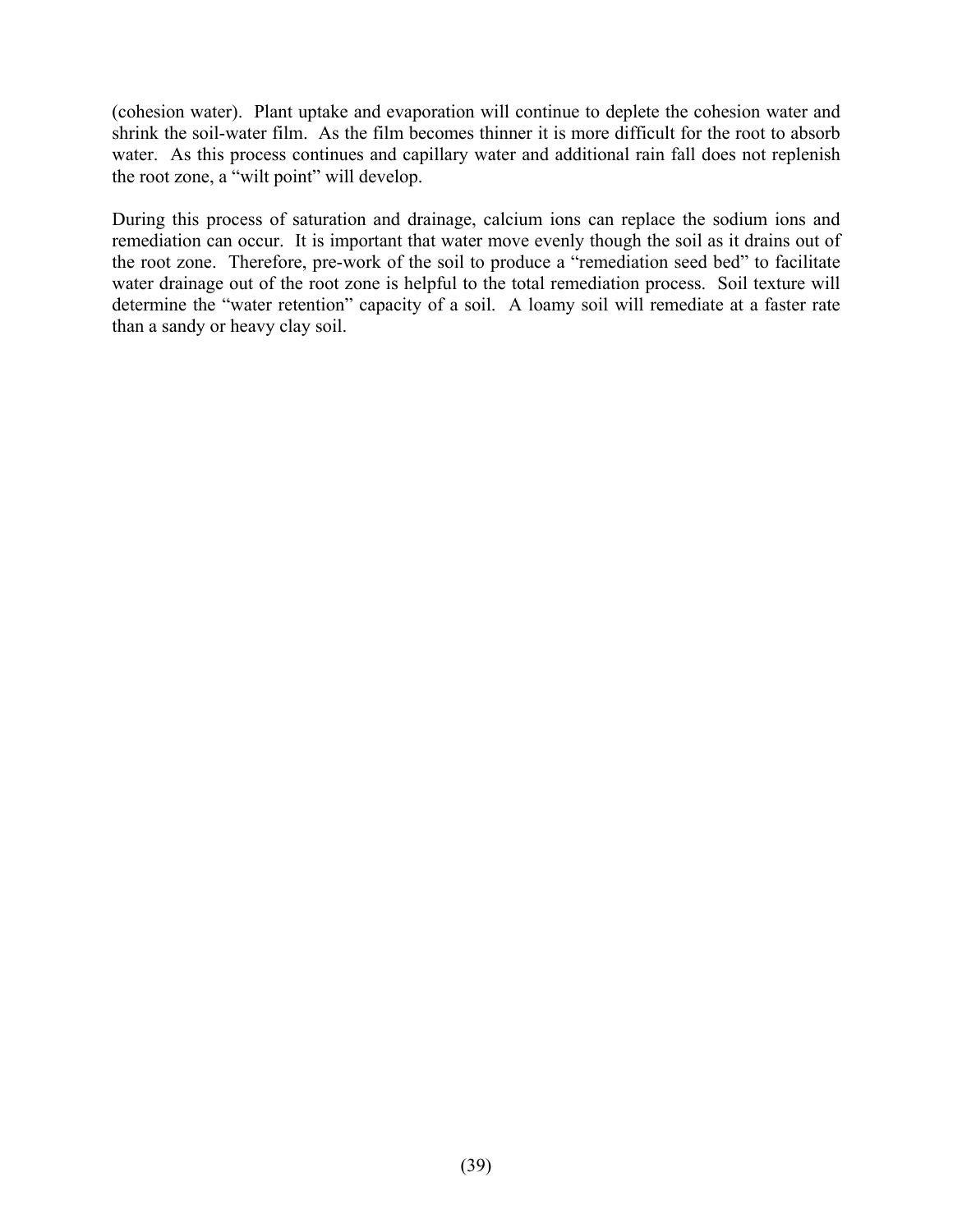(cohesion water). Plant uptake and evaporation will continue to deplete the cohesion water and shrink the soil-water film. As the film becomes thinner it is more difficult for the root to absorb water. As this process continues and capillary water and additional rain fall does not replenish the root zone, a "wilt point" will develop.

During this process of saturation and drainage, calcium ions can replace the sodium ions and remediation can occur. It is important that water move evenly though the soil as it drains out of the root zone. Therefore, pre-work of the soil to produce a "remediation seed bed" to facilitate water drainage out of the root zone is helpful to the total remediation process. Soil texture will determine the "water retention" capacity of a soil. A loamy soil will remediate at a faster rate than a sandy or heavy clay soil.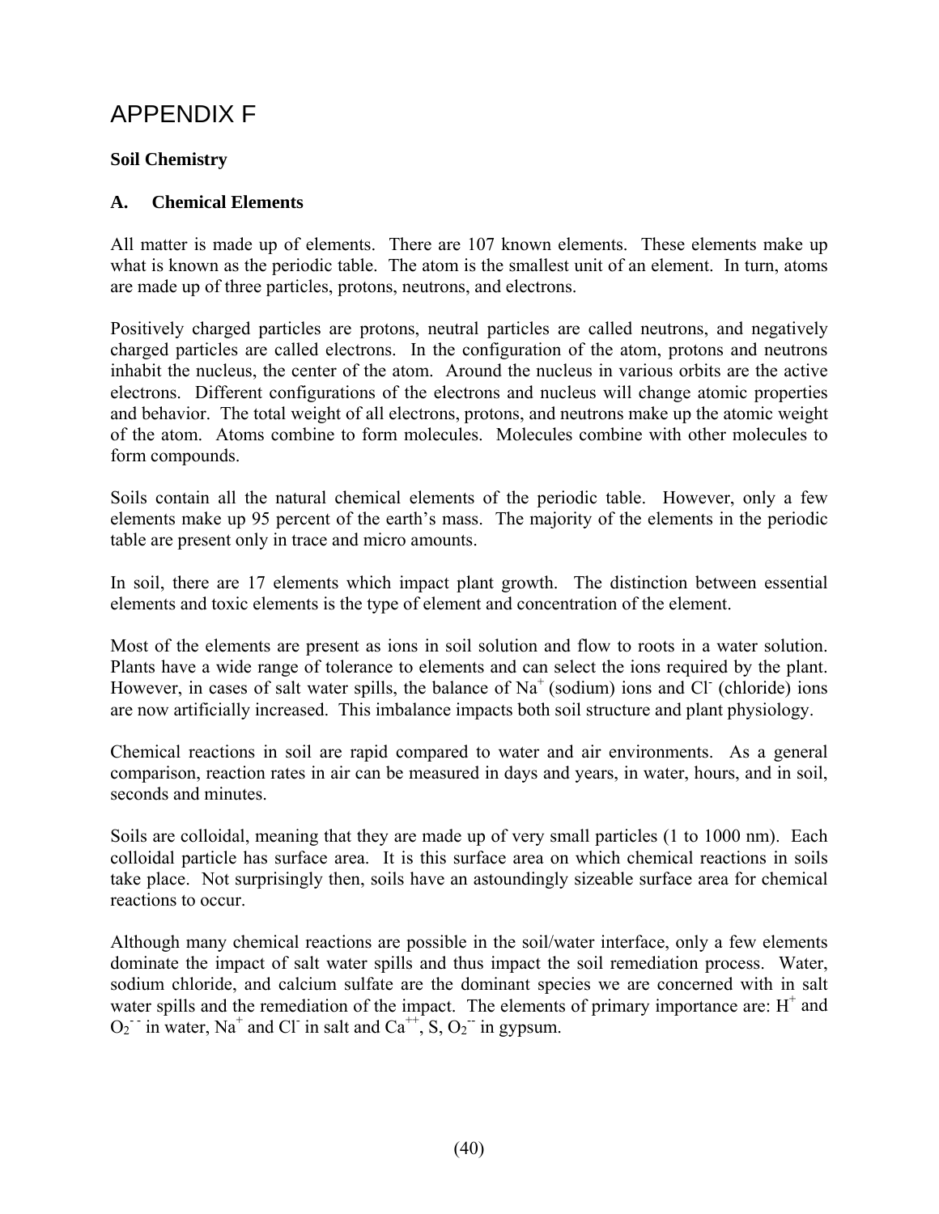# APPENDIX F

## Soil Chemistry

### A. Chemical Elements

All matter is made up of elements. There are 107 known elements. These elements make up what is known as the periodic table. The atom is the smallest unit of an element. In turn, atoms are made up of three particles, protons, neutrons, and electrons.

Positively charged particles are protons, neutral particles are called neutrons, and negatively charged particles are called electrons. In the configuration of the atom, protons and neutrons inhabit the nucleus, the center of the atom. Around the nucleus in various orbits are the active electrons. Different configurations of the electrons and nucleus will change atomic properties and behavior. The total weight of all electrons, protons, and neutrons make up the atomic weight of the atom. Atoms combine to form molecules. Molecules combine with other molecules to form compounds.

Soils contain all the natural chemical elements of the periodic table. However, only a few elements make up 95 percent of the earth's mass. The majority of the elements in the periodic table are present only in trace and micro amounts.

In soil, there are 17 elements which impact plant growth. The distinction between essential elements and toxic elements is the type of element and concentration of the element.

Most of the elements are present as ions in soil solution and flow to roots in a water solution. Plants have a wide range of tolerance to elements and can select the ions required by the plant. However, in cases of salt water spills, the balance of $Na^+$ (sodium) ions and $Cl^-$ (chloride) ions are now artificially increased. This imbalance impacts both soil structure and plant physiology.

Chemical reactions in soil are rapid compared to water and air environments. As a general comparison, reaction rates in air can be measured in days and years, in water, hours, and in soil, seconds and minutes.

Soils are colloidal, meaning that they are made up of very small particles (1 to 1000 nm). Each colloidal particle has surface area. It is this surface area on which chemical reactions in soils take place. Not surprisingly then, soils have an astoundingly sizeable surface area for chemical reactions to occur.

Although many chemical reactions are possible in the soil/water interface, only a few elements dominate the impact of salt water spills and thus impact the soil remediation process. Water, sodium chloride, and calcium sulfate are the dominant species we are concerned with in salt water spills and the remediation of the impact. The elements of primary importance are: $H^+$ and $O_2^{--}$ in water, $Na^+$ and $Cl^-$ in salt and $Ca^{++}$, S, $O_2^{--}$ in gypsum.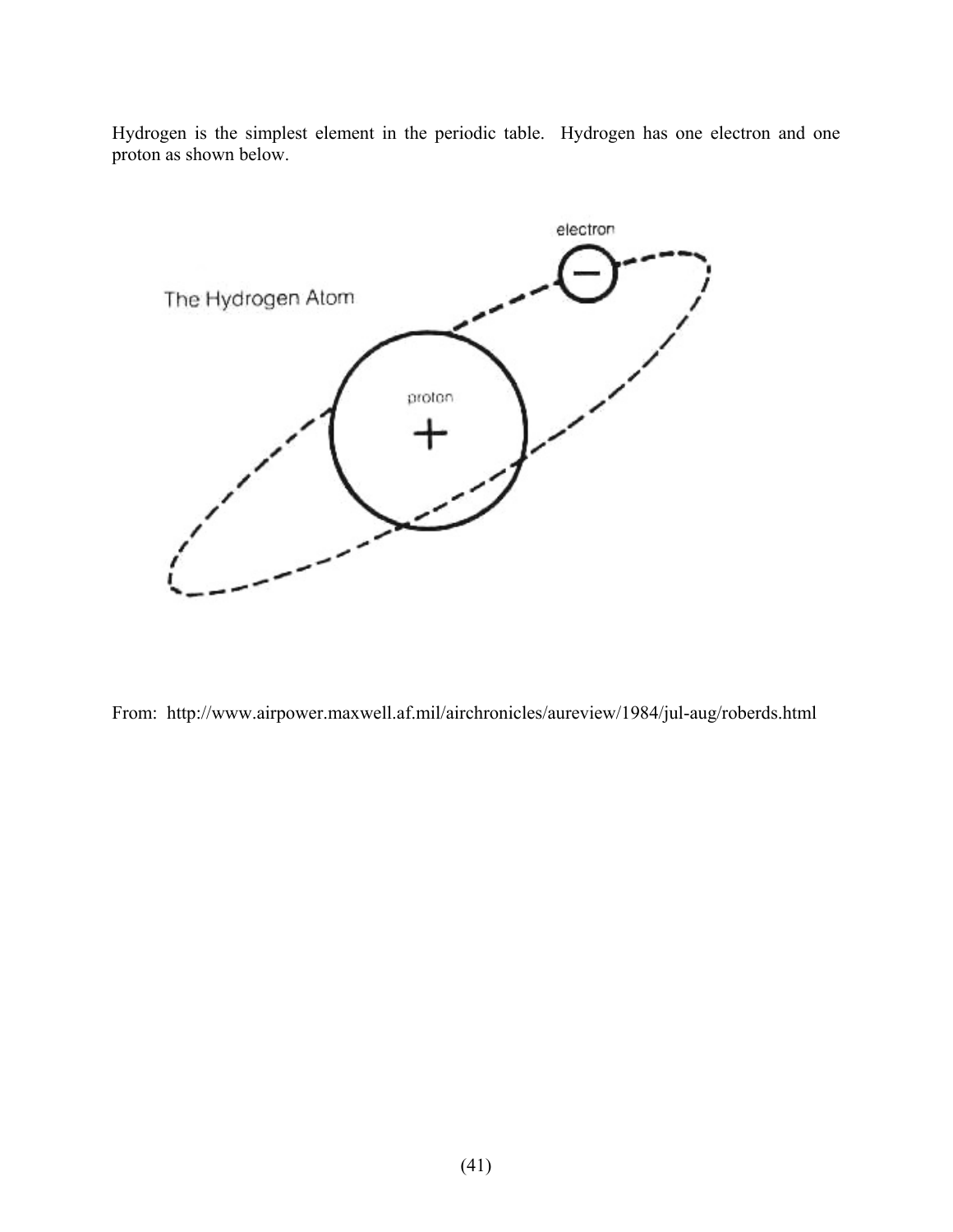Hydrogen is the simplest element in the periodic table. Hydrogen has one electron and one proton as shown below.

From: http://www.airpower.maxwell.af.mil/airchronicles/aureview/1984/jul-aug/roberds.html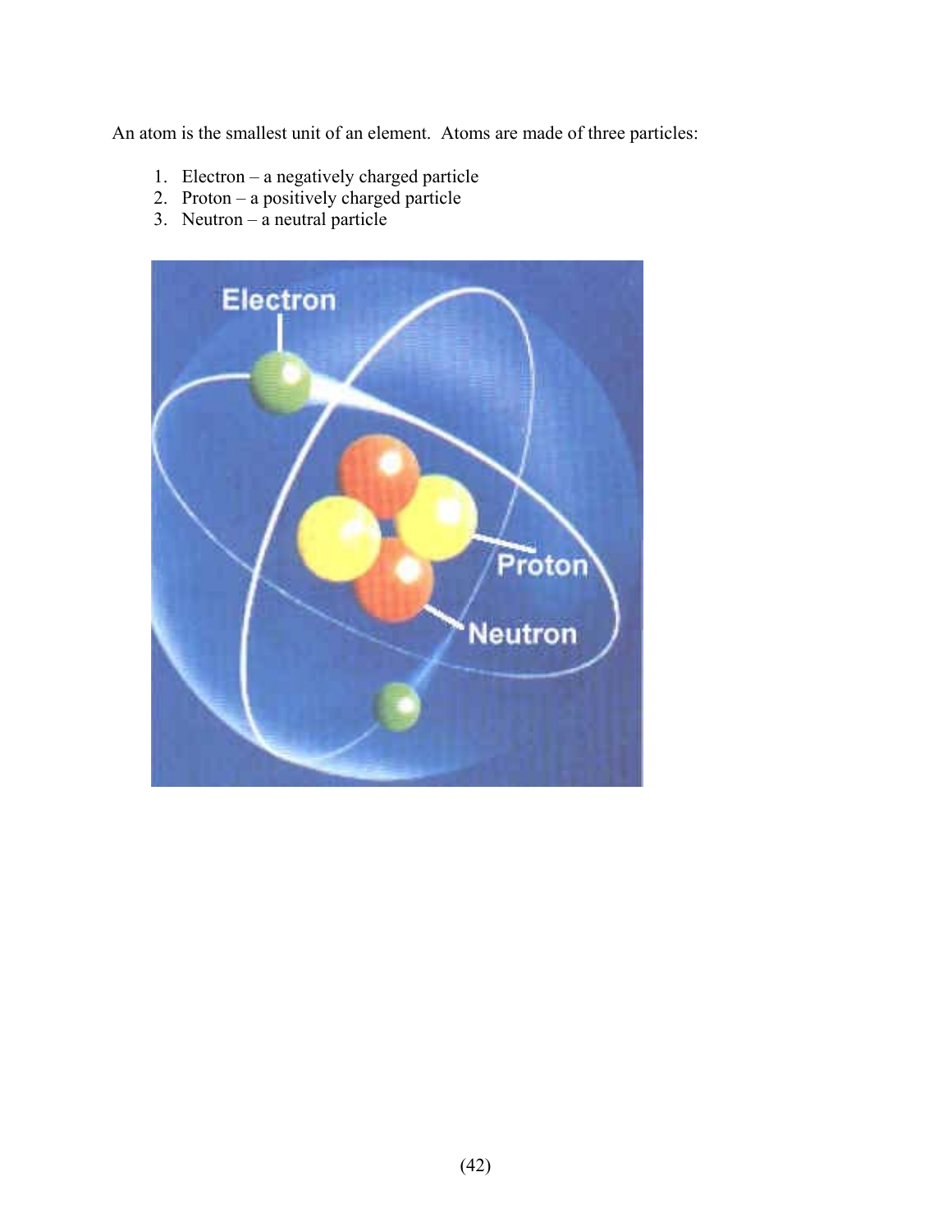An atom is the smallest unit of an element. Atoms are made of three particles:

1. Electron – a negatively charged particle
2. Proton – a positively charged particle
3. Neutron – a neutral particle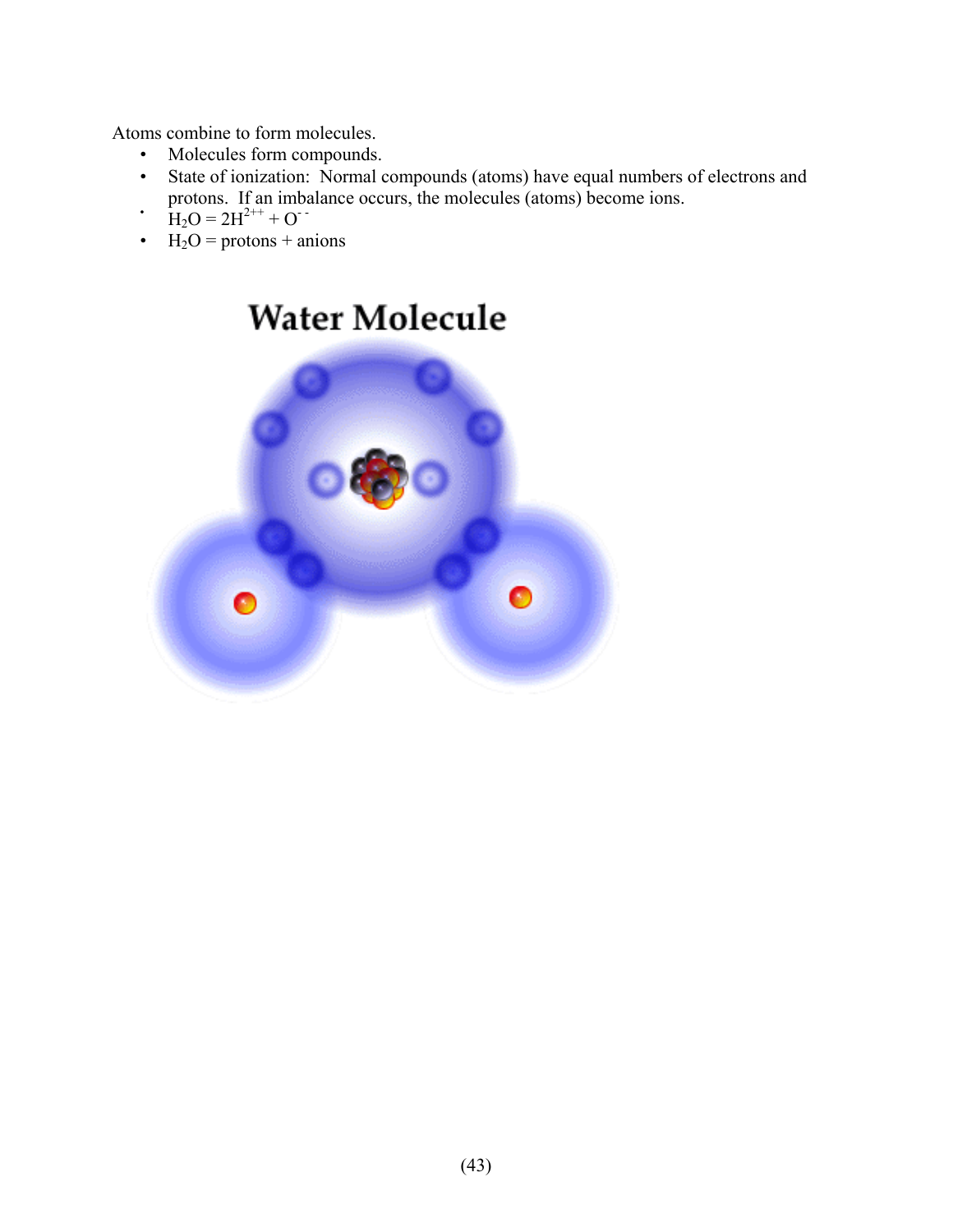Atoms combine to form molecules.

- Molecules form compounds.
- State of ionization: Normal compounds (atoms) have equal numbers of electrons and protons. If an imbalance occurs, the molecules (atoms) become ions.
- $H_2O = 2H^{2++} + O^{--}$
- $H_2O$ = protons + anions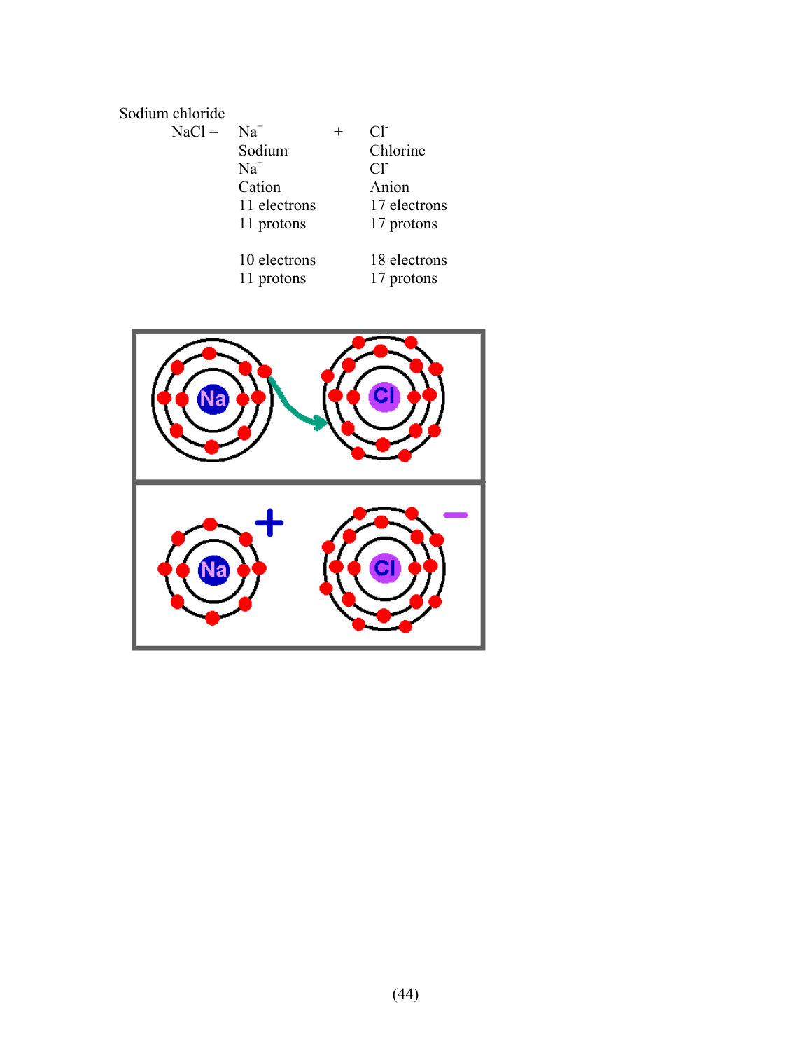Sodium chloride

| NaCl = | $Na^+$ | + | $Cl^-$ |
|---|---|---|---|
| | Sodium | | Chlorine |
| | $Na^+$ | | $Cl^-$ |
| | Cation | | Anion |
| | 11 electrons | | 17 electrons |
| | 11 protons | | 17 protons |
| | | | |
| | 10 electrons | | 18 electrons |
| | 11 protons | | 17 protons |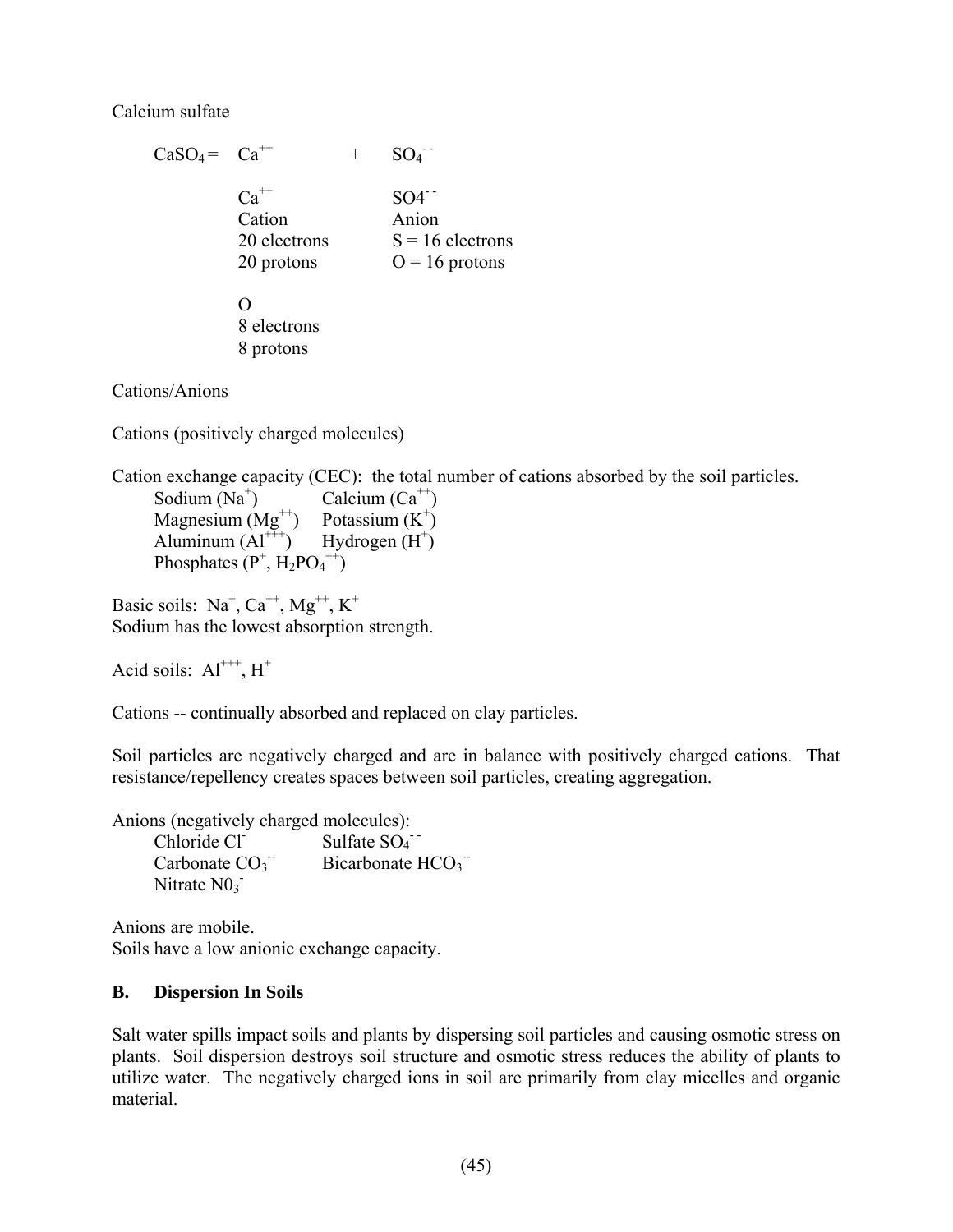Calcium sulfate

$CaSO_4 = Ca^{++} + SO_4^{--}$

| $Ca^{++}$ | $SO4^{--}$ |
|---|---|
| Cation | Anion |
| 20 electrons | S = 16 electrons |
| 20 protons | O = 16 protons |

O
8 electrons
8 protons

Cations/Anions

Cations (positively charged molecules)

Cation exchange capacity (CEC): the total number of cations absorbed by the soil particles.

| | |
|---|---|
| Sodium ($Na^{+}$) | Calcium ($Ca^{++}$) |
| Magnesium ($Mg^{++}$) | Potassium ($K^{+}$) |
| Aluminum ($Al^{+++}$) | Hydrogen ($H^{+}$) |
| Phosphates ($P^{+}$, $H_2PO_4^{++}$) | |

Basic soils: $Na^{+}$, $Ca^{++}$, $Mg^{++}$, $K^{+}$
Sodium has the lowest absorption strength.

Acid soils: $Al^{+++}$, $H^{+}$

Cations -- continually absorbed and replaced on clay particles.

Soil particles are negatively charged and are in balance with positively charged cations. That resistance/repellency creates spaces between soil particles, creating aggregation.

Anions (negatively charged molecules):

| | |
|---|---|
| Chloride $Cl^{-}$ | Sulfate $SO_4^{--}$ |
| Carbonate $CO_3^{--}$ | Bicarbonate $HCO_3^{--}$ |
| Nitrate $N0_3^{-}$ | |

Anions are mobile.
Soils have a low anionic exchange capacity.

### B. Dispersion In Soils

Salt water spills impact soils and plants by dispersing soil particles and causing osmotic stress on plants. Soil dispersion destroys soil structure and osmotic stress reduces the ability of plants to utilize water. The negatively charged ions in soil are primarily from clay micelles and organic material.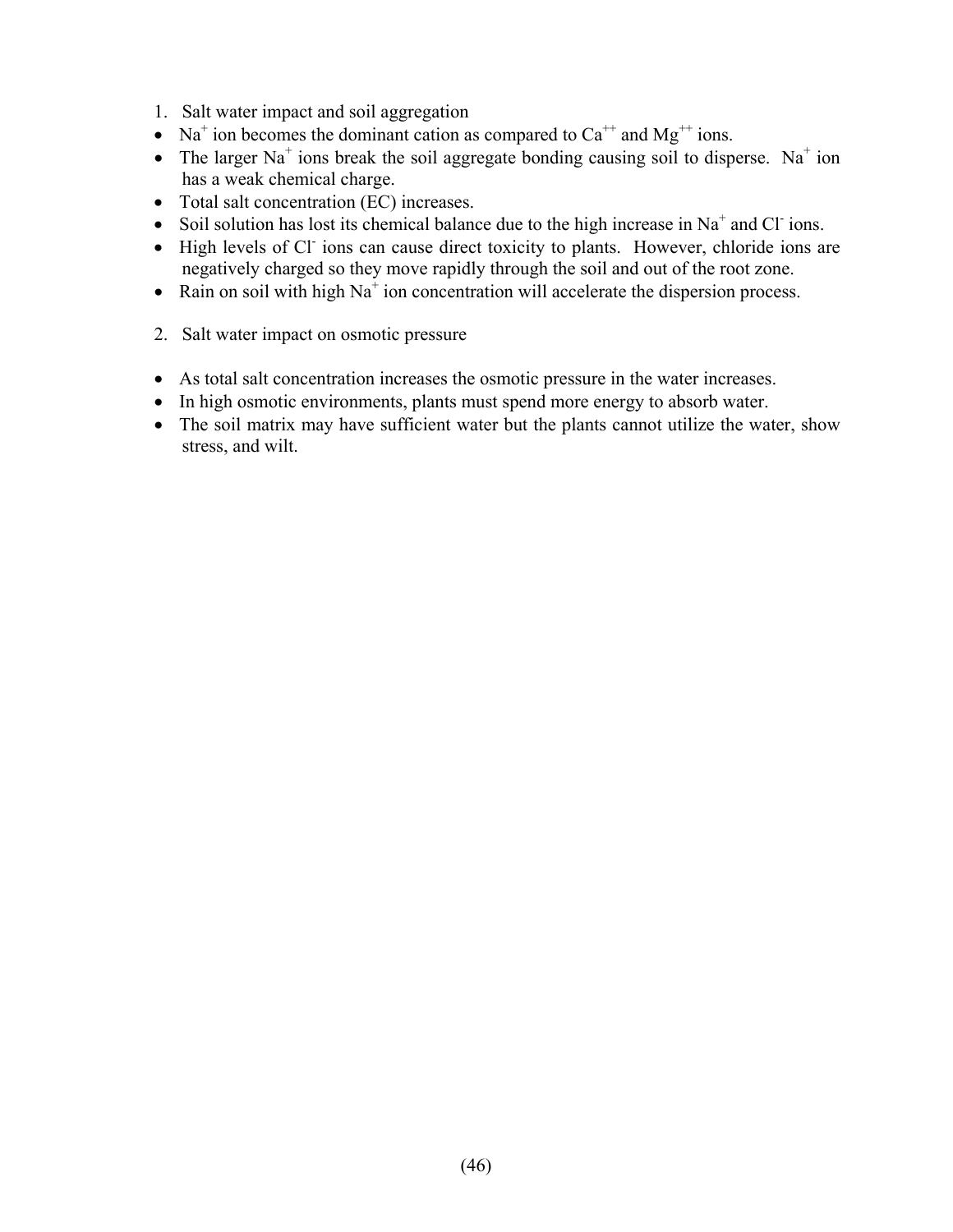1. Salt water impact and soil aggregation

- $Na^{+}$ ion becomes the dominant cation as compared to $Ca^{++}$ and $Mg^{++}$ ions.
- The larger $Na^{+}$ ions break the soil aggregate bonding causing soil to disperse. $Na^{+}$ ion has a weak chemical charge.
- Total salt concentration (EC) increases.
- Soil solution has lost its chemical balance due to the high increase in $Na^{+}$ and $Cl^{-}$ ions.
- High levels of $Cl^{-}$ ions can cause direct toxicity to plants. However, chloride ions are negatively charged so they move rapidly through the soil and out of the root zone.
- Rain on soil with high $Na^{+}$ ion concentration will accelerate the dispersion process.

2. Salt water impact on osmotic pressure

- As total salt concentration increases the osmotic pressure in the water increases.
- In high osmotic environments, plants must spend more energy to absorb water.
- The soil matrix may have sufficient water but the plants cannot utilize the water, show stress, and wilt.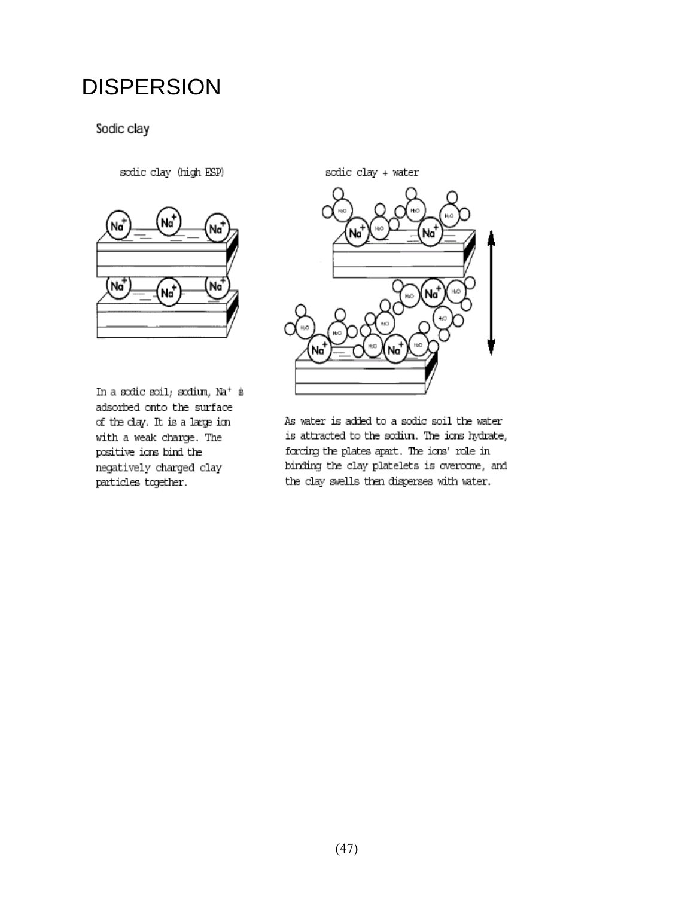# DISPERSION

## Sodic clay

sodic clay (high ESP)

sodic clay + water

In a sodic soil; sodium, $Na^+$ is adsorbed onto the surface of the clay. It is a large ion with a weak charge. The positive ions bind the negatively charged clay particles together.

As water is added to a sodic soil the water is attracted to the sodium. The ions hydrate, forcing the plates apart. The ions' role in binding the clay platelets is overcome, and the clay swells then disperses with water.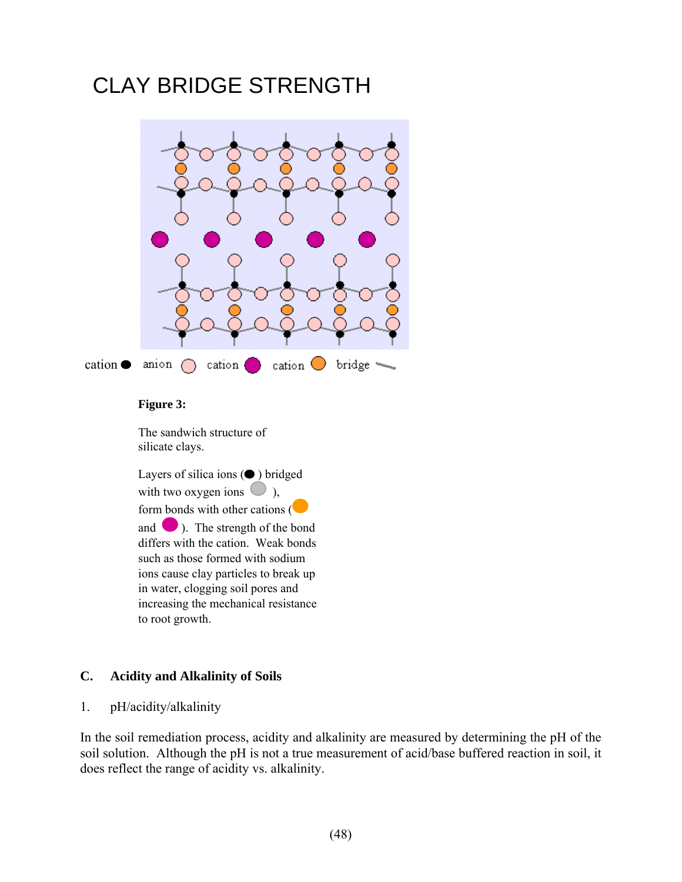# CLAY BRIDGE STRENGTH

cation ● anion cation cation bridge

**Figure 3:**

The sandwich structure of silicate clays.

Layers of silica ions (● ) bridged with two oxygen ions ), form bonds with other cations ( and ). The strength of the bond differs with the cation. Weak bonds such as those formed with sodium ions cause clay particles to break up in water, clogging soil pores and increasing the mechanical resistance to root growth.

### C. Acidity and Alkalinity of Soils

1. pH/acidity/alkalinity

In the soil remediation process, acidity and alkalinity are measured by determining the pH of the soil solution. Although the pH is not a true measurement of acid/base buffered reaction in soil, it does reflect the range of acidity vs. alkalinity.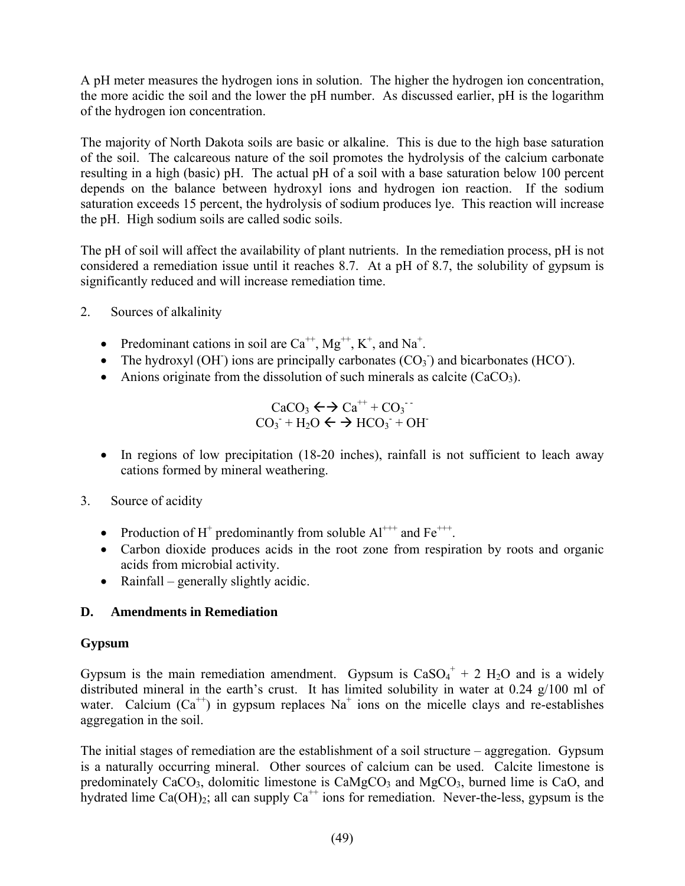A pH meter measures the hydrogen ions in solution. The higher the hydrogen ion concentration, the more acidic the soil and the lower the pH number. As discussed earlier, pH is the logarithm of the hydrogen ion concentration.

The majority of North Dakota soils are basic or alkaline. This is due to the high base saturation of the soil. The calcareous nature of the soil promotes the hydrolysis of the calcium carbonate resulting in a high (basic) pH. The actual pH of a soil with a base saturation below 100 percent depends on the balance between hydroxyl ions and hydrogen ion reaction. If the sodium saturation exceeds 15 percent, the hydrolysis of sodium produces lye. This reaction will increase the pH. High sodium soils are called sodic soils.

The pH of soil will affect the availability of plant nutrients. In the remediation process, pH is not considered a remediation issue until it reaches 8.7. At a pH of 8.7, the solubility of gypsum is significantly reduced and will increase remediation time.

2. Sources of alkalinity

- Predominant cations in soil are $Ca^{++}$, $Mg^{++}$, $K^{+}$, and $Na^{+}$.
- The hydroxyl ($OH^{-}$) ions are principally carbonates ($CO_3^{-}$) and bicarbonates ($HCO^{-}$).
- Anions originate from the dissolution of such minerals as calcite ($CaCO_3$).

$$CaCO_3 \leftrightarrow Ca^{++} + CO_3^{--}$$
$$CO_3^{-} + H_2O \leftrightarrow HCO_3^{-} + OH^{-}$$

- In regions of low precipitation (18-20 inches), rainfall is not sufficient to leach away cations formed by mineral weathering.

3. Source of acidity

- Production of $H^{+}$ predominantly from soluble $Al^{+++}$ and $Fe^{+++}$.
- Carbon dioxide produces acids in the root zone from respiration by roots and organic acids from microbial activity.
- Rainfall – generally slightly acidic.

## D. Amendments in Remediation

### Gypsum

Gypsum is the main remediation amendment. Gypsum is $CaSO_4^{+} + 2\ H_2O$ and is a widely distributed mineral in the earth's crust. It has limited solubility in water at 0.24 g/100 ml of water. Calcium ($Ca^{++}$) in gypsum replaces $Na^{+}$ ions on the micelle clays and re-establishes aggregation in the soil.

The initial stages of remediation are the establishment of a soil structure – aggregation. Gypsum is a naturally occurring mineral. Other sources of calcium can be used. Calcite limestone is predominately $CaCO_3$, dolomitic limestone is $CaMgCO_3$ and $MgCO_3$, burned lime is $CaO$, and hydrated lime $Ca(OH)_2$; all can supply $Ca^{++}$ ions for remediation. Never-the-less, gypsum is the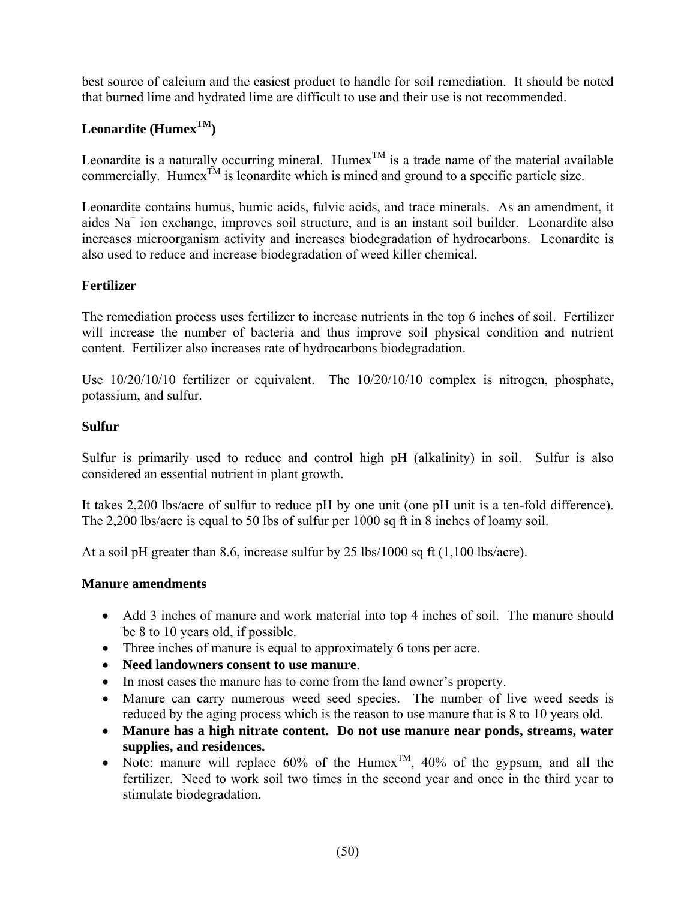best source of calcium and the easiest product to handle for soil remediation. It should be noted that burned lime and hydrated lime are difficult to use and their use is not recommended.

### Leonardite (Humex™)

Leonardite is a naturally occurring mineral. Humex™ is a trade name of the material available commercially. Humex™ is leonardite which is mined and ground to a specific particle size.

Leonardite contains humus, humic acids, fulvic acids, and trace minerals. As an amendment, it aides $Na^+$ ion exchange, improves soil structure, and is an instant soil builder. Leonardite also increases microorganism activity and increases biodegradation of hydrocarbons. Leonardite is also used to reduce and increase biodegradation of weed killer chemical.

### Fertilizer

The remediation process uses fertilizer to increase nutrients in the top 6 inches of soil. Fertilizer will increase the number of bacteria and thus improve soil physical condition and nutrient content. Fertilizer also increases rate of hydrocarbons biodegradation.

Use 10/20/10/10 fertilizer or equivalent. The 10/20/10/10 complex is nitrogen, phosphate, potassium, and sulfur.

### Sulfur

Sulfur is primarily used to reduce and control high pH (alkalinity) in soil. Sulfur is also considered an essential nutrient in plant growth.

It takes 2,200 lbs/acre of sulfur to reduce pH by one unit (one pH unit is a ten-fold difference). The 2,200 lbs/acre is equal to 50 lbs of sulfur per 1000 sq ft in 8 inches of loamy soil.

At a soil pH greater than 8.6, increase sulfur by 25 lbs/1000 sq ft (1,100 lbs/acre).

### Manure amendments

- Add 3 inches of manure and work material into top 4 inches of soil. The manure should be 8 to 10 years old, if possible.
- Three inches of manure is equal to approximately 6 tons per acre.
- **Need landowners consent to use manure**.
- In most cases the manure has to come from the land owner's property.
- Manure can carry numerous weed seed species. The number of live weed seeds is reduced by the aging process which is the reason to use manure that is 8 to 10 years old.
- **Manure has a high nitrate content. Do not use manure near ponds, streams, water supplies, and residences.**
- Note: manure will replace 60% of the Humex™, 40% of the gypsum, and all the fertilizer. Need to work soil two times in the second year and once in the third year to stimulate biodegradation.